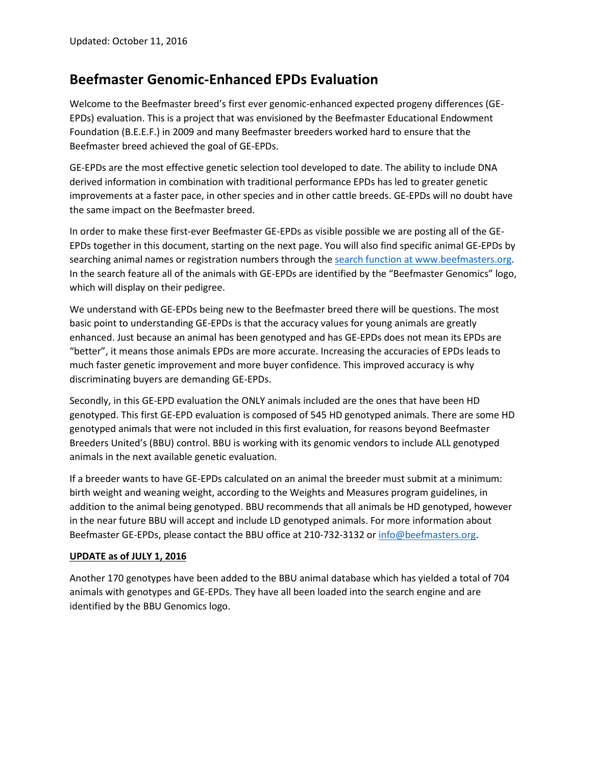Updated: October 11, 2016

# Beefmaster Genomic-Enhanced EPDs Evaluation

Welcome to the Beefmaster breed's first ever genomic-enhanced expected progeny differences (GE-EPDs) evaluation. This is a project that was envisioned by the Beefmaster Educational Endowment Foundation (B.E.E.F.) in 2009 and many Beefmaster breeders worked hard to ensure that the Beefmaster breed achieved the goal of GE-EPDs.

GE-EPDs are the most effective genetic selection tool developed to date. The ability to include DNA derived information in combination with traditional performance EPDs has led to greater genetic improvements at a faster pace, in other species and in other cattle breeds. GE-EPDs will no doubt have the same impact on the Beefmaster breed.

In order to make these first-ever Beefmaster GE-EPDs as visible possible we are posting all of the GE-EPDs together in this document, starting on the next page. You will also find specific animal GE-EPDs by searching animal names or registration numbers through the search function at www.beefmasters.org. In the search feature all of the animals with GE-EPDs are identified by the "Beefmaster Genomics" logo, which will display on their pedigree.

We understand with GE-EPDs being new to the Beefmaster breed there will be questions. The most basic point to understanding GE-EPDs is that the accuracy values for young animals are greatly enhanced. Just because an animal has been genotyped and has GE-EPDs does not mean its EPDs are "better", it means those animals EPDs are more accurate. Increasing the accuracies of EPDs leads to much faster genetic improvement and more buyer confidence. This improved accuracy is why discriminating buyers are demanding GE-EPDs.

Secondly, in this GE-EPD evaluation the ONLY animals included are the ones that have been HD genotyped. This first GE-EPD evaluation is composed of 545 HD genotyped animals. There are some HD genotyped animals that were not included in this first evaluation, for reasons beyond Beefmaster Breeders United's (BBU) control. BBU is working with its genomic vendors to include ALL genotyped animals in the next available genetic evaluation.

If a breeder wants to have GE-EPDs calculated on an animal the breeder must submit at a minimum: birth weight and weaning weight, according to the Weights and Measures program guidelines, in addition to the animal being genotyped. BBU recommends that all animals be HD genotyped, however in the near future BBU will accept and include LD genotyped animals. For more information about Beefmaster GE-EPDs, please contact the BBU office at 210-732-3132 or info@beefmasters.org.

**UPDATE as of JULY 1, 2016**

Another 170 genotypes have been added to the BBU animal database which has yielded a total of 704 animals with genotypes and GE-EPDs. They have all been loaded into the search engine and are identified by the BBU Genomics logo.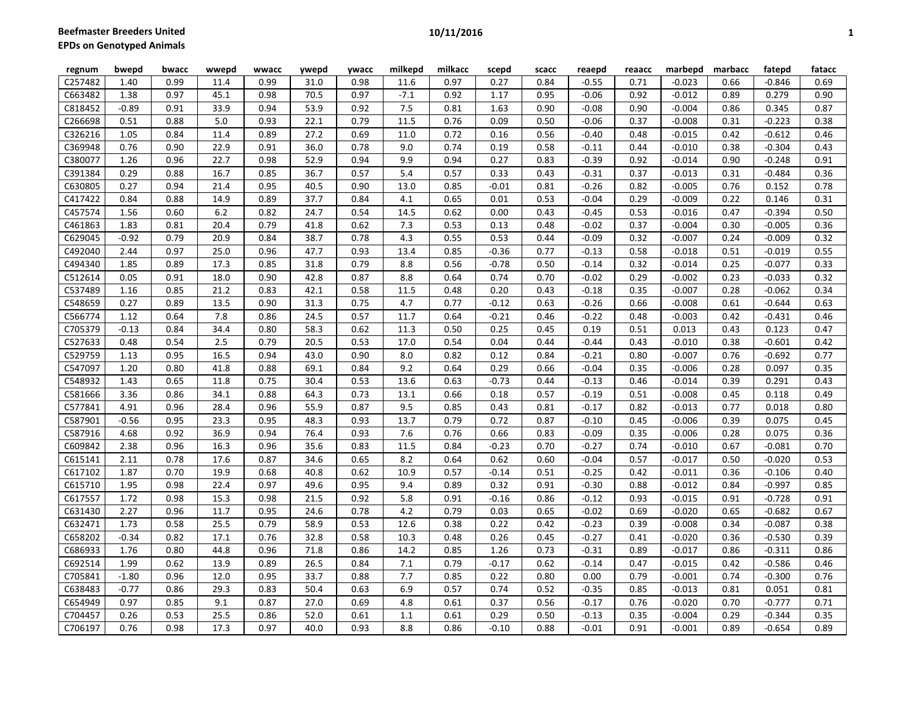**Beefmaster Breeders United**
**EPDs on Genotyped Animals**

| regnum | bwepd | bwacc | wwepd | wwacc | ywepd | ywacc | milkepd | milkacc | scepd | scacc | reaepd | reaacc | marbepd | marbacc | fatepd | fatacc |
|---|---|---|---|---|---|---|---|---|---|---|---|---|---|---|---|---|
| C257482 | 1.40 | 0.99 | 11.4 | 0.99 | 31.0 | 0.98 | 11.6 | 0.97 | 0.27 | 0.84 | -0.55 | 0.71 | -0.023 | 0.66 | -0.846 | 0.69 |
| C663482 | 1.38 | 0.97 | 45.1 | 0.98 | 70.5 | 0.97 | -7.1 | 0.92 | 1.17 | 0.95 | -0.06 | 0.92 | -0.012 | 0.89 | 0.279 | 0.90 |
| C818452 | -0.89 | 0.91 | 33.9 | 0.94 | 53.9 | 0.92 | 7.5 | 0.81 | 1.63 | 0.90 | -0.08 | 0.90 | -0.004 | 0.86 | 0.345 | 0.87 |
| C266698 | 0.51 | 0.88 | 5.0 | 0.93 | 22.1 | 0.79 | 11.5 | 0.76 | 0.09 | 0.50 | -0.06 | 0.37 | -0.008 | 0.31 | -0.223 | 0.38 |
| C326216 | 1.05 | 0.84 | 11.4 | 0.89 | 27.2 | 0.69 | 11.0 | 0.72 | 0.16 | 0.56 | -0.40 | 0.48 | -0.015 | 0.42 | -0.612 | 0.46 |
| C369948 | 0.76 | 0.90 | 22.9 | 0.91 | 36.0 | 0.78 | 9.0 | 0.74 | 0.19 | 0.58 | -0.11 | 0.44 | -0.010 | 0.38 | -0.304 | 0.43 |
| C380077 | 1.26 | 0.96 | 22.7 | 0.98 | 52.9 | 0.94 | 9.9 | 0.94 | 0.27 | 0.83 | -0.39 | 0.92 | -0.014 | 0.90 | -0.248 | 0.91 |
| C391384 | 0.29 | 0.88 | 16.7 | 0.85 | 36.7 | 0.57 | 5.4 | 0.57 | 0.33 | 0.43 | -0.31 | 0.37 | -0.013 | 0.31 | -0.484 | 0.36 |
| C630805 | 0.27 | 0.94 | 21.4 | 0.95 | 40.5 | 0.90 | 13.0 | 0.85 | -0.01 | 0.81 | -0.26 | 0.82 | -0.005 | 0.76 | 0.152 | 0.78 |
| C417422 | 0.84 | 0.88 | 14.9 | 0.89 | 37.7 | 0.84 | 4.1 | 0.65 | 0.01 | 0.53 | -0.04 | 0.29 | -0.009 | 0.22 | 0.146 | 0.31 |
| C457574 | 1.56 | 0.60 | 6.2 | 0.82 | 24.7 | 0.54 | 14.5 | 0.62 | 0.00 | 0.43 | -0.45 | 0.53 | -0.016 | 0.47 | -0.394 | 0.50 |
| C461863 | 1.83 | 0.81 | 20.4 | 0.79 | 41.8 | 0.62 | 7.3 | 0.53 | 0.13 | 0.48 | -0.02 | 0.37 | -0.004 | 0.30 | -0.005 | 0.36 |
| C629045 | -0.92 | 0.79 | 20.9 | 0.84 | 38.7 | 0.78 | 4.3 | 0.55 | 0.53 | 0.44 | -0.09 | 0.32 | -0.007 | 0.24 | -0.009 | 0.32 |
| C492040 | 2.44 | 0.97 | 25.0 | 0.96 | 47.7 | 0.93 | 13.4 | 0.85 | -0.36 | 0.77 | -0.13 | 0.58 | -0.018 | 0.51 | -0.019 | 0.55 |
| C494340 | 1.85 | 0.89 | 17.3 | 0.85 | 31.8 | 0.79 | 8.8 | 0.56 | -0.78 | 0.50 | -0.14 | 0.32 | -0.014 | 0.25 | -0.077 | 0.33 |
| C512614 | 0.05 | 0.91 | 18.0 | 0.90 | 42.8 | 0.87 | 8.8 | 0.64 | 0.74 | 0.70 | -0.02 | 0.29 | -0.002 | 0.23 | -0.033 | 0.32 |
| C537489 | 1.16 | 0.85 | 21.2 | 0.83 | 42.1 | 0.58 | 11.5 | 0.48 | 0.20 | 0.43 | -0.18 | 0.35 | -0.007 | 0.28 | -0.062 | 0.34 |
| C548659 | 0.27 | 0.89 | 13.5 | 0.90 | 31.3 | 0.75 | 4.7 | 0.77 | -0.12 | 0.63 | -0.26 | 0.66 | -0.008 | 0.61 | -0.644 | 0.63 |
| C566774 | 1.12 | 0.64 | 7.8 | 0.86 | 24.5 | 0.57 | 11.7 | 0.64 | -0.21 | 0.46 | -0.22 | 0.48 | -0.003 | 0.42 | -0.431 | 0.46 |
| C705379 | -0.13 | 0.84 | 34.4 | 0.80 | 58.3 | 0.62 | 11.3 | 0.50 | 0.25 | 0.45 | 0.19 | 0.51 | 0.013 | 0.43 | 0.123 | 0.47 |
| C527633 | 0.48 | 0.54 | 2.5 | 0.79 | 20.5 | 0.53 | 17.0 | 0.54 | 0.04 | 0.44 | -0.44 | 0.43 | -0.010 | 0.38 | -0.601 | 0.42 |
| C529759 | 1.13 | 0.95 | 16.5 | 0.94 | 43.0 | 0.90 | 8.0 | 0.82 | 0.12 | 0.84 | -0.21 | 0.80 | -0.007 | 0.76 | -0.692 | 0.77 |
| C547097 | 1.20 | 0.80 | 41.8 | 0.88 | 69.1 | 0.84 | 9.2 | 0.64 | 0.29 | 0.66 | -0.04 | 0.35 | -0.006 | 0.28 | 0.097 | 0.35 |
| C548932 | 1.43 | 0.65 | 11.8 | 0.75 | 30.4 | 0.53 | 13.6 | 0.63 | -0.73 | 0.44 | -0.13 | 0.46 | -0.014 | 0.39 | 0.291 | 0.43 |
| C581666 | 3.36 | 0.86 | 34.1 | 0.88 | 64.3 | 0.73 | 13.1 | 0.66 | 0.18 | 0.57 | -0.19 | 0.51 | -0.008 | 0.45 | 0.118 | 0.49 |
| C577841 | 4.91 | 0.96 | 28.4 | 0.96 | 55.9 | 0.87 | 9.5 | 0.85 | 0.43 | 0.81 | -0.17 | 0.82 | -0.013 | 0.77 | 0.018 | 0.80 |
| C587901 | -0.56 | 0.95 | 23.3 | 0.95 | 48.3 | 0.93 | 13.7 | 0.79 | 0.72 | 0.87 | -0.10 | 0.45 | -0.006 | 0.39 | 0.075 | 0.45 |
| C587916 | 4.68 | 0.92 | 36.9 | 0.94 | 76.4 | 0.93 | 7.6 | 0.76 | 0.66 | 0.83 | -0.09 | 0.35 | -0.006 | 0.28 | 0.075 | 0.36 |
| C609842 | 2.38 | 0.96 | 16.3 | 0.96 | 35.6 | 0.83 | 11.5 | 0.84 | -0.23 | 0.70 | -0.27 | 0.74 | -0.010 | 0.67 | -0.081 | 0.70 |
| C615141 | 2.11 | 0.78 | 17.6 | 0.87 | 34.6 | 0.65 | 8.2 | 0.64 | 0.62 | 0.60 | -0.04 | 0.57 | -0.017 | 0.50 | -0.020 | 0.53 |
| C617102 | 1.87 | 0.70 | 19.9 | 0.68 | 40.8 | 0.62 | 10.9 | 0.57 | -0.14 | 0.51 | -0.25 | 0.42 | -0.011 | 0.36 | -0.106 | 0.40 |
| C615710 | 1.95 | 0.98 | 22.4 | 0.97 | 49.6 | 0.95 | 9.4 | 0.89 | 0.32 | 0.91 | -0.30 | 0.88 | -0.012 | 0.84 | -0.997 | 0.85 |
| C617557 | 1.72 | 0.98 | 15.3 | 0.98 | 21.5 | 0.92 | 5.8 | 0.91 | -0.16 | 0.86 | -0.12 | 0.93 | -0.015 | 0.91 | -0.728 | 0.91 |
| C631430 | 2.27 | 0.96 | 11.7 | 0.95 | 24.6 | 0.78 | 4.2 | 0.79 | 0.03 | 0.65 | -0.02 | 0.69 | -0.020 | 0.65 | -0.682 | 0.67 |
| C632471 | 1.73 | 0.58 | 25.5 | 0.79 | 58.9 | 0.53 | 12.6 | 0.38 | 0.22 | 0.42 | -0.23 | 0.39 | -0.008 | 0.34 | -0.087 | 0.38 |
| C658202 | -0.34 | 0.82 | 17.1 | 0.76 | 32.8 | 0.58 | 10.3 | 0.48 | 0.26 | 0.45 | -0.27 | 0.41 | -0.020 | 0.36 | -0.530 | 0.39 |
| C686933 | 1.76 | 0.80 | 44.8 | 0.96 | 71.8 | 0.86 | 14.2 | 0.85 | 1.26 | 0.73 | -0.31 | 0.89 | -0.017 | 0.86 | -0.311 | 0.86 |
| C692514 | 1.99 | 0.62 | 13.9 | 0.89 | 26.5 | 0.84 | 7.1 | 0.79 | -0.17 | 0.62 | -0.14 | 0.47 | -0.015 | 0.42 | -0.586 | 0.46 |
| C705841 | -1.80 | 0.96 | 12.0 | 0.95 | 33.7 | 0.88 | 7.7 | 0.85 | 0.22 | 0.80 | 0.00 | 0.79 | -0.001 | 0.74 | -0.300 | 0.76 |
| C638483 | -0.77 | 0.86 | 29.3 | 0.83 | 50.4 | 0.63 | 6.9 | 0.57 | 0.74 | 0.52 | -0.35 | 0.85 | -0.013 | 0.81 | 0.051 | 0.81 |
| C654949 | 0.97 | 0.85 | 9.1 | 0.87 | 27.0 | 0.69 | 4.8 | 0.61 | 0.37 | 0.56 | -0.17 | 0.76 | -0.020 | 0.70 | -0.777 | 0.71 |
| C704457 | 0.26 | 0.53 | 25.5 | 0.86 | 52.0 | 0.61 | 1.1 | 0.61 | 0.29 | 0.50 | -0.13 | 0.35 | -0.004 | 0.29 | -0.344 | 0.35 |
| C706197 | 0.76 | 0.98 | 17.3 | 0.97 | 40.0 | 0.93 | 8.8 | 0.86 | -0.10 | 0.88 | -0.01 | 0.91 | -0.001 | 0.89 | -0.654 | 0.89 |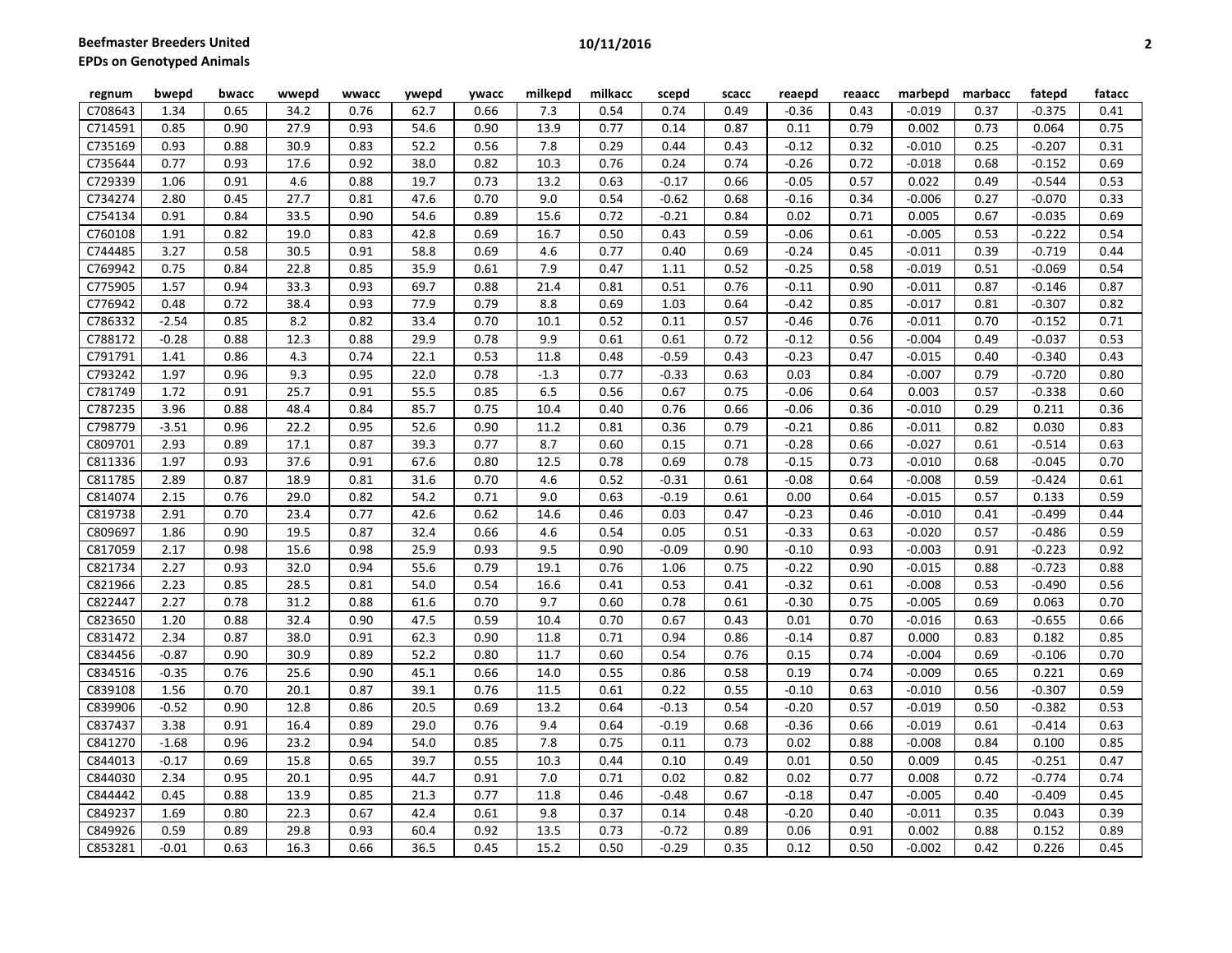| regnum | bwepd | bwacc | wwepd | wwacc | ywepd | ywacc | milkepd | milkacc | scepd | scacc | reaepd | reaacc | marbepd | marbacc | fatepd | fatacc |
|---|---|---|---|---|---|---|---|---|---|---|---|---|---|---|---|---|
| C708643 | 1.34 | 0.65 | 34.2 | 0.76 | 62.7 | 0.66 | 7.3 | 0.54 | 0.74 | 0.49 | -0.36 | 0.43 | -0.019 | 0.37 | -0.375 | 0.41 |
| C714591 | 0.85 | 0.90 | 27.9 | 0.93 | 54.6 | 0.90 | 13.9 | 0.77 | 0.14 | 0.87 | 0.11 | 0.79 | 0.002 | 0.73 | 0.064 | 0.75 |
| C735169 | 0.93 | 0.88 | 30.9 | 0.83 | 52.2 | 0.56 | 7.8 | 0.29 | 0.44 | 0.43 | -0.12 | 0.32 | -0.010 | 0.25 | -0.207 | 0.31 |
| C735644 | 0.77 | 0.93 | 17.6 | 0.92 | 38.0 | 0.82 | 10.3 | 0.76 | 0.24 | 0.74 | -0.26 | 0.72 | -0.018 | 0.68 | -0.152 | 0.69 |
| C729339 | 1.06 | 0.91 | 4.6 | 0.88 | 19.7 | 0.73 | 13.2 | 0.63 | -0.17 | 0.66 | -0.05 | 0.57 | 0.022 | 0.49 | -0.544 | 0.53 |
| C734274 | 2.80 | 0.45 | 27.7 | 0.81 | 47.6 | 0.70 | 9.0 | 0.54 | -0.62 | 0.68 | -0.16 | 0.34 | -0.006 | 0.27 | -0.070 | 0.33 |
| C754134 | 0.91 | 0.84 | 33.5 | 0.90 | 54.6 | 0.89 | 15.6 | 0.72 | -0.21 | 0.84 | 0.02 | 0.71 | 0.005 | 0.67 | -0.035 | 0.69 |
| C760108 | 1.91 | 0.82 | 19.0 | 0.83 | 42.8 | 0.69 | 16.7 | 0.50 | 0.43 | 0.59 | -0.06 | 0.61 | -0.005 | 0.53 | -0.222 | 0.54 |
| C744485 | 3.27 | 0.58 | 30.5 | 0.91 | 58.8 | 0.69 | 4.6 | 0.77 | 0.40 | 0.69 | -0.24 | 0.45 | -0.011 | 0.39 | -0.719 | 0.44 |
| C769942 | 0.75 | 0.84 | 22.8 | 0.85 | 35.9 | 0.61 | 7.9 | 0.47 | 1.11 | 0.52 | -0.25 | 0.58 | -0.019 | 0.51 | -0.069 | 0.54 |
| C775905 | 1.57 | 0.94 | 33.3 | 0.93 | 69.7 | 0.88 | 21.4 | 0.81 | 0.51 | 0.76 | -0.11 | 0.90 | -0.011 | 0.87 | -0.146 | 0.87 |
| C776942 | 0.48 | 0.72 | 38.4 | 0.93 | 77.9 | 0.79 | 8.8 | 0.69 | 1.03 | 0.64 | -0.42 | 0.85 | -0.017 | 0.81 | -0.307 | 0.82 |
| C786332 | -2.54 | 0.85 | 8.2 | 0.82 | 33.4 | 0.70 | 10.1 | 0.52 | 0.11 | 0.57 | -0.46 | 0.76 | -0.011 | 0.70 | -0.152 | 0.71 |
| C788172 | -0.28 | 0.88 | 12.3 | 0.88 | 29.9 | 0.78 | 9.9 | 0.61 | 0.61 | 0.72 | -0.12 | 0.56 | -0.004 | 0.49 | -0.037 | 0.53 |
| C791791 | 1.41 | 0.86 | 4.3 | 0.74 | 22.1 | 0.53 | 11.8 | 0.48 | -0.59 | 0.43 | -0.23 | 0.47 | -0.015 | 0.40 | -0.340 | 0.43 |
| C793242 | 1.97 | 0.96 | 9.3 | 0.95 | 22.0 | 0.78 | -1.3 | 0.77 | -0.33 | 0.63 | 0.03 | 0.84 | -0.007 | 0.79 | -0.720 | 0.80 |
| C781749 | 1.72 | 0.91 | 25.7 | 0.91 | 55.5 | 0.85 | 6.5 | 0.56 | 0.67 | 0.75 | -0.06 | 0.64 | 0.003 | 0.57 | -0.338 | 0.60 |
| C787235 | 3.96 | 0.88 | 48.4 | 0.84 | 85.7 | 0.75 | 10.4 | 0.40 | 0.76 | 0.66 | -0.06 | 0.36 | -0.010 | 0.29 | 0.211 | 0.36 |
| C798779 | -3.51 | 0.96 | 22.2 | 0.95 | 52.6 | 0.90 | 11.2 | 0.81 | 0.36 | 0.79 | -0.21 | 0.86 | -0.011 | 0.82 | 0.030 | 0.83 |
| C809701 | 2.93 | 0.89 | 17.1 | 0.87 | 39.3 | 0.77 | 8.7 | 0.60 | 0.15 | 0.71 | -0.28 | 0.66 | -0.027 | 0.61 | -0.514 | 0.63 |
| C811336 | 1.97 | 0.93 | 37.6 | 0.91 | 67.6 | 0.80 | 12.5 | 0.78 | 0.69 | 0.78 | -0.15 | 0.73 | -0.010 | 0.68 | -0.045 | 0.70 |
| C811785 | 2.89 | 0.87 | 18.9 | 0.81 | 31.6 | 0.70 | 4.6 | 0.52 | -0.31 | 0.61 | -0.08 | 0.64 | -0.008 | 0.59 | -0.424 | 0.61 |
| C814074 | 2.15 | 0.76 | 29.0 | 0.82 | 54.2 | 0.71 | 9.0 | 0.63 | -0.19 | 0.61 | 0.00 | 0.64 | -0.015 | 0.57 | 0.133 | 0.59 |
| C819738 | 2.91 | 0.70 | 23.4 | 0.77 | 42.6 | 0.62 | 14.6 | 0.46 | 0.03 | 0.47 | -0.23 | 0.46 | -0.010 | 0.41 | -0.499 | 0.44 |
| C809697 | 1.86 | 0.90 | 19.5 | 0.87 | 32.4 | 0.66 | 4.6 | 0.54 | 0.05 | 0.51 | -0.33 | 0.63 | -0.020 | 0.57 | -0.486 | 0.59 |
| C817059 | 2.17 | 0.98 | 15.6 | 0.98 | 25.9 | 0.93 | 9.5 | 0.90 | -0.09 | 0.90 | -0.10 | 0.93 | -0.003 | 0.91 | -0.223 | 0.92 |
| C821734 | 2.27 | 0.93 | 32.0 | 0.94 | 55.6 | 0.79 | 19.1 | 0.76 | 1.06 | 0.75 | -0.22 | 0.90 | -0.015 | 0.88 | -0.723 | 0.88 |
| C821966 | 2.23 | 0.85 | 28.5 | 0.81 | 54.0 | 0.54 | 16.6 | 0.41 | 0.53 | 0.41 | -0.32 | 0.61 | -0.008 | 0.53 | -0.490 | 0.56 |
| C822447 | 2.27 | 0.78 | 31.2 | 0.88 | 61.6 | 0.70 | 9.7 | 0.60 | 0.78 | 0.61 | -0.30 | 0.75 | -0.005 | 0.69 | 0.063 | 0.70 |
| C823650 | 1.20 | 0.88 | 32.4 | 0.90 | 47.5 | 0.59 | 10.4 | 0.70 | 0.67 | 0.43 | 0.01 | 0.70 | -0.016 | 0.63 | -0.655 | 0.66 |
| C831472 | 2.34 | 0.87 | 38.0 | 0.91 | 62.3 | 0.90 | 11.8 | 0.71 | 0.94 | 0.86 | -0.14 | 0.87 | 0.000 | 0.83 | 0.182 | 0.85 |
| C834456 | -0.87 | 0.90 | 30.9 | 0.89 | 52.2 | 0.80 | 11.7 | 0.60 | 0.54 | 0.76 | 0.15 | 0.74 | -0.004 | 0.69 | -0.106 | 0.70 |
| C834516 | -0.35 | 0.76 | 25.6 | 0.90 | 45.1 | 0.66 | 14.0 | 0.55 | 0.86 | 0.58 | 0.19 | 0.74 | -0.009 | 0.65 | 0.221 | 0.69 |
| C839108 | 1.56 | 0.70 | 20.1 | 0.87 | 39.1 | 0.76 | 11.5 | 0.61 | 0.22 | 0.55 | -0.10 | 0.63 | -0.010 | 0.56 | -0.307 | 0.59 |
| C839906 | -0.52 | 0.90 | 12.8 | 0.86 | 20.5 | 0.69 | 13.2 | 0.64 | -0.13 | 0.54 | -0.20 | 0.57 | -0.019 | 0.50 | -0.382 | 0.53 |
| C837437 | 3.38 | 0.91 | 16.4 | 0.89 | 29.0 | 0.76 | 9.4 | 0.64 | -0.19 | 0.68 | -0.36 | 0.66 | -0.019 | 0.61 | -0.414 | 0.63 |
| C841270 | -1.68 | 0.96 | 23.2 | 0.94 | 54.0 | 0.85 | 7.8 | 0.75 | 0.11 | 0.73 | 0.02 | 0.88 | -0.008 | 0.84 | 0.100 | 0.85 |
| C844013 | -0.17 | 0.69 | 15.8 | 0.65 | 39.7 | 0.55 | 10.3 | 0.44 | 0.10 | 0.49 | 0.01 | 0.50 | 0.009 | 0.45 | -0.251 | 0.47 |
| C844030 | 2.34 | 0.95 | 20.1 | 0.95 | 44.7 | 0.91 | 7.0 | 0.71 | 0.02 | 0.82 | 0.02 | 0.77 | 0.008 | 0.72 | -0.774 | 0.74 |
| C844442 | 0.45 | 0.88 | 13.9 | 0.85 | 21.3 | 0.77 | 11.8 | 0.46 | -0.48 | 0.67 | -0.18 | 0.47 | -0.005 | 0.40 | -0.409 | 0.45 |
| C849237 | 1.69 | 0.80 | 22.3 | 0.67 | 42.4 | 0.61 | 9.8 | 0.37 | 0.14 | 0.48 | -0.20 | 0.40 | -0.011 | 0.35 | 0.043 | 0.39 |
| C849926 | 0.59 | 0.89 | 29.8 | 0.93 | 60.4 | 0.92 | 13.5 | 0.73 | -0.72 | 0.89 | 0.06 | 0.91 | 0.002 | 0.88 | 0.152 | 0.89 |
| C853281 | -0.01 | 0.63 | 16.3 | 0.66 | 36.5 | 0.45 | 15.2 | 0.50 | -0.29 | 0.35 | 0.12 | 0.50 | -0.002 | 0.42 | 0.226 | 0.45 |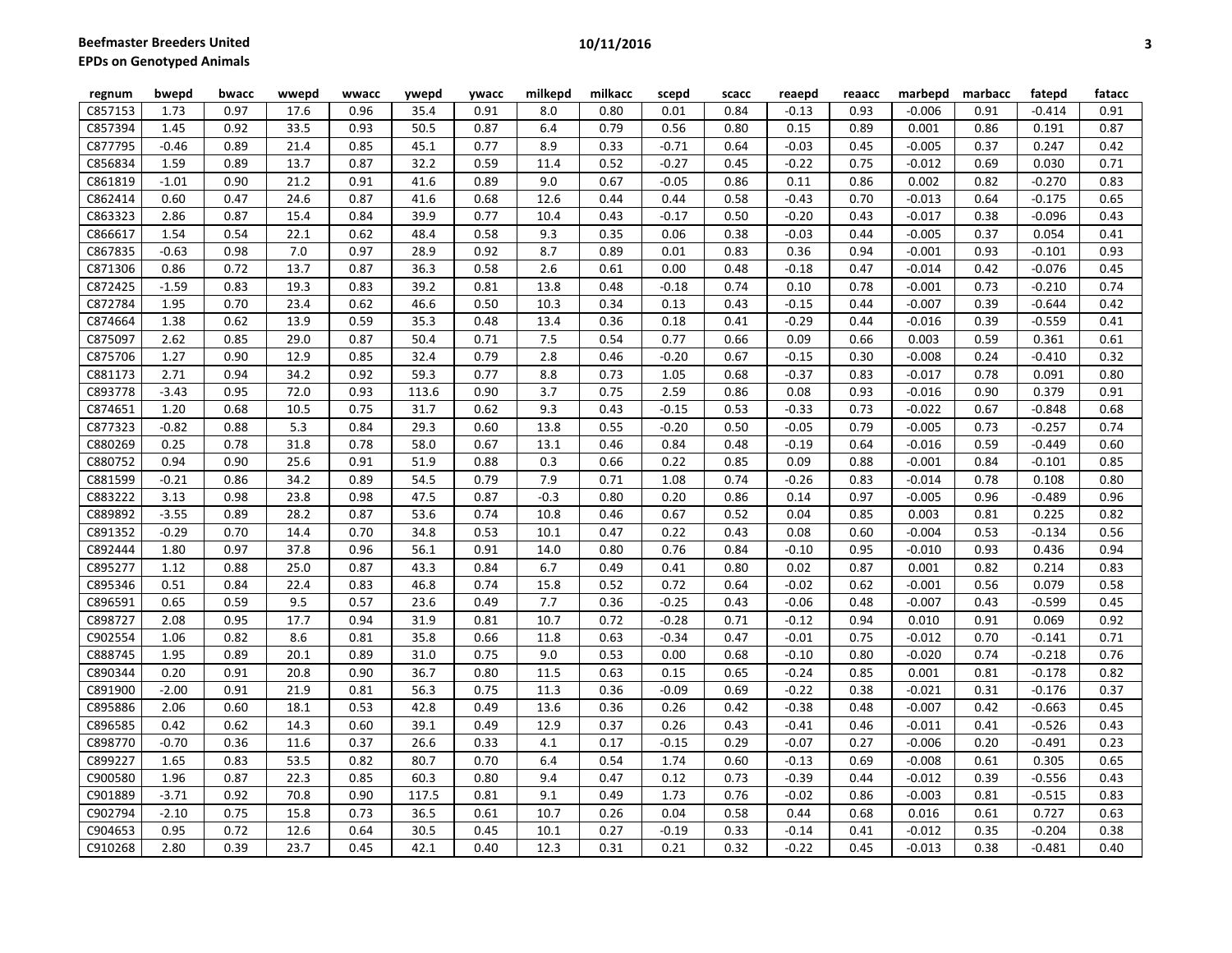**Beefmaster Breeders United**
**EPDs on Genotyped Animals**

| regnum | bwepd | bwacc | wwepd | wwacc | ywepd | ywacc | milkepd | milkacc | scepd | scacc | reaepd | reaacc | marbepd | marbacc | fatepd | fatacc |
|---|---|---|---|---|---|---|---|---|---|---|---|---|---|---|---|---|
| C857153 | 1.73 | 0.97 | 17.6 | 0.96 | 35.4 | 0.91 | 8.0 | 0.80 | 0.01 | 0.84 | -0.13 | 0.93 | -0.006 | 0.91 | -0.414 | 0.91 |
| C857394 | 1.45 | 0.92 | 33.5 | 0.93 | 50.5 | 0.87 | 6.4 | 0.79 | 0.56 | 0.80 | 0.15 | 0.89 | 0.001 | 0.86 | 0.191 | 0.87 |
| C877795 | -0.46 | 0.89 | 21.4 | 0.85 | 45.1 | 0.77 | 8.9 | 0.33 | -0.71 | 0.64 | -0.03 | 0.45 | -0.005 | 0.37 | 0.247 | 0.42 |
| C856834 | 1.59 | 0.89 | 13.7 | 0.87 | 32.2 | 0.59 | 11.4 | 0.52 | -0.27 | 0.45 | -0.22 | 0.75 | -0.012 | 0.69 | 0.030 | 0.71 |
| C861819 | -1.01 | 0.90 | 21.2 | 0.91 | 41.6 | 0.89 | 9.0 | 0.67 | -0.05 | 0.86 | 0.11 | 0.86 | 0.002 | 0.82 | -0.270 | 0.83 |
| C862414 | 0.60 | 0.47 | 24.6 | 0.87 | 41.6 | 0.68 | 12.6 | 0.44 | 0.44 | 0.58 | -0.43 | 0.70 | -0.013 | 0.64 | -0.175 | 0.65 |
| C863323 | 2.86 | 0.87 | 15.4 | 0.84 | 39.9 | 0.77 | 10.4 | 0.43 | -0.17 | 0.50 | -0.20 | 0.43 | -0.017 | 0.38 | -0.096 | 0.43 |
| C866617 | 1.54 | 0.54 | 22.1 | 0.62 | 48.4 | 0.58 | 9.3 | 0.35 | 0.06 | 0.38 | -0.03 | 0.44 | -0.005 | 0.37 | 0.054 | 0.41 |
| C867835 | -0.63 | 0.98 | 7.0 | 0.97 | 28.9 | 0.92 | 8.7 | 0.89 | 0.01 | 0.83 | 0.36 | 0.94 | -0.001 | 0.93 | -0.101 | 0.93 |
| C871306 | 0.86 | 0.72 | 13.7 | 0.87 | 36.3 | 0.58 | 2.6 | 0.61 | 0.00 | 0.48 | -0.18 | 0.47 | -0.014 | 0.42 | -0.076 | 0.45 |
| C872425 | -1.59 | 0.83 | 19.3 | 0.83 | 39.2 | 0.81 | 13.8 | 0.48 | -0.18 | 0.74 | 0.10 | 0.78 | -0.001 | 0.73 | -0.210 | 0.74 |
| C872784 | 1.95 | 0.70 | 23.4 | 0.62 | 46.6 | 0.50 | 10.3 | 0.34 | 0.13 | 0.43 | -0.15 | 0.44 | -0.007 | 0.39 | -0.644 | 0.42 |
| C874664 | 1.38 | 0.62 | 13.9 | 0.59 | 35.3 | 0.48 | 13.4 | 0.36 | 0.18 | 0.41 | -0.29 | 0.44 | -0.016 | 0.39 | -0.559 | 0.41 |
| C875097 | 2.62 | 0.85 | 29.0 | 0.87 | 50.4 | 0.71 | 7.5 | 0.54 | 0.77 | 0.66 | 0.09 | 0.66 | 0.003 | 0.59 | 0.361 | 0.61 |
| C875706 | 1.27 | 0.90 | 12.9 | 0.85 | 32.4 | 0.79 | 2.8 | 0.46 | -0.20 | 0.67 | -0.15 | 0.30 | -0.008 | 0.24 | -0.410 | 0.32 |
| C881173 | 2.71 | 0.94 | 34.2 | 0.92 | 59.3 | 0.77 | 8.8 | 0.73 | 1.05 | 0.68 | -0.37 | 0.83 | -0.017 | 0.78 | 0.091 | 0.80 |
| C893778 | -3.43 | 0.95 | 72.0 | 0.93 | 113.6 | 0.90 | 3.7 | 0.75 | 2.59 | 0.86 | 0.08 | 0.93 | -0.016 | 0.90 | 0.379 | 0.91 |
| C874651 | 1.20 | 0.68 | 10.5 | 0.75 | 31.7 | 0.62 | 9.3 | 0.43 | -0.15 | 0.53 | -0.33 | 0.73 | -0.022 | 0.67 | -0.848 | 0.68 |
| C877323 | -0.82 | 0.88 | 5.3 | 0.84 | 29.3 | 0.60 | 13.8 | 0.55 | -0.20 | 0.50 | -0.05 | 0.79 | -0.005 | 0.73 | -0.257 | 0.74 |
| C880269 | 0.25 | 0.78 | 31.8 | 0.78 | 58.0 | 0.67 | 13.1 | 0.46 | 0.84 | 0.48 | -0.19 | 0.64 | -0.016 | 0.59 | -0.449 | 0.60 |
| C880752 | 0.94 | 0.90 | 25.6 | 0.91 | 51.9 | 0.88 | 0.3 | 0.66 | 0.22 | 0.85 | 0.09 | 0.88 | -0.001 | 0.84 | -0.101 | 0.85 |
| C881599 | -0.21 | 0.86 | 34.2 | 0.89 | 54.5 | 0.79 | 7.9 | 0.71 | 1.08 | 0.74 | -0.26 | 0.83 | -0.014 | 0.78 | 0.108 | 0.80 |
| C883222 | 3.13 | 0.98 | 23.8 | 0.98 | 47.5 | 0.87 | -0.3 | 0.80 | 0.20 | 0.86 | 0.14 | 0.97 | -0.005 | 0.96 | -0.489 | 0.96 |
| C889892 | -3.55 | 0.89 | 28.2 | 0.87 | 53.6 | 0.74 | 10.8 | 0.46 | 0.67 | 0.52 | 0.04 | 0.85 | 0.003 | 0.81 | 0.225 | 0.82 |
| C891352 | -0.29 | 0.70 | 14.4 | 0.70 | 34.8 | 0.53 | 10.1 | 0.47 | 0.22 | 0.43 | 0.08 | 0.60 | -0.004 | 0.53 | -0.134 | 0.56 |
| C892444 | 1.80 | 0.97 | 37.8 | 0.96 | 56.1 | 0.91 | 14.0 | 0.80 | 0.76 | 0.84 | -0.10 | 0.95 | -0.010 | 0.93 | 0.436 | 0.94 |
| C895277 | 1.12 | 0.88 | 25.0 | 0.87 | 43.3 | 0.84 | 6.7 | 0.49 | 0.41 | 0.80 | 0.02 | 0.87 | 0.001 | 0.82 | 0.214 | 0.83 |
| C895346 | 0.51 | 0.84 | 22.4 | 0.83 | 46.8 | 0.74 | 15.8 | 0.52 | 0.72 | 0.64 | -0.02 | 0.62 | -0.001 | 0.56 | 0.079 | 0.58 |
| C896591 | 0.65 | 0.59 | 9.5 | 0.57 | 23.6 | 0.49 | 7.7 | 0.36 | -0.25 | 0.43 | -0.06 | 0.48 | -0.007 | 0.43 | -0.599 | 0.45 |
| C898727 | 2.08 | 0.95 | 17.7 | 0.94 | 31.9 | 0.81 | 10.7 | 0.72 | -0.28 | 0.71 | -0.12 | 0.94 | 0.010 | 0.91 | 0.069 | 0.92 |
| C902554 | 1.06 | 0.82 | 8.6 | 0.81 | 35.8 | 0.66 | 11.8 | 0.63 | -0.34 | 0.47 | -0.01 | 0.75 | -0.012 | 0.70 | -0.141 | 0.71 |
| C888745 | 1.95 | 0.89 | 20.1 | 0.89 | 31.0 | 0.75 | 9.0 | 0.53 | 0.00 | 0.68 | -0.10 | 0.80 | -0.020 | 0.74 | -0.218 | 0.76 |
| C890344 | 0.20 | 0.91 | 20.8 | 0.90 | 36.7 | 0.80 | 11.5 | 0.63 | 0.15 | 0.65 | -0.24 | 0.85 | 0.001 | 0.81 | -0.178 | 0.82 |
| C891900 | -2.00 | 0.91 | 21.9 | 0.81 | 56.3 | 0.75 | 11.3 | 0.36 | -0.09 | 0.69 | -0.22 | 0.38 | -0.021 | 0.31 | -0.176 | 0.37 |
| C895886 | 2.06 | 0.60 | 18.1 | 0.53 | 42.8 | 0.49 | 13.6 | 0.36 | 0.26 | 0.42 | -0.38 | 0.48 | -0.007 | 0.42 | -0.663 | 0.45 |
| C896585 | 0.42 | 0.62 | 14.3 | 0.60 | 39.1 | 0.49 | 12.9 | 0.37 | 0.26 | 0.43 | -0.41 | 0.46 | -0.011 | 0.41 | -0.526 | 0.43 |
| C898770 | -0.70 | 0.36 | 11.6 | 0.37 | 26.6 | 0.33 | 4.1 | 0.17 | -0.15 | 0.29 | -0.07 | 0.27 | -0.006 | 0.20 | -0.491 | 0.23 |
| C899227 | 1.65 | 0.83 | 53.5 | 0.82 | 80.7 | 0.70 | 6.4 | 0.54 | 1.74 | 0.60 | -0.13 | 0.69 | -0.008 | 0.61 | 0.305 | 0.65 |
| C900580 | 1.96 | 0.87 | 22.3 | 0.85 | 60.3 | 0.80 | 9.4 | 0.47 | 0.12 | 0.73 | -0.39 | 0.44 | -0.012 | 0.39 | -0.556 | 0.43 |
| C901889 | -3.71 | 0.92 | 70.8 | 0.90 | 117.5 | 0.81 | 9.1 | 0.49 | 1.73 | 0.76 | -0.02 | 0.86 | -0.003 | 0.81 | -0.515 | 0.83 |
| C902794 | -2.10 | 0.75 | 15.8 | 0.73 | 36.5 | 0.61 | 10.7 | 0.26 | 0.04 | 0.58 | 0.44 | 0.68 | 0.016 | 0.61 | 0.727 | 0.63 |
| C904653 | 0.95 | 0.72 | 12.6 | 0.64 | 30.5 | 0.45 | 10.1 | 0.27 | -0.19 | 0.33 | -0.14 | 0.41 | -0.012 | 0.35 | -0.204 | 0.38 |
| C910268 | 2.80 | 0.39 | 23.7 | 0.45 | 42.1 | 0.40 | 12.3 | 0.31 | 0.21 | 0.32 | -0.22 | 0.45 | -0.013 | 0.38 | -0.481 | 0.40 |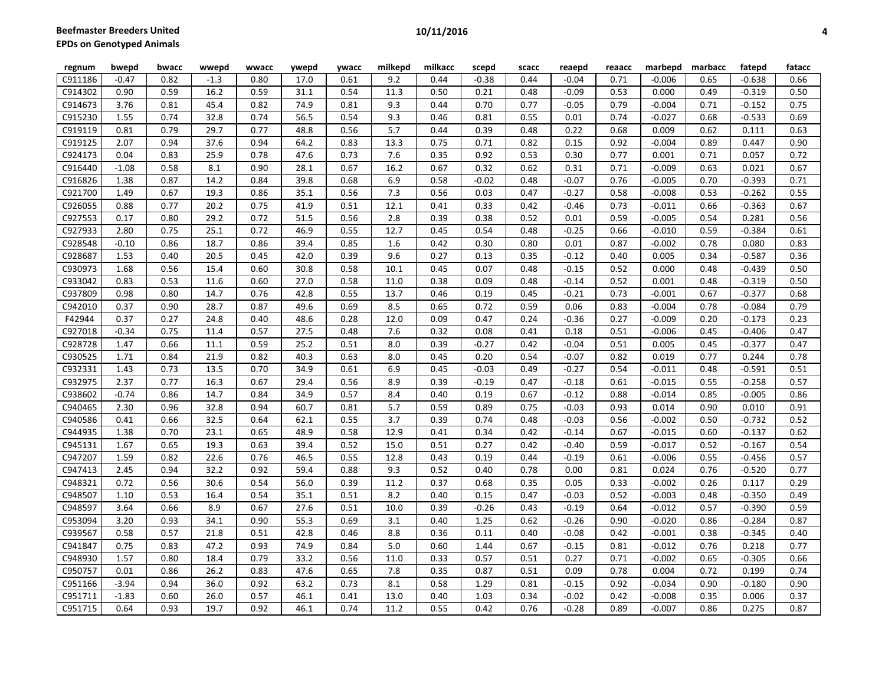| regnum | bwepd | bwacc | wwepd | wwacc | ywepd | ywacc | milkepd | milkacc | scepd | scacc | reaepd | reaacc | marbepd | marbacc | fatepd | fatacc |
|---|---|---|---|---|---|---|---|---|---|---|---|---|---|---|---|---|
| C911186 | -0.47 | 0.82 | -1.3 | 0.80 | 17.0 | 0.61 | 9.2 | 0.44 | -0.38 | 0.44 | -0.04 | 0.71 | -0.006 | 0.65 | -0.638 | 0.66 |
| C914302 | 0.90 | 0.59 | 16.2 | 0.59 | 31.1 | 0.54 | 11.3 | 0.50 | 0.21 | 0.48 | -0.09 | 0.53 | 0.000 | 0.49 | -0.319 | 0.50 |
| C914673 | 3.76 | 0.81 | 45.4 | 0.82 | 74.9 | 0.81 | 9.3 | 0.44 | 0.70 | 0.77 | -0.05 | 0.79 | -0.004 | 0.71 | -0.152 | 0.75 |
| C915230 | 1.55 | 0.74 | 32.8 | 0.74 | 56.5 | 0.54 | 9.3 | 0.46 | 0.81 | 0.55 | 0.01 | 0.74 | -0.027 | 0.68 | -0.533 | 0.69 |
| C919119 | 0.81 | 0.79 | 29.7 | 0.77 | 48.8 | 0.56 | 5.7 | 0.44 | 0.39 | 0.48 | 0.22 | 0.68 | 0.009 | 0.62 | 0.111 | 0.63 |
| C919125 | 2.07 | 0.94 | 37.6 | 0.94 | 64.2 | 0.83 | 13.3 | 0.75 | 0.71 | 0.82 | 0.15 | 0.92 | -0.004 | 0.89 | 0.447 | 0.90 |
| C924173 | 0.04 | 0.83 | 25.9 | 0.78 | 47.6 | 0.73 | 7.6 | 0.35 | 0.92 | 0.53 | 0.30 | 0.77 | 0.001 | 0.71 | 0.057 | 0.72 |
| C916440 | -1.08 | 0.58 | 8.1 | 0.90 | 28.1 | 0.67 | 16.2 | 0.67 | 0.32 | 0.62 | 0.31 | 0.71 | -0.009 | 0.63 | 0.021 | 0.67 |
| C916826 | 1.38 | 0.87 | 14.2 | 0.84 | 39.8 | 0.68 | 6.9 | 0.58 | -0.02 | 0.48 | -0.07 | 0.76 | -0.005 | 0.70 | -0.393 | 0.71 |
| C921700 | 1.49 | 0.67 | 19.3 | 0.86 | 35.1 | 0.56 | 7.3 | 0.56 | 0.03 | 0.47 | -0.27 | 0.58 | -0.008 | 0.53 | -0.262 | 0.55 |
| C926055 | 0.88 | 0.77 | 20.2 | 0.75 | 41.9 | 0.51 | 12.1 | 0.41 | 0.33 | 0.42 | -0.46 | 0.73 | -0.011 | 0.66 | -0.363 | 0.67 |
| C927553 | 0.17 | 0.80 | 29.2 | 0.72 | 51.5 | 0.56 | 2.8 | 0.39 | 0.38 | 0.52 | 0.01 | 0.59 | -0.005 | 0.54 | 0.281 | 0.56 |
| C927933 | 2.80 | 0.75 | 25.1 | 0.72 | 46.9 | 0.55 | 12.7 | 0.45 | 0.54 | 0.48 | -0.25 | 0.66 | -0.010 | 0.59 | -0.384 | 0.61 |
| C928548 | -0.10 | 0.86 | 18.7 | 0.86 | 39.4 | 0.85 | 1.6 | 0.42 | 0.30 | 0.80 | 0.01 | 0.87 | -0.002 | 0.78 | 0.080 | 0.83 |
| C928687 | 1.53 | 0.40 | 20.5 | 0.45 | 42.0 | 0.39 | 9.6 | 0.27 | 0.13 | 0.35 | -0.12 | 0.40 | 0.005 | 0.34 | -0.587 | 0.36 |
| C930973 | 1.68 | 0.56 | 15.4 | 0.60 | 30.8 | 0.58 | 10.1 | 0.45 | 0.07 | 0.48 | -0.15 | 0.52 | 0.000 | 0.48 | -0.439 | 0.50 |
| C933042 | 0.83 | 0.53 | 11.6 | 0.60 | 27.0 | 0.58 | 11.0 | 0.38 | 0.09 | 0.48 | -0.14 | 0.52 | 0.001 | 0.48 | -0.319 | 0.50 |
| C937809 | 0.98 | 0.80 | 14.7 | 0.76 | 42.8 | 0.55 | 13.7 | 0.46 | 0.19 | 0.45 | -0.21 | 0.73 | -0.001 | 0.67 | -0.377 | 0.68 |
| C942010 | 0.37 | 0.90 | 28.7 | 0.87 | 49.6 | 0.69 | 8.5 | 0.65 | 0.72 | 0.59 | 0.06 | 0.83 | -0.004 | 0.78 | -0.084 | 0.79 |
| F42944 | 0.37 | 0.27 | 24.8 | 0.40 | 48.6 | 0.28 | 12.0 | 0.09 | 0.47 | 0.24 | -0.36 | 0.27 | -0.009 | 0.20 | -0.173 | 0.23 |
| C927018 | -0.34 | 0.75 | 11.4 | 0.57 | 27.5 | 0.48 | 7.6 | 0.32 | 0.08 | 0.41 | 0.18 | 0.51 | -0.006 | 0.45 | -0.406 | 0.47 |
| C928728 | 1.47 | 0.66 | 11.1 | 0.59 | 25.2 | 0.51 | 8.0 | 0.39 | -0.27 | 0.42 | -0.04 | 0.51 | 0.005 | 0.45 | -0.377 | 0.47 |
| C930525 | 1.71 | 0.84 | 21.9 | 0.82 | 40.3 | 0.63 | 8.0 | 0.45 | 0.20 | 0.54 | -0.07 | 0.82 | 0.019 | 0.77 | 0.244 | 0.78 |
| C932331 | 1.43 | 0.73 | 13.5 | 0.70 | 34.9 | 0.61 | 6.9 | 0.45 | -0.03 | 0.49 | -0.27 | 0.54 | -0.011 | 0.48 | -0.591 | 0.51 |
| C932975 | 2.37 | 0.77 | 16.3 | 0.67 | 29.4 | 0.56 | 8.9 | 0.39 | -0.19 | 0.47 | -0.18 | 0.61 | -0.015 | 0.55 | -0.258 | 0.57 |
| C938602 | -0.74 | 0.86 | 14.7 | 0.84 | 34.9 | 0.57 | 8.4 | 0.40 | 0.19 | 0.67 | -0.12 | 0.88 | -0.014 | 0.85 | -0.005 | 0.86 |
| C940465 | 2.30 | 0.96 | 32.8 | 0.94 | 60.7 | 0.81 | 5.7 | 0.59 | 0.89 | 0.75 | -0.03 | 0.93 | 0.014 | 0.90 | 0.010 | 0.91 |
| C940586 | 0.41 | 0.66 | 32.5 | 0.64 | 62.1 | 0.55 | 3.7 | 0.39 | 0.74 | 0.48 | -0.03 | 0.56 | -0.002 | 0.50 | -0.732 | 0.52 |
| C944935 | 1.38 | 0.70 | 23.1 | 0.65 | 48.9 | 0.58 | 12.9 | 0.41 | 0.34 | 0.42 | -0.14 | 0.67 | -0.015 | 0.60 | -0.137 | 0.62 |
| C945131 | 1.67 | 0.65 | 19.3 | 0.63 | 39.4 | 0.52 | 15.0 | 0.51 | 0.27 | 0.42 | -0.40 | 0.59 | -0.017 | 0.52 | -0.167 | 0.54 |
| C947207 | 1.59 | 0.82 | 22.6 | 0.76 | 46.5 | 0.55 | 12.8 | 0.43 | 0.19 | 0.44 | -0.19 | 0.61 | -0.006 | 0.55 | -0.456 | 0.57 |
| C947413 | 2.45 | 0.94 | 32.2 | 0.92 | 59.4 | 0.88 | 9.3 | 0.52 | 0.40 | 0.78 | 0.00 | 0.81 | 0.024 | 0.76 | -0.520 | 0.77 |
| C948321 | 0.72 | 0.56 | 30.6 | 0.54 | 56.0 | 0.39 | 11.2 | 0.37 | 0.68 | 0.35 | 0.05 | 0.33 | -0.002 | 0.26 | 0.117 | 0.29 |
| C948507 | 1.10 | 0.53 | 16.4 | 0.54 | 35.1 | 0.51 | 8.2 | 0.40 | 0.15 | 0.47 | -0.03 | 0.52 | -0.003 | 0.48 | -0.350 | 0.49 |
| C948597 | 3.64 | 0.66 | 8.9 | 0.67 | 27.6 | 0.51 | 10.0 | 0.39 | -0.26 | 0.43 | -0.19 | 0.64 | -0.012 | 0.57 | -0.390 | 0.59 |
| C953094 | 3.20 | 0.93 | 34.1 | 0.90 | 55.3 | 0.69 | 3.1 | 0.40 | 1.25 | 0.62 | -0.26 | 0.90 | -0.020 | 0.86 | -0.284 | 0.87 |
| C939567 | 0.58 | 0.57 | 21.8 | 0.51 | 42.8 | 0.46 | 8.8 | 0.36 | 0.11 | 0.40 | -0.08 | 0.42 | -0.001 | 0.38 | -0.345 | 0.40 |
| C941847 | 0.75 | 0.83 | 47.2 | 0.93 | 74.9 | 0.84 | 5.0 | 0.60 | 1.44 | 0.67 | -0.15 | 0.81 | -0.012 | 0.76 | 0.218 | 0.77 |
| C948930 | 1.57 | 0.80 | 18.4 | 0.79 | 33.2 | 0.56 | 11.0 | 0.33 | 0.57 | 0.51 | 0.27 | 0.71 | -0.002 | 0.65 | -0.305 | 0.66 |
| C950757 | 0.01 | 0.86 | 26.2 | 0.83 | 47.6 | 0.65 | 7.8 | 0.35 | 0.87 | 0.51 | 0.09 | 0.78 | 0.004 | 0.72 | 0.199 | 0.74 |
| C951166 | -3.94 | 0.94 | 36.0 | 0.92 | 63.2 | 0.73 | 8.1 | 0.58 | 1.29 | 0.81 | -0.15 | 0.92 | -0.034 | 0.90 | -0.180 | 0.90 |
| C951711 | -1.83 | 0.60 | 26.0 | 0.57 | 46.1 | 0.41 | 13.0 | 0.40 | 1.03 | 0.34 | -0.02 | 0.42 | -0.008 | 0.35 | 0.006 | 0.37 |
| C951715 | 0.64 | 0.93 | 19.7 | 0.92 | 46.1 | 0.74 | 11.2 | 0.55 | 0.42 | 0.76 | -0.28 | 0.89 | -0.007 | 0.86 | 0.275 | 0.87 |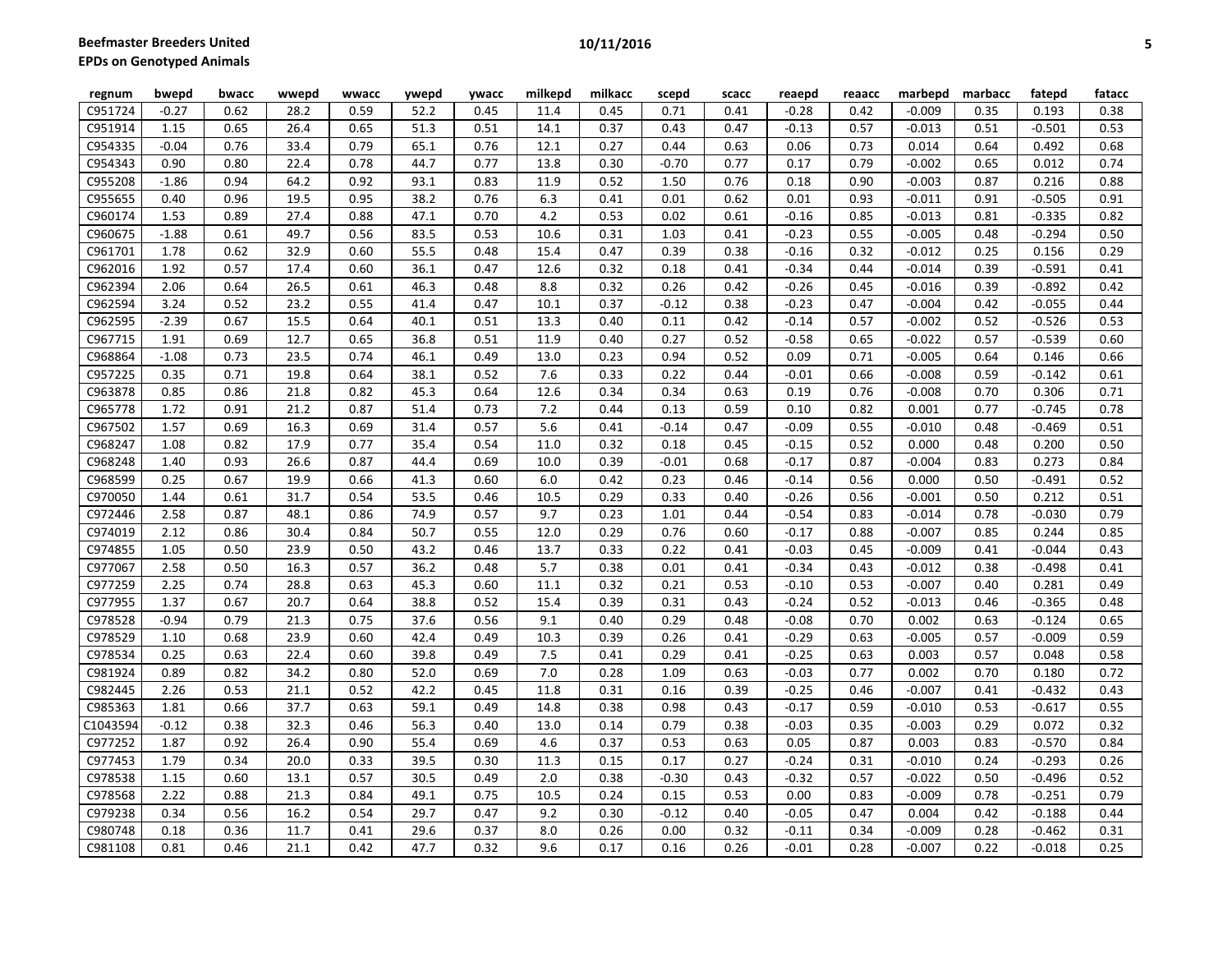| regnum | bwepd | bwacc | wwepd | wwacc | ywepd | ywacc | milkepd | milkacc | scepd | scacc | reaepd | reaacc | marbepd | marbacc | fatepd | fatacc |
|---|---|---|---|---|---|---|---|---|---|---|---|---|---|---|---|---|
| C951724 | -0.27 | 0.62 | 28.2 | 0.59 | 52.2 | 0.45 | 11.4 | 0.45 | 0.71 | 0.41 | -0.28 | 0.42 | -0.009 | 0.35 | 0.193 | 0.38 |
| C951914 | 1.15 | 0.65 | 26.4 | 0.65 | 51.3 | 0.51 | 14.1 | 0.37 | 0.43 | 0.47 | -0.13 | 0.57 | -0.013 | 0.51 | -0.501 | 0.53 |
| C954335 | -0.04 | 0.76 | 33.4 | 0.79 | 65.1 | 0.76 | 12.1 | 0.27 | 0.44 | 0.63 | 0.06 | 0.73 | 0.014 | 0.64 | 0.492 | 0.68 |
| C954343 | 0.90 | 0.80 | 22.4 | 0.78 | 44.7 | 0.77 | 13.8 | 0.30 | -0.70 | 0.77 | 0.17 | 0.79 | -0.002 | 0.65 | 0.012 | 0.74 |
| C955208 | -1.86 | 0.94 | 64.2 | 0.92 | 93.1 | 0.83 | 11.9 | 0.52 | 1.50 | 0.76 | 0.18 | 0.90 | -0.003 | 0.87 | 0.216 | 0.88 |
| C955655 | 0.40 | 0.96 | 19.5 | 0.95 | 38.2 | 0.76 | 6.3 | 0.41 | 0.01 | 0.62 | 0.01 | 0.93 | -0.011 | 0.91 | -0.505 | 0.91 |
| C960174 | 1.53 | 0.89 | 27.4 | 0.88 | 47.1 | 0.70 | 4.2 | 0.53 | 0.02 | 0.61 | -0.16 | 0.85 | -0.013 | 0.81 | -0.335 | 0.82 |
| C960675 | -1.88 | 0.61 | 49.7 | 0.56 | 83.5 | 0.53 | 10.6 | 0.31 | 1.03 | 0.41 | -0.23 | 0.55 | -0.005 | 0.48 | -0.294 | 0.50 |
| C961701 | 1.78 | 0.62 | 32.9 | 0.60 | 55.5 | 0.48 | 15.4 | 0.47 | 0.39 | 0.38 | -0.16 | 0.32 | -0.012 | 0.25 | 0.156 | 0.29 |
| C962016 | 1.92 | 0.57 | 17.4 | 0.60 | 36.1 | 0.47 | 12.6 | 0.32 | 0.18 | 0.41 | -0.34 | 0.44 | -0.014 | 0.39 | -0.591 | 0.41 |
| C962394 | 2.06 | 0.64 | 26.5 | 0.61 | 46.3 | 0.48 | 8.8 | 0.32 | 0.26 | 0.42 | -0.26 | 0.45 | -0.016 | 0.39 | -0.892 | 0.42 |
| C962594 | 3.24 | 0.52 | 23.2 | 0.55 | 41.4 | 0.47 | 10.1 | 0.37 | -0.12 | 0.38 | -0.23 | 0.47 | -0.004 | 0.42 | -0.055 | 0.44 |
| C962595 | -2.39 | 0.67 | 15.5 | 0.64 | 40.1 | 0.51 | 13.3 | 0.40 | 0.11 | 0.42 | -0.14 | 0.57 | -0.002 | 0.52 | -0.526 | 0.53 |
| C967715 | 1.91 | 0.69 | 12.7 | 0.65 | 36.8 | 0.51 | 11.9 | 0.40 | 0.27 | 0.52 | -0.58 | 0.65 | -0.022 | 0.57 | -0.539 | 0.60 |
| C968864 | -1.08 | 0.73 | 23.5 | 0.74 | 46.1 | 0.49 | 13.0 | 0.23 | 0.94 | 0.52 | 0.09 | 0.71 | -0.005 | 0.64 | 0.146 | 0.66 |
| C957225 | 0.35 | 0.71 | 19.8 | 0.64 | 38.1 | 0.52 | 7.6 | 0.33 | 0.22 | 0.44 | -0.01 | 0.66 | -0.008 | 0.59 | -0.142 | 0.61 |
| C963878 | 0.85 | 0.86 | 21.8 | 0.82 | 45.3 | 0.64 | 12.6 | 0.34 | 0.34 | 0.63 | 0.19 | 0.76 | -0.008 | 0.70 | 0.306 | 0.71 |
| C965778 | 1.72 | 0.91 | 21.2 | 0.87 | 51.4 | 0.73 | 7.2 | 0.44 | 0.13 | 0.59 | 0.10 | 0.82 | 0.001 | 0.77 | -0.745 | 0.78 |
| C967502 | 1.57 | 0.69 | 16.3 | 0.69 | 31.4 | 0.57 | 5.6 | 0.41 | -0.14 | 0.47 | -0.09 | 0.55 | -0.010 | 0.48 | -0.469 | 0.51 |
| C968247 | 1.08 | 0.82 | 17.9 | 0.77 | 35.4 | 0.54 | 11.0 | 0.32 | 0.18 | 0.45 | -0.15 | 0.52 | 0.000 | 0.48 | 0.200 | 0.50 |
| C968248 | 1.40 | 0.93 | 26.6 | 0.87 | 44.4 | 0.69 | 10.0 | 0.39 | -0.01 | 0.68 | -0.17 | 0.87 | -0.004 | 0.83 | 0.273 | 0.84 |
| C968599 | 0.25 | 0.67 | 19.9 | 0.66 | 41.3 | 0.60 | 6.0 | 0.42 | 0.23 | 0.46 | -0.14 | 0.56 | 0.000 | 0.50 | -0.491 | 0.52 |
| C970050 | 1.44 | 0.61 | 31.7 | 0.54 | 53.5 | 0.46 | 10.5 | 0.29 | 0.33 | 0.40 | -0.26 | 0.56 | -0.001 | 0.50 | 0.212 | 0.51 |
| C972446 | 2.58 | 0.87 | 48.1 | 0.86 | 74.9 | 0.57 | 9.7 | 0.23 | 1.01 | 0.44 | -0.54 | 0.83 | -0.014 | 0.78 | -0.030 | 0.79 |
| C974019 | 2.12 | 0.86 | 30.4 | 0.84 | 50.7 | 0.55 | 12.0 | 0.29 | 0.76 | 0.60 | -0.17 | 0.88 | -0.007 | 0.85 | 0.244 | 0.85 |
| C974855 | 1.05 | 0.50 | 23.9 | 0.50 | 43.2 | 0.46 | 13.7 | 0.33 | 0.22 | 0.41 | -0.03 | 0.45 | -0.009 | 0.41 | -0.044 | 0.43 |
| C977067 | 2.58 | 0.50 | 16.3 | 0.57 | 36.2 | 0.48 | 5.7 | 0.38 | 0.01 | 0.41 | -0.34 | 0.43 | -0.012 | 0.38 | -0.498 | 0.41 |
| C977259 | 2.25 | 0.74 | 28.8 | 0.63 | 45.3 | 0.60 | 11.1 | 0.32 | 0.21 | 0.53 | -0.10 | 0.53 | -0.007 | 0.40 | 0.281 | 0.49 |
| C977955 | 1.37 | 0.67 | 20.7 | 0.64 | 38.8 | 0.52 | 15.4 | 0.39 | 0.31 | 0.43 | -0.24 | 0.52 | -0.013 | 0.46 | -0.365 | 0.48 |
| C978528 | -0.94 | 0.79 | 21.3 | 0.75 | 37.6 | 0.56 | 9.1 | 0.40 | 0.29 | 0.48 | -0.08 | 0.70 | 0.002 | 0.63 | -0.124 | 0.65 |
| C978529 | 1.10 | 0.68 | 23.9 | 0.60 | 42.4 | 0.49 | 10.3 | 0.39 | 0.26 | 0.41 | -0.29 | 0.63 | -0.005 | 0.57 | -0.009 | 0.59 |
| C978534 | 0.25 | 0.63 | 22.4 | 0.60 | 39.8 | 0.49 | 7.5 | 0.41 | 0.29 | 0.41 | -0.25 | 0.63 | 0.003 | 0.57 | 0.048 | 0.58 |
| C981924 | 0.89 | 0.82 | 34.2 | 0.80 | 52.0 | 0.69 | 7.0 | 0.28 | 1.09 | 0.63 | -0.03 | 0.77 | 0.002 | 0.70 | 0.180 | 0.72 |
| C982445 | 2.26 | 0.53 | 21.1 | 0.52 | 42.2 | 0.45 | 11.8 | 0.31 | 0.16 | 0.39 | -0.25 | 0.46 | -0.007 | 0.41 | -0.432 | 0.43 |
| C985363 | 1.81 | 0.66 | 37.7 | 0.63 | 59.1 | 0.49 | 14.8 | 0.38 | 0.98 | 0.43 | -0.17 | 0.59 | -0.010 | 0.53 | -0.617 | 0.55 |
| C1043594 | -0.12 | 0.38 | 32.3 | 0.46 | 56.3 | 0.40 | 13.0 | 0.14 | 0.79 | 0.38 | -0.03 | 0.35 | -0.003 | 0.29 | 0.072 | 0.32 |
| C977252 | 1.87 | 0.92 | 26.4 | 0.90 | 55.4 | 0.69 | 4.6 | 0.37 | 0.53 | 0.63 | 0.05 | 0.87 | 0.003 | 0.83 | -0.570 | 0.84 |
| C977453 | 1.79 | 0.34 | 20.0 | 0.33 | 39.5 | 0.30 | 11.3 | 0.15 | 0.17 | 0.27 | -0.24 | 0.31 | -0.010 | 0.24 | -0.293 | 0.26 |
| C978538 | 1.15 | 0.60 | 13.1 | 0.57 | 30.5 | 0.49 | 2.0 | 0.38 | -0.30 | 0.43 | -0.32 | 0.57 | -0.022 | 0.50 | -0.496 | 0.52 |
| C978568 | 2.22 | 0.88 | 21.3 | 0.84 | 49.1 | 0.75 | 10.5 | 0.24 | 0.15 | 0.53 | 0.00 | 0.83 | -0.009 | 0.78 | -0.251 | 0.79 |
| C979238 | 0.34 | 0.56 | 16.2 | 0.54 | 29.7 | 0.47 | 9.2 | 0.30 | -0.12 | 0.40 | -0.05 | 0.47 | 0.004 | 0.42 | -0.188 | 0.44 |
| C980748 | 0.18 | 0.36 | 11.7 | 0.41 | 29.6 | 0.37 | 8.0 | 0.26 | 0.00 | 0.32 | -0.11 | 0.34 | -0.009 | 0.28 | -0.462 | 0.31 |
| C981108 | 0.81 | 0.46 | 21.1 | 0.42 | 47.7 | 0.32 | 9.6 | 0.17 | 0.16 | 0.26 | -0.01 | 0.28 | -0.007 | 0.22 | -0.018 | 0.25 |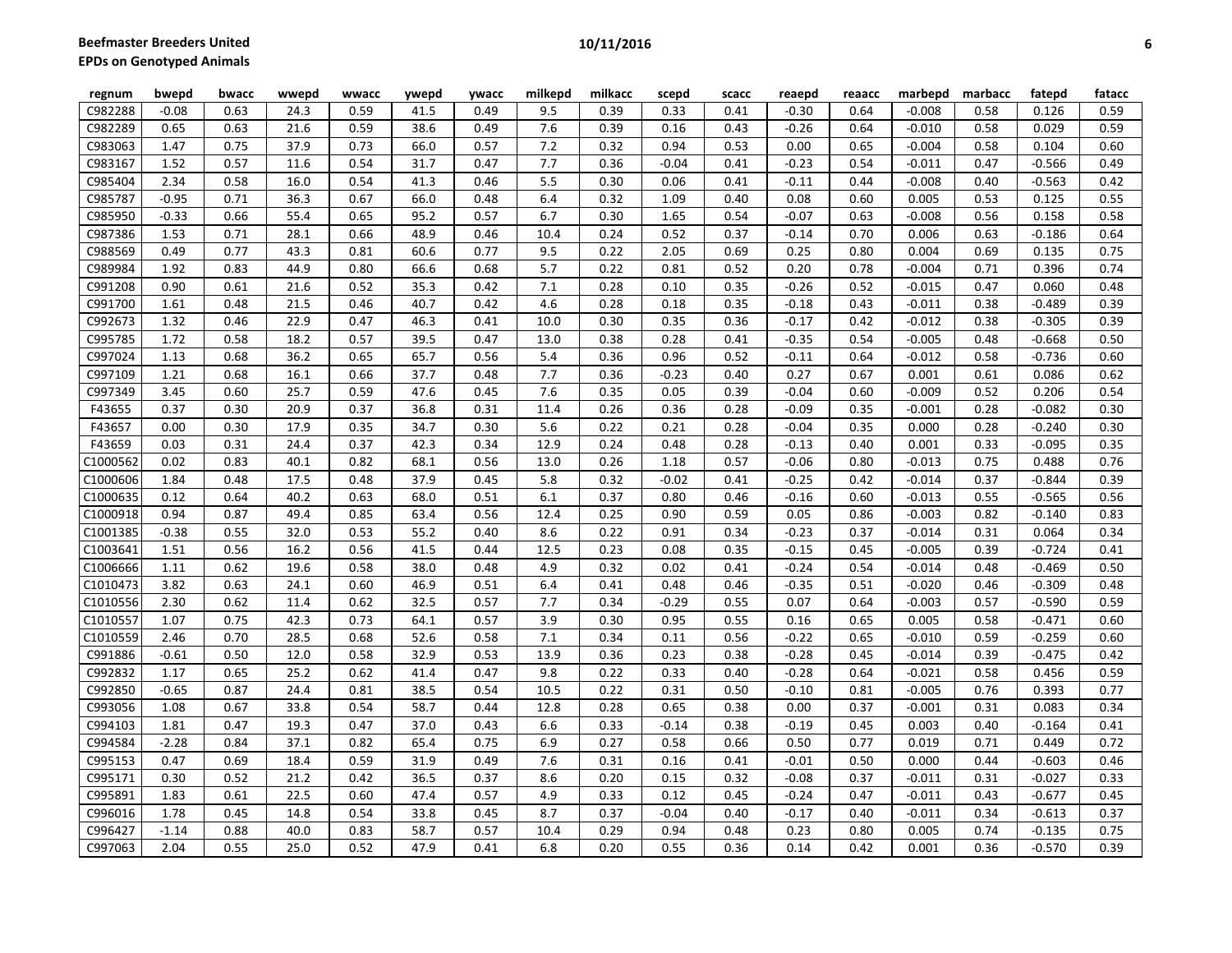| regnum | bwepd | bwacc | wwepd | wwacc | ywepd | ywacc | milkepd | milkacc | scepd | scacc | reaepd | reaacc | marbepd | marbacc | fatepd | fatacc |
|---|---|---|---|---|---|---|---|---|---|---|---|---|---|---|---|---|
| C982288 | -0.08 | 0.63 | 24.3 | 0.59 | 41.5 | 0.49 | 9.5 | 0.39 | 0.33 | 0.41 | -0.30 | 0.64 | -0.008 | 0.58 | 0.126 | 0.59 |
| C982289 | 0.65 | 0.63 | 21.6 | 0.59 | 38.6 | 0.49 | 7.6 | 0.39 | 0.16 | 0.43 | -0.26 | 0.64 | -0.010 | 0.58 | 0.029 | 0.59 |
| C983063 | 1.47 | 0.75 | 37.9 | 0.73 | 66.0 | 0.57 | 7.2 | 0.32 | 0.94 | 0.53 | 0.00 | 0.65 | -0.004 | 0.58 | 0.104 | 0.60 |
| C983167 | 1.52 | 0.57 | 11.6 | 0.54 | 31.7 | 0.47 | 7.7 | 0.36 | -0.04 | 0.41 | -0.23 | 0.54 | -0.011 | 0.47 | -0.566 | 0.49 |
| C985404 | 2.34 | 0.58 | 16.0 | 0.54 | 41.3 | 0.46 | 5.5 | 0.30 | 0.06 | 0.41 | -0.11 | 0.44 | -0.008 | 0.40 | -0.563 | 0.42 |
| C985787 | -0.95 | 0.71 | 36.3 | 0.67 | 66.0 | 0.48 | 6.4 | 0.32 | 1.09 | 0.40 | 0.08 | 0.60 | 0.005 | 0.53 | 0.125 | 0.55 |
| C985950 | -0.33 | 0.66 | 55.4 | 0.65 | 95.2 | 0.57 | 6.7 | 0.30 | 1.65 | 0.54 | -0.07 | 0.63 | -0.008 | 0.56 | 0.158 | 0.58 |
| C987386 | 1.53 | 0.71 | 28.1 | 0.66 | 48.9 | 0.46 | 10.4 | 0.24 | 0.52 | 0.37 | -0.14 | 0.70 | 0.006 | 0.63 | -0.186 | 0.64 |
| C988569 | 0.49 | 0.77 | 43.3 | 0.81 | 60.6 | 0.77 | 9.5 | 0.22 | 2.05 | 0.69 | 0.25 | 0.80 | 0.004 | 0.69 | 0.135 | 0.75 |
| C989984 | 1.92 | 0.83 | 44.9 | 0.80 | 66.6 | 0.68 | 5.7 | 0.22 | 0.81 | 0.52 | 0.20 | 0.78 | -0.004 | 0.71 | 0.396 | 0.74 |
| C991208 | 0.90 | 0.61 | 21.6 | 0.52 | 35.3 | 0.42 | 7.1 | 0.28 | 0.10 | 0.35 | -0.26 | 0.52 | -0.015 | 0.47 | 0.060 | 0.48 |
| C991700 | 1.61 | 0.48 | 21.5 | 0.46 | 40.7 | 0.42 | 4.6 | 0.28 | 0.18 | 0.35 | -0.18 | 0.43 | -0.011 | 0.38 | -0.489 | 0.39 |
| C992673 | 1.32 | 0.46 | 22.9 | 0.47 | 46.3 | 0.41 | 10.0 | 0.30 | 0.35 | 0.36 | -0.17 | 0.42 | -0.012 | 0.38 | -0.305 | 0.39 |
| C995785 | 1.72 | 0.58 | 18.2 | 0.57 | 39.5 | 0.47 | 13.0 | 0.38 | 0.28 | 0.41 | -0.35 | 0.54 | -0.005 | 0.48 | -0.668 | 0.50 |
| C997024 | 1.13 | 0.68 | 36.2 | 0.65 | 65.7 | 0.56 | 5.4 | 0.36 | 0.96 | 0.52 | -0.11 | 0.64 | -0.012 | 0.58 | -0.736 | 0.60 |
| C997109 | 1.21 | 0.68 | 16.1 | 0.66 | 37.7 | 0.48 | 7.7 | 0.36 | -0.23 | 0.40 | 0.27 | 0.67 | 0.001 | 0.61 | 0.086 | 0.62 |
| C997349 | 3.45 | 0.60 | 25.7 | 0.59 | 47.6 | 0.45 | 7.6 | 0.35 | 0.05 | 0.39 | -0.04 | 0.60 | -0.009 | 0.52 | 0.206 | 0.54 |
| F43655 | 0.37 | 0.30 | 20.9 | 0.37 | 36.8 | 0.31 | 11.4 | 0.26 | 0.36 | 0.28 | -0.09 | 0.35 | -0.001 | 0.28 | -0.082 | 0.30 |
| F43657 | 0.00 | 0.30 | 17.9 | 0.35 | 34.7 | 0.30 | 5.6 | 0.22 | 0.21 | 0.28 | -0.04 | 0.35 | 0.000 | 0.28 | -0.240 | 0.30 |
| F43659 | 0.03 | 0.31 | 24.4 | 0.37 | 42.3 | 0.34 | 12.9 | 0.24 | 0.48 | 0.28 | -0.13 | 0.40 | 0.001 | 0.33 | -0.095 | 0.35 |
| C1000562 | 0.02 | 0.83 | 40.1 | 0.82 | 68.1 | 0.56 | 13.0 | 0.26 | 1.18 | 0.57 | -0.06 | 0.80 | -0.013 | 0.75 | 0.488 | 0.76 |
| C1000606 | 1.84 | 0.48 | 17.5 | 0.48 | 37.9 | 0.45 | 5.8 | 0.32 | -0.02 | 0.41 | -0.25 | 0.42 | -0.014 | 0.37 | -0.844 | 0.39 |
| C1000635 | 0.12 | 0.64 | 40.2 | 0.63 | 68.0 | 0.51 | 6.1 | 0.37 | 0.80 | 0.46 | -0.16 | 0.60 | -0.013 | 0.55 | -0.565 | 0.56 |
| C1000918 | 0.94 | 0.87 | 49.4 | 0.85 | 63.4 | 0.56 | 12.4 | 0.25 | 0.90 | 0.59 | 0.05 | 0.86 | -0.003 | 0.82 | -0.140 | 0.83 |
| C1001385 | -0.38 | 0.55 | 32.0 | 0.53 | 55.2 | 0.40 | 8.6 | 0.22 | 0.91 | 0.34 | -0.23 | 0.37 | -0.014 | 0.31 | 0.064 | 0.34 |
| C1003641 | 1.51 | 0.56 | 16.2 | 0.56 | 41.5 | 0.44 | 12.5 | 0.23 | 0.08 | 0.35 | -0.15 | 0.45 | -0.005 | 0.39 | -0.724 | 0.41 |
| C1006666 | 1.11 | 0.62 | 19.6 | 0.58 | 38.0 | 0.48 | 4.9 | 0.32 | 0.02 | 0.41 | -0.24 | 0.54 | -0.014 | 0.48 | -0.469 | 0.50 |
| C1010473 | 3.82 | 0.63 | 24.1 | 0.60 | 46.9 | 0.51 | 6.4 | 0.41 | 0.48 | 0.46 | -0.35 | 0.51 | -0.020 | 0.46 | -0.309 | 0.48 |
| C1010556 | 2.30 | 0.62 | 11.4 | 0.62 | 32.5 | 0.57 | 7.7 | 0.34 | -0.29 | 0.55 | 0.07 | 0.64 | -0.003 | 0.57 | -0.590 | 0.59 |
| C1010557 | 1.07 | 0.75 | 42.3 | 0.73 | 64.1 | 0.57 | 3.9 | 0.30 | 0.95 | 0.55 | 0.16 | 0.65 | 0.005 | 0.58 | -0.471 | 0.60 |
| C1010559 | 2.46 | 0.70 | 28.5 | 0.68 | 52.6 | 0.58 | 7.1 | 0.34 | 0.11 | 0.56 | -0.22 | 0.65 | -0.010 | 0.59 | -0.259 | 0.60 |
| C991886 | -0.61 | 0.50 | 12.0 | 0.58 | 32.9 | 0.53 | 13.9 | 0.36 | 0.23 | 0.38 | -0.28 | 0.45 | -0.014 | 0.39 | -0.475 | 0.42 |
| C992832 | 1.17 | 0.65 | 25.2 | 0.62 | 41.4 | 0.47 | 9.8 | 0.22 | 0.33 | 0.40 | -0.28 | 0.64 | -0.021 | 0.58 | 0.456 | 0.59 |
| C992850 | -0.65 | 0.87 | 24.4 | 0.81 | 38.5 | 0.54 | 10.5 | 0.22 | 0.31 | 0.50 | -0.10 | 0.81 | -0.005 | 0.76 | 0.393 | 0.77 |
| C993056 | 1.08 | 0.67 | 33.8 | 0.54 | 58.7 | 0.44 | 12.8 | 0.28 | 0.65 | 0.38 | 0.00 | 0.37 | -0.001 | 0.31 | 0.083 | 0.34 |
| C994103 | 1.81 | 0.47 | 19.3 | 0.47 | 37.0 | 0.43 | 6.6 | 0.33 | -0.14 | 0.38 | -0.19 | 0.45 | 0.003 | 0.40 | -0.164 | 0.41 |
| C994584 | -2.28 | 0.84 | 37.1 | 0.82 | 65.4 | 0.75 | 6.9 | 0.27 | 0.58 | 0.66 | 0.50 | 0.77 | 0.019 | 0.71 | 0.449 | 0.72 |
| C995153 | 0.47 | 0.69 | 18.4 | 0.59 | 31.9 | 0.49 | 7.6 | 0.31 | 0.16 | 0.41 | -0.01 | 0.50 | 0.000 | 0.44 | -0.603 | 0.46 |
| C995171 | 0.30 | 0.52 | 21.2 | 0.42 | 36.5 | 0.37 | 8.6 | 0.20 | 0.15 | 0.32 | -0.08 | 0.37 | -0.011 | 0.31 | -0.027 | 0.33 |
| C995891 | 1.83 | 0.61 | 22.5 | 0.60 | 47.4 | 0.57 | 4.9 | 0.33 | 0.12 | 0.45 | -0.24 | 0.47 | -0.011 | 0.43 | -0.677 | 0.45 |
| C996016 | 1.78 | 0.45 | 14.8 | 0.54 | 33.8 | 0.45 | 8.7 | 0.37 | -0.04 | 0.40 | -0.17 | 0.40 | -0.011 | 0.34 | -0.613 | 0.37 |
| C996427 | -1.14 | 0.88 | 40.0 | 0.83 | 58.7 | 0.57 | 10.4 | 0.29 | 0.94 | 0.48 | 0.23 | 0.80 | 0.005 | 0.74 | -0.135 | 0.75 |
| C997063 | 2.04 | 0.55 | 25.0 | 0.52 | 47.9 | 0.41 | 6.8 | 0.20 | 0.55 | 0.36 | 0.14 | 0.42 | 0.001 | 0.36 | -0.570 | 0.39 |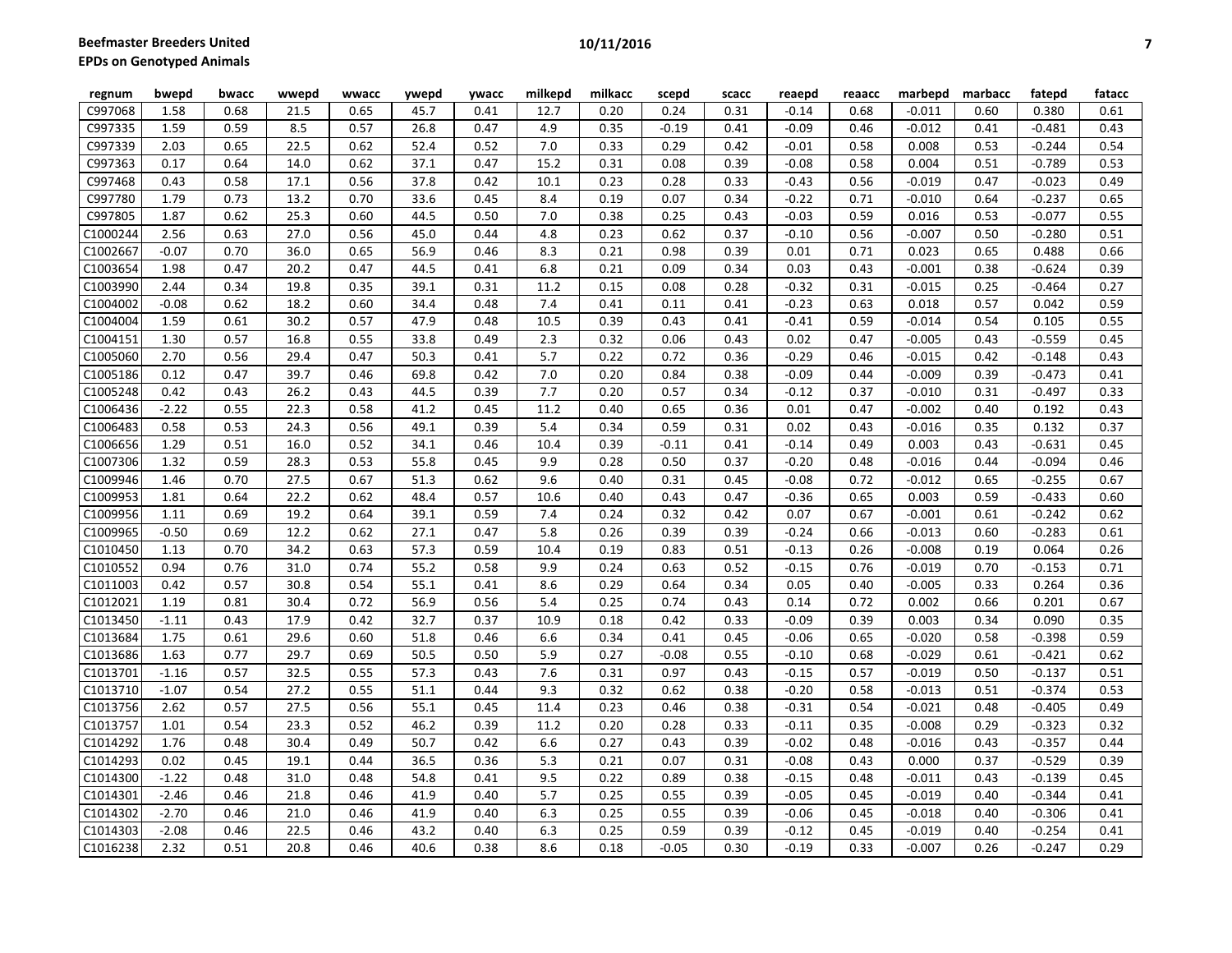**Beefmaster Breeders United**
**EPDs on Genotyped Animals**

| regnum | bwepd | bwacc | wwepd | wwacc | ywepd | ywacc | milkepd | milkacc | scepd | scacc | reaepd | reaacc | marbepd | marbacc | fatepd | fatacc |
|---|---|---|---|---|---|---|---|---|---|---|---|---|---|---|---|---|
| C997068 | 1.58 | 0.68 | 21.5 | 0.65 | 45.7 | 0.41 | 12.7 | 0.20 | 0.24 | 0.31 | -0.14 | 0.68 | -0.011 | 0.60 | 0.380 | 0.61 |
| C997335 | 1.59 | 0.59 | 8.5 | 0.57 | 26.8 | 0.47 | 4.9 | 0.35 | -0.19 | 0.41 | -0.09 | 0.46 | -0.012 | 0.41 | -0.481 | 0.43 |
| C997339 | 2.03 | 0.65 | 22.5 | 0.62 | 52.4 | 0.52 | 7.0 | 0.33 | 0.29 | 0.42 | -0.01 | 0.58 | 0.008 | 0.53 | -0.244 | 0.54 |
| C997363 | 0.17 | 0.64 | 14.0 | 0.62 | 37.1 | 0.47 | 15.2 | 0.31 | 0.08 | 0.39 | -0.08 | 0.58 | 0.004 | 0.51 | -0.789 | 0.53 |
| C997468 | 0.43 | 0.58 | 17.1 | 0.56 | 37.8 | 0.42 | 10.1 | 0.23 | 0.28 | 0.33 | -0.43 | 0.56 | -0.019 | 0.47 | -0.023 | 0.49 |
| C997780 | 1.79 | 0.73 | 13.2 | 0.70 | 33.6 | 0.45 | 8.4 | 0.19 | 0.07 | 0.34 | -0.22 | 0.71 | -0.010 | 0.64 | -0.237 | 0.65 |
| C997805 | 1.87 | 0.62 | 25.3 | 0.60 | 44.5 | 0.50 | 7.0 | 0.38 | 0.25 | 0.43 | -0.03 | 0.59 | 0.016 | 0.53 | -0.077 | 0.55 |
| C1000244 | 2.56 | 0.63 | 27.0 | 0.56 | 45.0 | 0.44 | 4.8 | 0.23 | 0.62 | 0.37 | -0.10 | 0.56 | -0.007 | 0.50 | -0.280 | 0.51 |
| C1002667 | -0.07 | 0.70 | 36.0 | 0.65 | 56.9 | 0.46 | 8.3 | 0.21 | 0.98 | 0.39 | 0.01 | 0.71 | 0.023 | 0.65 | 0.488 | 0.66 |
| C1003654 | 1.98 | 0.47 | 20.2 | 0.47 | 44.5 | 0.41 | 6.8 | 0.21 | 0.09 | 0.34 | 0.03 | 0.43 | -0.001 | 0.38 | -0.624 | 0.39 |
| C1003990 | 2.44 | 0.34 | 19.8 | 0.35 | 39.1 | 0.31 | 11.2 | 0.15 | 0.08 | 0.28 | -0.32 | 0.31 | -0.015 | 0.25 | -0.464 | 0.27 |
| C1004002 | -0.08 | 0.62 | 18.2 | 0.60 | 34.4 | 0.48 | 7.4 | 0.41 | 0.11 | 0.41 | -0.23 | 0.63 | 0.018 | 0.57 | 0.042 | 0.59 |
| C1004004 | 1.59 | 0.61 | 30.2 | 0.57 | 47.9 | 0.48 | 10.5 | 0.39 | 0.43 | 0.41 | -0.41 | 0.59 | -0.014 | 0.54 | 0.105 | 0.55 |
| C1004151 | 1.30 | 0.57 | 16.8 | 0.55 | 33.8 | 0.49 | 2.3 | 0.32 | 0.06 | 0.43 | 0.02 | 0.47 | -0.005 | 0.43 | -0.559 | 0.45 |
| C1005060 | 2.70 | 0.56 | 29.4 | 0.47 | 50.3 | 0.41 | 5.7 | 0.22 | 0.72 | 0.36 | -0.29 | 0.46 | -0.015 | 0.42 | -0.148 | 0.43 |
| C1005186 | 0.12 | 0.47 | 39.7 | 0.46 | 69.8 | 0.42 | 7.0 | 0.20 | 0.84 | 0.38 | -0.09 | 0.44 | -0.009 | 0.39 | -0.473 | 0.41 |
| C1005248 | 0.42 | 0.43 | 26.2 | 0.43 | 44.5 | 0.39 | 7.7 | 0.20 | 0.57 | 0.34 | -0.12 | 0.37 | -0.010 | 0.31 | -0.497 | 0.33 |
| C1006436 | -2.22 | 0.55 | 22.3 | 0.58 | 41.2 | 0.45 | 11.2 | 0.40 | 0.65 | 0.36 | 0.01 | 0.47 | -0.002 | 0.40 | 0.192 | 0.43 |
| C1006483 | 0.58 | 0.53 | 24.3 | 0.56 | 49.1 | 0.39 | 5.4 | 0.34 | 0.59 | 0.31 | 0.02 | 0.43 | -0.016 | 0.35 | 0.132 | 0.37 |
| C1006656 | 1.29 | 0.51 | 16.0 | 0.52 | 34.1 | 0.46 | 10.4 | 0.39 | -0.11 | 0.41 | -0.14 | 0.49 | 0.003 | 0.43 | -0.631 | 0.45 |
| C1007306 | 1.32 | 0.59 | 28.3 | 0.53 | 55.8 | 0.45 | 9.9 | 0.28 | 0.50 | 0.37 | -0.20 | 0.48 | -0.016 | 0.44 | -0.094 | 0.46 |
| C1009946 | 1.46 | 0.70 | 27.5 | 0.67 | 51.3 | 0.62 | 9.6 | 0.40 | 0.31 | 0.45 | -0.08 | 0.72 | -0.012 | 0.65 | -0.255 | 0.67 |
| C1009953 | 1.81 | 0.64 | 22.2 | 0.62 | 48.4 | 0.57 | 10.6 | 0.40 | 0.43 | 0.47 | -0.36 | 0.65 | 0.003 | 0.59 | -0.433 | 0.60 |
| C1009956 | 1.11 | 0.69 | 19.2 | 0.64 | 39.1 | 0.59 | 7.4 | 0.24 | 0.32 | 0.42 | 0.07 | 0.67 | -0.001 | 0.61 | -0.242 | 0.62 |
| C1009965 | -0.50 | 0.69 | 12.2 | 0.62 | 27.1 | 0.47 | 5.8 | 0.26 | 0.39 | 0.39 | -0.24 | 0.66 | -0.013 | 0.60 | -0.283 | 0.61 |
| C1010450 | 1.13 | 0.70 | 34.2 | 0.63 | 57.3 | 0.59 | 10.4 | 0.19 | 0.83 | 0.51 | -0.13 | 0.26 | -0.008 | 0.19 | 0.064 | 0.26 |
| C1010552 | 0.94 | 0.76 | 31.0 | 0.74 | 55.2 | 0.58 | 9.9 | 0.24 | 0.63 | 0.52 | -0.15 | 0.76 | -0.019 | 0.70 | -0.153 | 0.71 |
| C1011003 | 0.42 | 0.57 | 30.8 | 0.54 | 55.1 | 0.41 | 8.6 | 0.29 | 0.64 | 0.34 | 0.05 | 0.40 | -0.005 | 0.33 | 0.264 | 0.36 |
| C1012021 | 1.19 | 0.81 | 30.4 | 0.72 | 56.9 | 0.56 | 5.4 | 0.25 | 0.74 | 0.43 | 0.14 | 0.72 | 0.002 | 0.66 | 0.201 | 0.67 |
| C1013450 | -1.11 | 0.43 | 17.9 | 0.42 | 32.7 | 0.37 | 10.9 | 0.18 | 0.42 | 0.33 | -0.09 | 0.39 | 0.003 | 0.34 | 0.090 | 0.35 |
| C1013684 | 1.75 | 0.61 | 29.6 | 0.60 | 51.8 | 0.46 | 6.6 | 0.34 | 0.41 | 0.45 | -0.06 | 0.65 | -0.020 | 0.58 | -0.398 | 0.59 |
| C1013686 | 1.63 | 0.77 | 29.7 | 0.69 | 50.5 | 0.50 | 5.9 | 0.27 | -0.08 | 0.55 | -0.10 | 0.68 | -0.029 | 0.61 | -0.421 | 0.62 |
| C1013701 | -1.16 | 0.57 | 32.5 | 0.55 | 57.3 | 0.43 | 7.6 | 0.31 | 0.97 | 0.43 | -0.15 | 0.57 | -0.019 | 0.50 | -0.137 | 0.51 |
| C1013710 | -1.07 | 0.54 | 27.2 | 0.55 | 51.1 | 0.44 | 9.3 | 0.32 | 0.62 | 0.38 | -0.20 | 0.58 | -0.013 | 0.51 | -0.374 | 0.53 |
| C1013756 | 2.62 | 0.57 | 27.5 | 0.56 | 55.1 | 0.45 | 11.4 | 0.23 | 0.46 | 0.38 | -0.31 | 0.54 | -0.021 | 0.48 | -0.405 | 0.49 |
| C1013757 | 1.01 | 0.54 | 23.3 | 0.52 | 46.2 | 0.39 | 11.2 | 0.20 | 0.28 | 0.33 | -0.11 | 0.35 | -0.008 | 0.29 | -0.323 | 0.32 |
| C1014292 | 1.76 | 0.48 | 30.4 | 0.49 | 50.7 | 0.42 | 6.6 | 0.27 | 0.43 | 0.39 | -0.02 | 0.48 | -0.016 | 0.43 | -0.357 | 0.44 |
| C1014293 | 0.02 | 0.45 | 19.1 | 0.44 | 36.5 | 0.36 | 5.3 | 0.21 | 0.07 | 0.31 | -0.08 | 0.43 | 0.000 | 0.37 | -0.529 | 0.39 |
| C1014300 | -1.22 | 0.48 | 31.0 | 0.48 | 54.8 | 0.41 | 9.5 | 0.22 | 0.89 | 0.38 | -0.15 | 0.48 | -0.011 | 0.43 | -0.139 | 0.45 |
| C1014301 | -2.46 | 0.46 | 21.8 | 0.46 | 41.9 | 0.40 | 5.7 | 0.25 | 0.55 | 0.39 | -0.05 | 0.45 | -0.019 | 0.40 | -0.344 | 0.41 |
| C1014302 | -2.70 | 0.46 | 21.0 | 0.46 | 41.9 | 0.40 | 6.3 | 0.25 | 0.55 | 0.39 | -0.06 | 0.45 | -0.018 | 0.40 | -0.306 | 0.41 |
| C1014303 | -2.08 | 0.46 | 22.5 | 0.46 | 43.2 | 0.40 | 6.3 | 0.25 | 0.59 | 0.39 | -0.12 | 0.45 | -0.019 | 0.40 | -0.254 | 0.41 |
| C1016238 | 2.32 | 0.51 | 20.8 | 0.46 | 40.6 | 0.38 | 8.6 | 0.18 | -0.05 | 0.30 | -0.19 | 0.33 | -0.007 | 0.26 | -0.247 | 0.29 |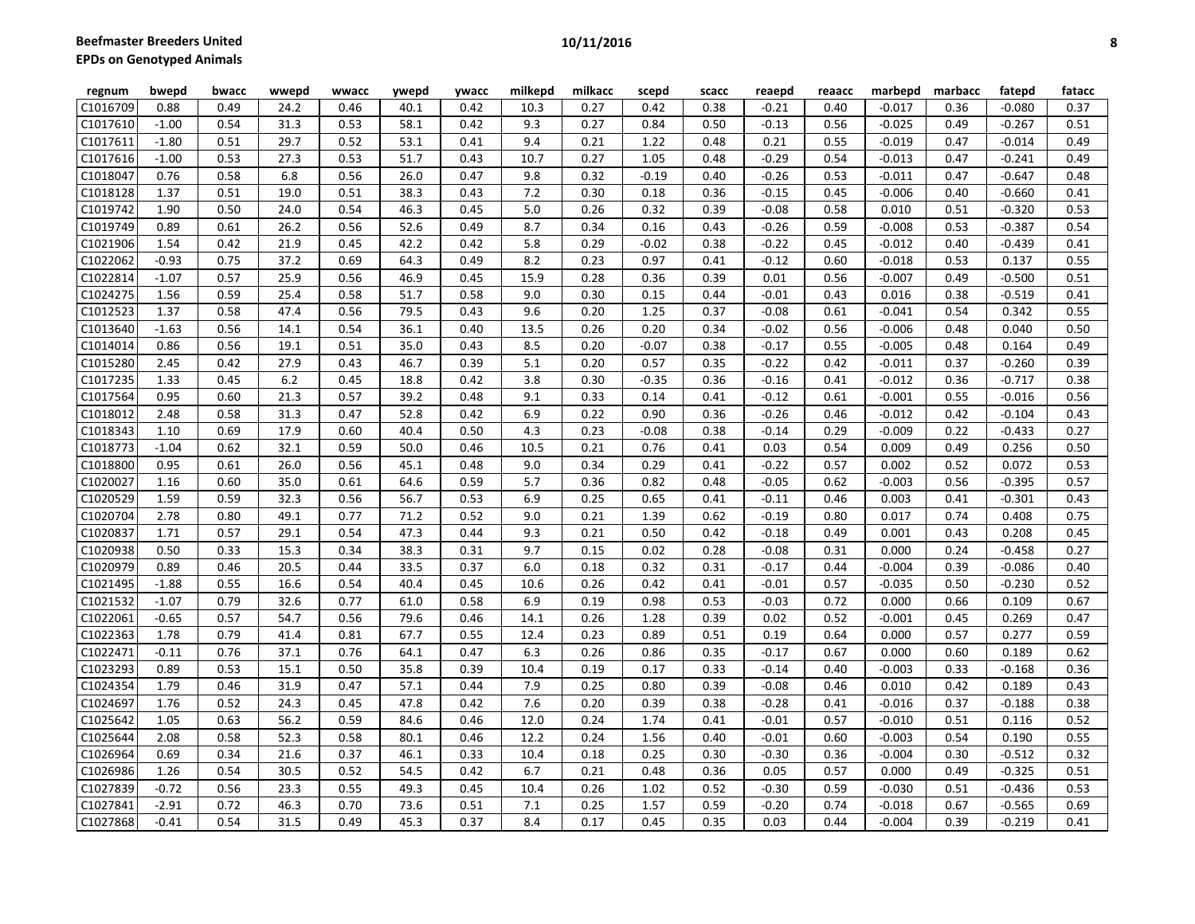| regnum | bwepd | bwacc | wwepd | wwacc | ywepd | ywacc | milkepd | milkacc | scepd | scacc | reaepd | reaacc | marbepd | marbacc | fatepd | fatacc |
|---|---|---|---|---|---|---|---|---|---|---|---|---|---|---|---|---|
| C1016709 | 0.88 | 0.49 | 24.2 | 0.46 | 40.1 | 0.42 | 10.3 | 0.27 | 0.42 | 0.38 | -0.21 | 0.40 | -0.017 | 0.36 | -0.080 | 0.37 |
| C1017610 | -1.00 | 0.54 | 31.3 | 0.53 | 58.1 | 0.42 | 9.3 | 0.27 | 0.84 | 0.50 | -0.13 | 0.56 | -0.025 | 0.49 | -0.267 | 0.51 |
| C1017611 | -1.80 | 0.51 | 29.7 | 0.52 | 53.1 | 0.41 | 9.4 | 0.21 | 1.22 | 0.48 | 0.21 | 0.55 | -0.019 | 0.47 | -0.014 | 0.49 |
| C1017616 | -1.00 | 0.53 | 27.3 | 0.53 | 51.7 | 0.43 | 10.7 | 0.27 | 1.05 | 0.48 | -0.29 | 0.54 | -0.013 | 0.47 | -0.241 | 0.49 |
| C1018047 | 0.76 | 0.58 | 6.8 | 0.56 | 26.0 | 0.47 | 9.8 | 0.32 | -0.19 | 0.40 | -0.26 | 0.53 | -0.011 | 0.47 | -0.647 | 0.48 |
| C1018128 | 1.37 | 0.51 | 19.0 | 0.51 | 38.3 | 0.43 | 7.2 | 0.30 | 0.18 | 0.36 | -0.15 | 0.45 | -0.006 | 0.40 | -0.660 | 0.41 |
| C1019742 | 1.90 | 0.50 | 24.0 | 0.54 | 46.3 | 0.45 | 5.0 | 0.26 | 0.32 | 0.39 | -0.08 | 0.58 | 0.010 | 0.51 | -0.320 | 0.53 |
| C1019749 | 0.89 | 0.61 | 26.2 | 0.56 | 52.6 | 0.49 | 8.7 | 0.34 | 0.16 | 0.43 | -0.26 | 0.59 | -0.008 | 0.53 | -0.387 | 0.54 |
| C1021906 | 1.54 | 0.42 | 21.9 | 0.45 | 42.2 | 0.42 | 5.8 | 0.29 | -0.02 | 0.38 | -0.22 | 0.45 | -0.012 | 0.40 | -0.439 | 0.41 |
| C1022062 | -0.93 | 0.75 | 37.2 | 0.69 | 64.3 | 0.49 | 8.2 | 0.23 | 0.97 | 0.41 | -0.12 | 0.60 | -0.018 | 0.53 | 0.137 | 0.55 |
| C1022814 | -1.07 | 0.57 | 25.9 | 0.56 | 46.9 | 0.45 | 15.9 | 0.28 | 0.36 | 0.39 | 0.01 | 0.56 | -0.007 | 0.49 | -0.500 | 0.51 |
| C1024275 | 1.56 | 0.59 | 25.4 | 0.58 | 51.7 | 0.58 | 9.0 | 0.30 | 0.15 | 0.44 | -0.01 | 0.43 | 0.016 | 0.38 | -0.519 | 0.41 |
| C1012523 | 1.37 | 0.58 | 47.4 | 0.56 | 79.5 | 0.43 | 9.6 | 0.20 | 1.25 | 0.37 | -0.08 | 0.61 | -0.041 | 0.54 | 0.342 | 0.55 |
| C1013640 | -1.63 | 0.56 | 14.1 | 0.54 | 36.1 | 0.40 | 13.5 | 0.26 | 0.20 | 0.34 | -0.02 | 0.56 | -0.006 | 0.48 | 0.040 | 0.50 |
| C1014014 | 0.86 | 0.56 | 19.1 | 0.51 | 35.0 | 0.43 | 8.5 | 0.20 | -0.07 | 0.38 | -0.17 | 0.55 | -0.005 | 0.48 | 0.164 | 0.49 |
| C1015280 | 2.45 | 0.42 | 27.9 | 0.43 | 46.7 | 0.39 | 5.1 | 0.20 | 0.57 | 0.35 | -0.22 | 0.42 | -0.011 | 0.37 | -0.260 | 0.39 |
| C1017235 | 1.33 | 0.45 | 6.2 | 0.45 | 18.8 | 0.42 | 3.8 | 0.30 | -0.35 | 0.36 | -0.16 | 0.41 | -0.012 | 0.36 | -0.717 | 0.38 |
| C1017564 | 0.95 | 0.60 | 21.3 | 0.57 | 39.2 | 0.48 | 9.1 | 0.33 | 0.14 | 0.41 | -0.12 | 0.61 | -0.001 | 0.55 | -0.016 | 0.56 |
| C1018012 | 2.48 | 0.58 | 31.3 | 0.47 | 52.8 | 0.42 | 6.9 | 0.22 | 0.90 | 0.36 | -0.26 | 0.46 | -0.012 | 0.42 | -0.104 | 0.43 |
| C1018343 | 1.10 | 0.69 | 17.9 | 0.60 | 40.4 | 0.50 | 4.3 | 0.23 | -0.08 | 0.38 | -0.14 | 0.29 | -0.009 | 0.22 | -0.433 | 0.27 |
| C1018773 | -1.04 | 0.62 | 32.1 | 0.59 | 50.0 | 0.46 | 10.5 | 0.21 | 0.76 | 0.41 | 0.03 | 0.54 | 0.009 | 0.49 | 0.256 | 0.50 |
| C1018800 | 0.95 | 0.61 | 26.0 | 0.56 | 45.1 | 0.48 | 9.0 | 0.34 | 0.29 | 0.41 | -0.22 | 0.57 | 0.002 | 0.52 | 0.072 | 0.53 |
| C1020027 | 1.16 | 0.60 | 35.0 | 0.61 | 64.6 | 0.59 | 5.7 | 0.36 | 0.82 | 0.48 | -0.05 | 0.62 | -0.003 | 0.56 | -0.395 | 0.57 |
| C1020529 | 1.59 | 0.59 | 32.3 | 0.56 | 56.7 | 0.53 | 6.9 | 0.25 | 0.65 | 0.41 | -0.11 | 0.46 | 0.003 | 0.41 | -0.301 | 0.43 |
| C1020704 | 2.78 | 0.80 | 49.1 | 0.77 | 71.2 | 0.52 | 9.0 | 0.21 | 1.39 | 0.62 | -0.19 | 0.80 | 0.017 | 0.74 | 0.408 | 0.75 |
| C1020837 | 1.71 | 0.57 | 29.1 | 0.54 | 47.3 | 0.44 | 9.3 | 0.21 | 0.50 | 0.42 | -0.18 | 0.49 | 0.001 | 0.43 | 0.208 | 0.45 |
| C1020938 | 0.50 | 0.33 | 15.3 | 0.34 | 38.3 | 0.31 | 9.7 | 0.15 | 0.02 | 0.28 | -0.08 | 0.31 | 0.000 | 0.24 | -0.458 | 0.27 |
| C1020979 | 0.89 | 0.46 | 20.5 | 0.44 | 33.5 | 0.37 | 6.0 | 0.18 | 0.32 | 0.31 | -0.17 | 0.44 | -0.004 | 0.39 | -0.086 | 0.40 |
| C1021495 | -1.88 | 0.55 | 16.6 | 0.54 | 40.4 | 0.45 | 10.6 | 0.26 | 0.42 | 0.41 | -0.01 | 0.57 | -0.035 | 0.50 | -0.230 | 0.52 |
| C1021532 | -1.07 | 0.79 | 32.6 | 0.77 | 61.0 | 0.58 | 6.9 | 0.19 | 0.98 | 0.53 | -0.03 | 0.72 | 0.000 | 0.66 | 0.109 | 0.67 |
| C1022061 | -0.65 | 0.57 | 54.7 | 0.56 | 79.6 | 0.46 | 14.1 | 0.26 | 1.28 | 0.39 | 0.02 | 0.52 | -0.001 | 0.45 | 0.269 | 0.47 |
| C1022363 | 1.78 | 0.79 | 41.4 | 0.81 | 67.7 | 0.55 | 12.4 | 0.23 | 0.89 | 0.51 | 0.19 | 0.64 | 0.000 | 0.57 | 0.277 | 0.59 |
| C1022471 | -0.11 | 0.76 | 37.1 | 0.76 | 64.1 | 0.47 | 6.3 | 0.26 | 0.86 | 0.35 | -0.17 | 0.67 | 0.000 | 0.60 | 0.189 | 0.62 |
| C1023293 | 0.89 | 0.53 | 15.1 | 0.50 | 35.8 | 0.39 | 10.4 | 0.19 | 0.17 | 0.33 | -0.14 | 0.40 | -0.003 | 0.33 | -0.168 | 0.36 |
| C1024354 | 1.79 | 0.46 | 31.9 | 0.47 | 57.1 | 0.44 | 7.9 | 0.25 | 0.80 | 0.39 | -0.08 | 0.46 | 0.010 | 0.42 | 0.189 | 0.43 |
| C1024697 | 1.76 | 0.52 | 24.3 | 0.45 | 47.8 | 0.42 | 7.6 | 0.20 | 0.39 | 0.38 | -0.28 | 0.41 | -0.016 | 0.37 | -0.188 | 0.38 |
| C1025642 | 1.05 | 0.63 | 56.2 | 0.59 | 84.6 | 0.46 | 12.0 | 0.24 | 1.74 | 0.41 | -0.01 | 0.57 | -0.010 | 0.51 | 0.116 | 0.52 |
| C1025644 | 2.08 | 0.58 | 52.3 | 0.58 | 80.1 | 0.46 | 12.2 | 0.24 | 1.56 | 0.40 | -0.01 | 0.60 | -0.003 | 0.54 | 0.190 | 0.55 |
| C1026964 | 0.69 | 0.34 | 21.6 | 0.37 | 46.1 | 0.33 | 10.4 | 0.18 | 0.25 | 0.30 | -0.30 | 0.36 | -0.004 | 0.30 | -0.512 | 0.32 |
| C1026986 | 1.26 | 0.54 | 30.5 | 0.52 | 54.5 | 0.42 | 6.7 | 0.21 | 0.48 | 0.36 | 0.05 | 0.57 | 0.000 | 0.49 | -0.325 | 0.51 |
| C1027839 | -0.72 | 0.56 | 23.3 | 0.55 | 49.3 | 0.45 | 10.4 | 0.26 | 1.02 | 0.52 | -0.30 | 0.59 | -0.030 | 0.51 | -0.436 | 0.53 |
| C1027841 | -2.91 | 0.72 | 46.3 | 0.70 | 73.6 | 0.51 | 7.1 | 0.25 | 1.57 | 0.59 | -0.20 | 0.74 | -0.018 | 0.67 | -0.565 | 0.69 |
| C1027868 | -0.41 | 0.54 | 31.5 | 0.49 | 45.3 | 0.37 | 8.4 | 0.17 | 0.45 | 0.35 | 0.03 | 0.44 | -0.004 | 0.39 | -0.219 | 0.41 |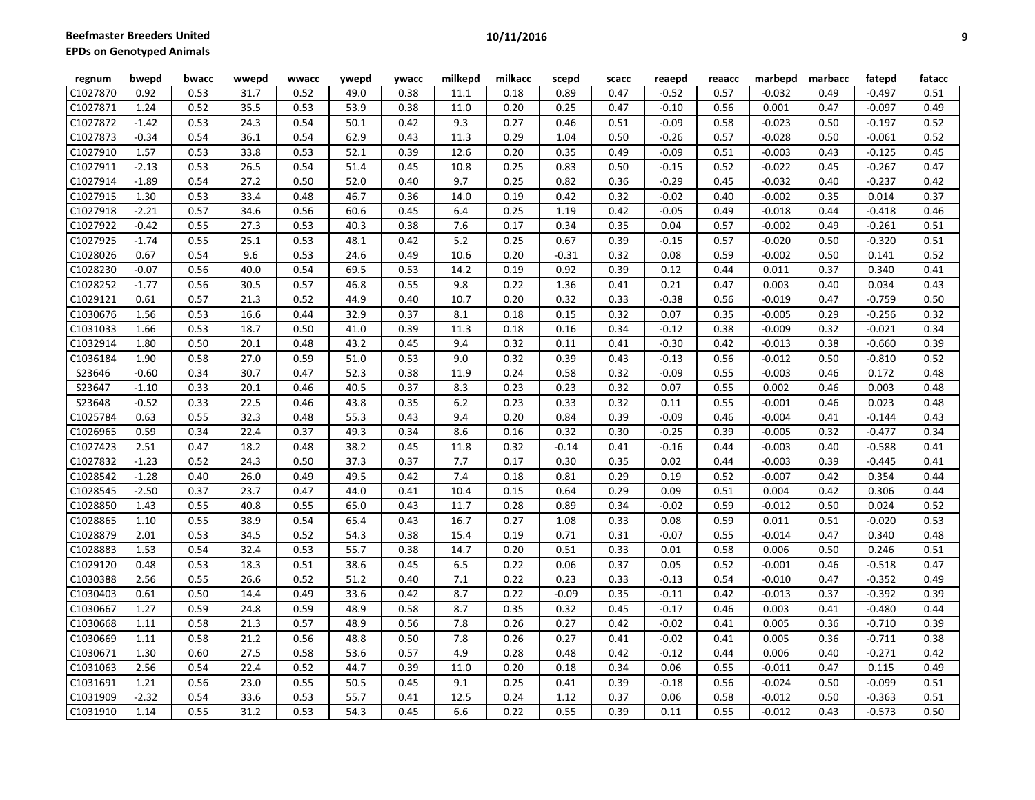| regnum | bwepd | bwacc | wwepd | wwacc | ywepd | ywacc | milkepd | milkacc | scepd | scacc | reaepd | reaacc | marbepd | marbacc | fatepd | fatacc |
|---|---|---|---|---|---|---|---|---|---|---|---|---|---|---|---|---|
| C1027870 | 0.92 | 0.53 | 31.7 | 0.52 | 49.0 | 0.38 | 11.1 | 0.18 | 0.89 | 0.47 | -0.52 | 0.57 | -0.032 | 0.49 | -0.497 | 0.51 |
| C1027871 | 1.24 | 0.52 | 35.5 | 0.53 | 53.9 | 0.38 | 11.0 | 0.20 | 0.25 | 0.47 | -0.10 | 0.56 | 0.001 | 0.47 | -0.097 | 0.49 |
| C1027872 | -1.42 | 0.53 | 24.3 | 0.54 | 50.1 | 0.42 | 9.3 | 0.27 | 0.46 | 0.51 | -0.09 | 0.58 | -0.023 | 0.50 | -0.197 | 0.52 |
| C1027873 | -0.34 | 0.54 | 36.1 | 0.54 | 62.9 | 0.43 | 11.3 | 0.29 | 1.04 | 0.50 | -0.26 | 0.57 | -0.028 | 0.50 | -0.061 | 0.52 |
| C1027910 | 1.57 | 0.53 | 33.8 | 0.53 | 52.1 | 0.39 | 12.6 | 0.20 | 0.35 | 0.49 | -0.09 | 0.51 | -0.003 | 0.43 | -0.125 | 0.45 |
| C1027911 | -2.13 | 0.53 | 26.5 | 0.54 | 51.4 | 0.45 | 10.8 | 0.25 | 0.83 | 0.50 | -0.15 | 0.52 | -0.022 | 0.45 | -0.267 | 0.47 |
| C1027914 | -1.89 | 0.54 | 27.2 | 0.50 | 52.0 | 0.40 | 9.7 | 0.25 | 0.82 | 0.36 | -0.29 | 0.45 | -0.032 | 0.40 | -0.237 | 0.42 |
| C1027915 | 1.30 | 0.53 | 33.4 | 0.48 | 46.7 | 0.36 | 14.0 | 0.19 | 0.42 | 0.32 | -0.02 | 0.40 | -0.002 | 0.35 | 0.014 | 0.37 |
| C1027918 | -2.21 | 0.57 | 34.6 | 0.56 | 60.6 | 0.45 | 6.4 | 0.25 | 1.19 | 0.42 | -0.05 | 0.49 | -0.018 | 0.44 | -0.418 | 0.46 |
| C1027922 | -0.42 | 0.55 | 27.3 | 0.53 | 40.3 | 0.38 | 7.6 | 0.17 | 0.34 | 0.35 | 0.04 | 0.57 | -0.002 | 0.49 | -0.261 | 0.51 |
| C1027925 | -1.74 | 0.55 | 25.1 | 0.53 | 48.1 | 0.42 | 5.2 | 0.25 | 0.67 | 0.39 | -0.15 | 0.57 | -0.020 | 0.50 | -0.320 | 0.51 |
| C1028026 | 0.67 | 0.54 | 9.6 | 0.53 | 24.6 | 0.49 | 10.6 | 0.20 | -0.31 | 0.32 | 0.08 | 0.59 | -0.002 | 0.50 | 0.141 | 0.52 |
| C1028230 | -0.07 | 0.56 | 40.0 | 0.54 | 69.5 | 0.53 | 14.2 | 0.19 | 0.92 | 0.39 | 0.12 | 0.44 | 0.011 | 0.37 | 0.340 | 0.41 |
| C1028252 | -1.77 | 0.56 | 30.5 | 0.57 | 46.8 | 0.55 | 9.8 | 0.22 | 1.36 | 0.41 | 0.21 | 0.47 | 0.003 | 0.40 | 0.034 | 0.43 |
| C1029121 | 0.61 | 0.57 | 21.3 | 0.52 | 44.9 | 0.40 | 10.7 | 0.20 | 0.32 | 0.33 | -0.38 | 0.56 | -0.019 | 0.47 | -0.759 | 0.50 |
| C1030676 | 1.56 | 0.53 | 16.6 | 0.44 | 32.9 | 0.37 | 8.1 | 0.18 | 0.15 | 0.32 | 0.07 | 0.35 | -0.005 | 0.29 | -0.256 | 0.32 |
| C1031033 | 1.66 | 0.53 | 18.7 | 0.50 | 41.0 | 0.39 | 11.3 | 0.18 | 0.16 | 0.34 | -0.12 | 0.38 | -0.009 | 0.32 | -0.021 | 0.34 |
| C1032914 | 1.80 | 0.50 | 20.1 | 0.48 | 43.2 | 0.45 | 9.4 | 0.32 | 0.11 | 0.41 | -0.30 | 0.42 | -0.013 | 0.38 | -0.660 | 0.39 |
| C1036184 | 1.90 | 0.58 | 27.0 | 0.59 | 51.0 | 0.53 | 9.0 | 0.32 | 0.39 | 0.43 | -0.13 | 0.56 | -0.012 | 0.50 | -0.810 | 0.52 |
| S23646 | -0.60 | 0.34 | 30.7 | 0.47 | 52.3 | 0.38 | 11.9 | 0.24 | 0.58 | 0.32 | -0.09 | 0.55 | -0.003 | 0.46 | 0.172 | 0.48 |
| S23647 | -1.10 | 0.33 | 20.1 | 0.46 | 40.5 | 0.37 | 8.3 | 0.23 | 0.23 | 0.32 | 0.07 | 0.55 | 0.002 | 0.46 | 0.003 | 0.48 |
| S23648 | -0.52 | 0.33 | 22.5 | 0.46 | 43.8 | 0.35 | 6.2 | 0.23 | 0.33 | 0.32 | 0.11 | 0.55 | -0.001 | 0.46 | 0.023 | 0.48 |
| C1025784 | 0.63 | 0.55 | 32.3 | 0.48 | 55.3 | 0.43 | 9.4 | 0.20 | 0.84 | 0.39 | -0.09 | 0.46 | -0.004 | 0.41 | -0.144 | 0.43 |
| C1026965 | 0.59 | 0.34 | 22.4 | 0.37 | 49.3 | 0.34 | 8.6 | 0.16 | 0.32 | 0.30 | -0.25 | 0.39 | -0.005 | 0.32 | -0.477 | 0.34 |
| C1027423 | 2.51 | 0.47 | 18.2 | 0.48 | 38.2 | 0.45 | 11.8 | 0.32 | -0.14 | 0.41 | -0.16 | 0.44 | -0.003 | 0.40 | -0.588 | 0.41 |
| C1027832 | -1.23 | 0.52 | 24.3 | 0.50 | 37.3 | 0.37 | 7.7 | 0.17 | 0.30 | 0.35 | 0.02 | 0.44 | -0.003 | 0.39 | -0.445 | 0.41 |
| C1028542 | -1.28 | 0.40 | 26.0 | 0.49 | 49.5 | 0.42 | 7.4 | 0.18 | 0.81 | 0.29 | 0.19 | 0.52 | -0.007 | 0.42 | 0.354 | 0.44 |
| C1028545 | -2.50 | 0.37 | 23.7 | 0.47 | 44.0 | 0.41 | 10.4 | 0.15 | 0.64 | 0.29 | 0.09 | 0.51 | 0.004 | 0.42 | 0.306 | 0.44 |
| C1028850 | 1.43 | 0.55 | 40.8 | 0.55 | 65.0 | 0.43 | 11.7 | 0.28 | 0.89 | 0.34 | -0.02 | 0.59 | -0.012 | 0.50 | 0.024 | 0.52 |
| C1028865 | 1.10 | 0.55 | 38.9 | 0.54 | 65.4 | 0.43 | 16.7 | 0.27 | 1.08 | 0.33 | 0.08 | 0.59 | 0.011 | 0.51 | -0.020 | 0.53 |
| C1028879 | 2.01 | 0.53 | 34.5 | 0.52 | 54.3 | 0.38 | 15.4 | 0.19 | 0.71 | 0.31 | -0.07 | 0.55 | -0.014 | 0.47 | 0.340 | 0.48 |
| C1028883 | 1.53 | 0.54 | 32.4 | 0.53 | 55.7 | 0.38 | 14.7 | 0.20 | 0.51 | 0.33 | 0.01 | 0.58 | 0.006 | 0.50 | 0.246 | 0.51 |
| C1029120 | 0.48 | 0.53 | 18.3 | 0.51 | 38.6 | 0.45 | 6.5 | 0.22 | 0.06 | 0.37 | 0.05 | 0.52 | -0.001 | 0.46 | -0.518 | 0.47 |
| C1030388 | 2.56 | 0.55 | 26.6 | 0.52 | 51.2 | 0.40 | 7.1 | 0.22 | 0.23 | 0.33 | -0.13 | 0.54 | -0.010 | 0.47 | -0.352 | 0.49 |
| C1030403 | 0.61 | 0.50 | 14.4 | 0.49 | 33.6 | 0.42 | 8.7 | 0.22 | -0.09 | 0.35 | -0.11 | 0.42 | -0.013 | 0.37 | -0.392 | 0.39 |
| C1030667 | 1.27 | 0.59 | 24.8 | 0.59 | 48.9 | 0.58 | 8.7 | 0.35 | 0.32 | 0.45 | -0.17 | 0.46 | 0.003 | 0.41 | -0.480 | 0.44 |
| C1030668 | 1.11 | 0.58 | 21.3 | 0.57 | 48.9 | 0.56 | 7.8 | 0.26 | 0.27 | 0.42 | -0.02 | 0.41 | 0.005 | 0.36 | -0.710 | 0.39 |
| C1030669 | 1.11 | 0.58 | 21.2 | 0.56 | 48.8 | 0.50 | 7.8 | 0.26 | 0.27 | 0.41 | -0.02 | 0.41 | 0.005 | 0.36 | -0.711 | 0.38 |
| C1030671 | 1.30 | 0.60 | 27.5 | 0.58 | 53.6 | 0.57 | 4.9 | 0.28 | 0.48 | 0.42 | -0.12 | 0.44 | 0.006 | 0.40 | -0.271 | 0.42 |
| C1031063 | 2.56 | 0.54 | 22.4 | 0.52 | 44.7 | 0.39 | 11.0 | 0.20 | 0.18 | 0.34 | 0.06 | 0.55 | -0.011 | 0.47 | 0.115 | 0.49 |
| C1031691 | 1.21 | 0.56 | 23.0 | 0.55 | 50.5 | 0.45 | 9.1 | 0.25 | 0.41 | 0.39 | -0.18 | 0.56 | -0.024 | 0.50 | -0.099 | 0.51 |
| C1031909 | -2.32 | 0.54 | 33.6 | 0.53 | 55.7 | 0.41 | 12.5 | 0.24 | 1.12 | 0.37 | 0.06 | 0.58 | -0.012 | 0.50 | -0.363 | 0.51 |
| C1031910 | 1.14 | 0.55 | 31.2 | 0.53 | 54.3 | 0.45 | 6.6 | 0.22 | 0.55 | 0.39 | 0.11 | 0.55 | -0.012 | 0.43 | -0.573 | 0.50 |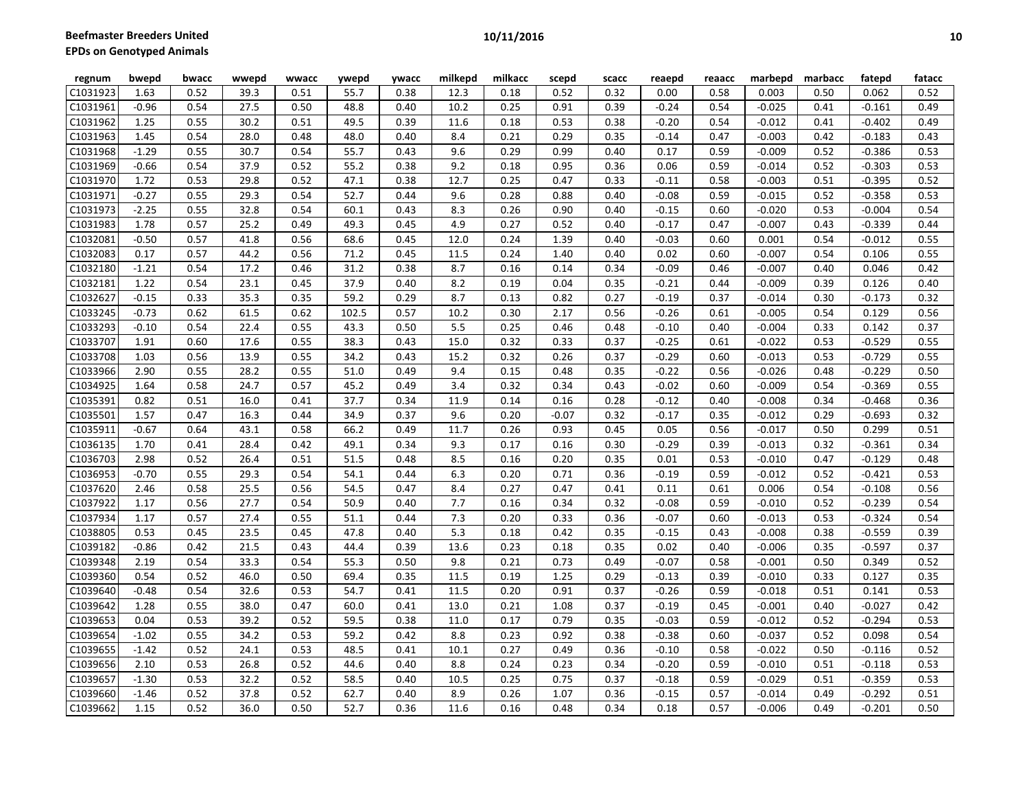| regnum | bwepd | bwacc | wwepd | wwacc | ywepd | ywacc | milkepd | milkacc | scepd | scacc | reaepd | reaacc | marbepd | marbacc | fatepd | fatacc |
|---|---|---|---|---|---|---|---|---|---|---|---|---|---|---|---|---|
| C1031923 | 1.63 | 0.52 | 39.3 | 0.51 | 55.7 | 0.38 | 12.3 | 0.18 | 0.52 | 0.32 | 0.00 | 0.58 | 0.003 | 0.50 | 0.062 | 0.52 |
| C1031961 | -0.96 | 0.54 | 27.5 | 0.50 | 48.8 | 0.40 | 10.2 | 0.25 | 0.91 | 0.39 | -0.24 | 0.54 | -0.025 | 0.41 | -0.161 | 0.49 |
| C1031962 | 1.25 | 0.55 | 30.2 | 0.51 | 49.5 | 0.39 | 11.6 | 0.18 | 0.53 | 0.38 | -0.20 | 0.54 | -0.012 | 0.41 | -0.402 | 0.49 |
| C1031963 | 1.45 | 0.54 | 28.0 | 0.48 | 48.0 | 0.40 | 8.4 | 0.21 | 0.29 | 0.35 | -0.14 | 0.47 | -0.003 | 0.42 | -0.183 | 0.43 |
| C1031968 | -1.29 | 0.55 | 30.7 | 0.54 | 55.7 | 0.43 | 9.6 | 0.29 | 0.99 | 0.40 | 0.17 | 0.59 | -0.009 | 0.52 | -0.386 | 0.53 |
| C1031969 | -0.66 | 0.54 | 37.9 | 0.52 | 55.2 | 0.38 | 9.2 | 0.18 | 0.95 | 0.36 | 0.06 | 0.59 | -0.014 | 0.52 | -0.303 | 0.53 |
| C1031970 | 1.72 | 0.53 | 29.8 | 0.52 | 47.1 | 0.38 | 12.7 | 0.25 | 0.47 | 0.33 | -0.11 | 0.58 | -0.003 | 0.51 | -0.395 | 0.52 |
| C1031971 | -0.27 | 0.55 | 29.3 | 0.54 | 52.7 | 0.44 | 9.6 | 0.28 | 0.88 | 0.40 | -0.08 | 0.59 | -0.015 | 0.52 | -0.358 | 0.53 |
| C1031973 | -2.25 | 0.55 | 32.8 | 0.54 | 60.1 | 0.43 | 8.3 | 0.26 | 0.90 | 0.40 | -0.15 | 0.60 | -0.020 | 0.53 | -0.004 | 0.54 |
| C1031983 | 1.78 | 0.57 | 25.2 | 0.49 | 49.3 | 0.45 | 4.9 | 0.27 | 0.52 | 0.40 | -0.17 | 0.47 | -0.007 | 0.43 | -0.339 | 0.44 |
| C1032081 | -0.50 | 0.57 | 41.8 | 0.56 | 68.6 | 0.45 | 12.0 | 0.24 | 1.39 | 0.40 | -0.03 | 0.60 | 0.001 | 0.54 | -0.012 | 0.55 |
| C1032083 | 0.17 | 0.57 | 44.2 | 0.56 | 71.2 | 0.45 | 11.5 | 0.24 | 1.40 | 0.40 | 0.02 | 0.60 | -0.007 | 0.54 | 0.106 | 0.55 |
| C1032180 | -1.21 | 0.54 | 17.2 | 0.46 | 31.2 | 0.38 | 8.7 | 0.16 | 0.14 | 0.34 | -0.09 | 0.46 | -0.007 | 0.40 | 0.046 | 0.42 |
| C1032181 | 1.22 | 0.54 | 23.1 | 0.45 | 37.9 | 0.40 | 8.2 | 0.19 | 0.04 | 0.35 | -0.21 | 0.44 | -0.009 | 0.39 | 0.126 | 0.40 |
| C1032627 | -0.15 | 0.33 | 35.3 | 0.35 | 59.2 | 0.29 | 8.7 | 0.13 | 0.82 | 0.27 | -0.19 | 0.37 | -0.014 | 0.30 | -0.173 | 0.32 |
| C1033245 | -0.73 | 0.62 | 61.5 | 0.62 | 102.5 | 0.57 | 10.2 | 0.30 | 2.17 | 0.56 | -0.26 | 0.61 | -0.005 | 0.54 | 0.129 | 0.56 |
| C1033293 | -0.10 | 0.54 | 22.4 | 0.55 | 43.3 | 0.50 | 5.5 | 0.25 | 0.46 | 0.48 | -0.10 | 0.40 | -0.004 | 0.33 | 0.142 | 0.37 |
| C1033707 | 1.91 | 0.60 | 17.6 | 0.55 | 38.3 | 0.43 | 15.0 | 0.32 | 0.33 | 0.37 | -0.25 | 0.61 | -0.022 | 0.53 | -0.529 | 0.55 |
| C1033708 | 1.03 | 0.56 | 13.9 | 0.55 | 34.2 | 0.43 | 15.2 | 0.32 | 0.26 | 0.37 | -0.29 | 0.60 | -0.013 | 0.53 | -0.729 | 0.55 |
| C1033966 | 2.90 | 0.55 | 28.2 | 0.55 | 51.0 | 0.49 | 9.4 | 0.15 | 0.48 | 0.35 | -0.22 | 0.56 | -0.026 | 0.48 | -0.229 | 0.50 |
| C1034925 | 1.64 | 0.58 | 24.7 | 0.57 | 45.2 | 0.49 | 3.4 | 0.32 | 0.34 | 0.43 | -0.02 | 0.60 | -0.009 | 0.54 | -0.369 | 0.55 |
| C1035391 | 0.82 | 0.51 | 16.0 | 0.41 | 37.7 | 0.34 | 11.9 | 0.14 | 0.16 | 0.28 | -0.12 | 0.40 | -0.008 | 0.34 | -0.468 | 0.36 |
| C1035501 | 1.57 | 0.47 | 16.3 | 0.44 | 34.9 | 0.37 | 9.6 | 0.20 | -0.07 | 0.32 | -0.17 | 0.35 | -0.012 | 0.29 | -0.693 | 0.32 |
| C1035911 | -0.67 | 0.64 | 43.1 | 0.58 | 66.2 | 0.49 | 11.7 | 0.26 | 0.93 | 0.45 | 0.05 | 0.56 | -0.017 | 0.50 | 0.299 | 0.51 |
| C1036135 | 1.70 | 0.41 | 28.4 | 0.42 | 49.1 | 0.34 | 9.3 | 0.17 | 0.16 | 0.30 | -0.29 | 0.39 | -0.013 | 0.32 | -0.361 | 0.34 |
| C1036703 | 2.98 | 0.52 | 26.4 | 0.51 | 51.5 | 0.48 | 8.5 | 0.16 | 0.20 | 0.35 | 0.01 | 0.53 | -0.010 | 0.47 | -0.129 | 0.48 |
| C1036953 | -0.70 | 0.55 | 29.3 | 0.54 | 54.1 | 0.44 | 6.3 | 0.20 | 0.71 | 0.36 | -0.19 | 0.59 | -0.012 | 0.52 | -0.421 | 0.53 |
| C1037620 | 2.46 | 0.58 | 25.5 | 0.56 | 54.5 | 0.47 | 8.4 | 0.27 | 0.47 | 0.41 | 0.11 | 0.61 | 0.006 | 0.54 | -0.108 | 0.56 |
| C1037922 | 1.17 | 0.56 | 27.7 | 0.54 | 50.9 | 0.40 | 7.7 | 0.16 | 0.34 | 0.32 | -0.08 | 0.59 | -0.010 | 0.52 | -0.239 | 0.54 |
| C1037934 | 1.17 | 0.57 | 27.4 | 0.55 | 51.1 | 0.44 | 7.3 | 0.20 | 0.33 | 0.36 | -0.07 | 0.60 | -0.013 | 0.53 | -0.324 | 0.54 |
| C1038805 | 0.53 | 0.45 | 23.5 | 0.45 | 47.8 | 0.40 | 5.3 | 0.18 | 0.42 | 0.35 | -0.15 | 0.43 | -0.008 | 0.38 | -0.559 | 0.39 |
| C1039182 | -0.86 | 0.42 | 21.5 | 0.43 | 44.4 | 0.39 | 13.6 | 0.23 | 0.18 | 0.35 | 0.02 | 0.40 | -0.006 | 0.35 | -0.597 | 0.37 |
| C1039348 | 2.19 | 0.54 | 33.3 | 0.54 | 55.3 | 0.50 | 9.8 | 0.21 | 0.73 | 0.49 | -0.07 | 0.58 | -0.001 | 0.50 | 0.349 | 0.52 |
| C1039360 | 0.54 | 0.52 | 46.0 | 0.50 | 69.4 | 0.35 | 11.5 | 0.19 | 1.25 | 0.29 | -0.13 | 0.39 | -0.010 | 0.33 | 0.127 | 0.35 |
| C1039640 | -0.48 | 0.54 | 32.6 | 0.53 | 54.7 | 0.41 | 11.5 | 0.20 | 0.91 | 0.37 | -0.26 | 0.59 | -0.018 | 0.51 | 0.141 | 0.53 |
| C1039642 | 1.28 | 0.55 | 38.0 | 0.47 | 60.0 | 0.41 | 13.0 | 0.21 | 1.08 | 0.37 | -0.19 | 0.45 | -0.001 | 0.40 | -0.027 | 0.42 |
| C1039653 | 0.04 | 0.53 | 39.2 | 0.52 | 59.5 | 0.38 | 11.0 | 0.17 | 0.79 | 0.35 | -0.03 | 0.59 | -0.012 | 0.52 | -0.294 | 0.53 |
| C1039654 | -1.02 | 0.55 | 34.2 | 0.53 | 59.2 | 0.42 | 8.8 | 0.23 | 0.92 | 0.38 | -0.38 | 0.60 | -0.037 | 0.52 | 0.098 | 0.54 |
| C1039655 | -1.42 | 0.52 | 24.1 | 0.53 | 48.5 | 0.41 | 10.1 | 0.27 | 0.49 | 0.36 | -0.10 | 0.58 | -0.022 | 0.50 | -0.116 | 0.52 |
| C1039656 | 2.10 | 0.53 | 26.8 | 0.52 | 44.6 | 0.40 | 8.8 | 0.24 | 0.23 | 0.34 | -0.20 | 0.59 | -0.010 | 0.51 | -0.118 | 0.53 |
| C1039657 | -1.30 | 0.53 | 32.2 | 0.52 | 58.5 | 0.40 | 10.5 | 0.25 | 0.75 | 0.37 | -0.18 | 0.59 | -0.029 | 0.51 | -0.359 | 0.53 |
| C1039660 | -1.46 | 0.52 | 37.8 | 0.52 | 62.7 | 0.40 | 8.9 | 0.26 | 1.07 | 0.36 | -0.15 | 0.57 | -0.014 | 0.49 | -0.292 | 0.51 |
| C1039662 | 1.15 | 0.52 | 36.0 | 0.50 | 52.7 | 0.36 | 11.6 | 0.16 | 0.48 | 0.34 | 0.18 | 0.57 | -0.006 | 0.49 | -0.201 | 0.50 |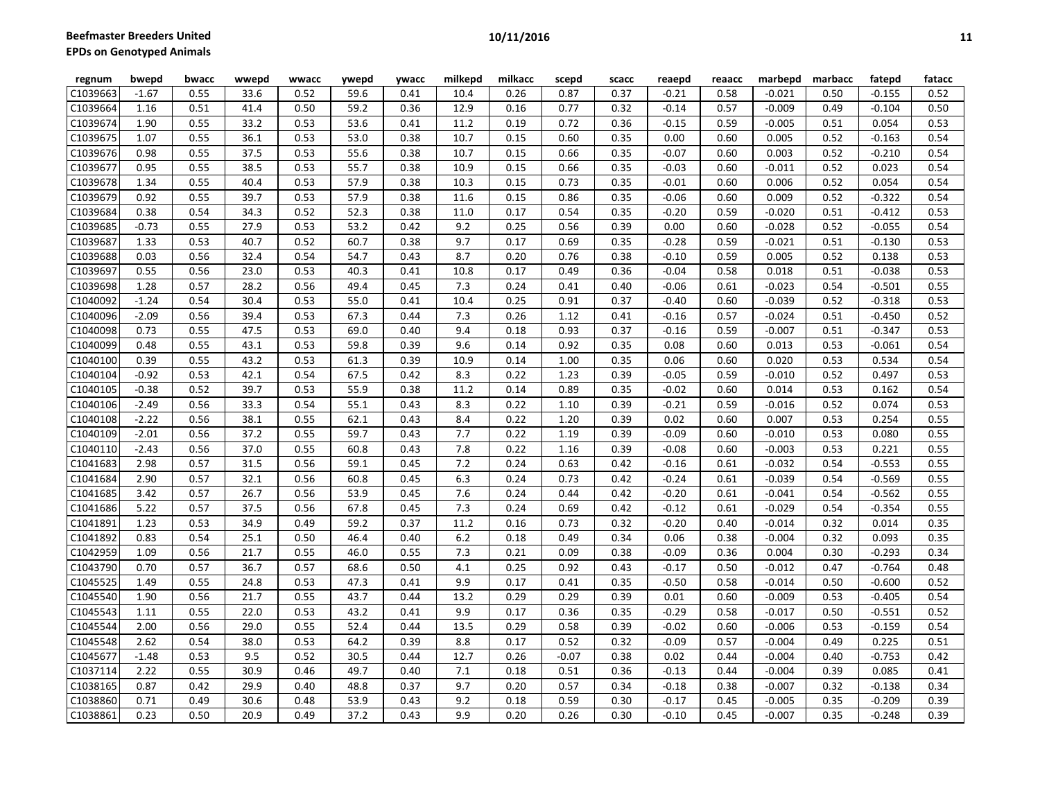| regnum | bwepd | bwacc | wwepd | wwacc | ywepd | ywacc | milkepd | milkacc | scepd | scacc | reaepd | reaacc | marbepd | marbacc | fatepd | fatacc |
|---|---|---|---|---|---|---|---|---|---|---|---|---|---|---|---|---|
| C1039663 | -1.67 | 0.55 | 33.6 | 0.52 | 59.6 | 0.41 | 10.4 | 0.26 | 0.87 | 0.37 | -0.21 | 0.58 | -0.021 | 0.50 | -0.155 | 0.52 |
| C1039664 | 1.16 | 0.51 | 41.4 | 0.50 | 59.2 | 0.36 | 12.9 | 0.16 | 0.77 | 0.32 | -0.14 | 0.57 | -0.009 | 0.49 | -0.104 | 0.50 |
| C1039674 | 1.90 | 0.55 | 33.2 | 0.53 | 53.6 | 0.41 | 11.2 | 0.19 | 0.72 | 0.36 | -0.15 | 0.59 | -0.005 | 0.51 | 0.054 | 0.53 |
| C1039675 | 1.07 | 0.55 | 36.1 | 0.53 | 53.0 | 0.38 | 10.7 | 0.15 | 0.60 | 0.35 | 0.00 | 0.60 | 0.005 | 0.52 | -0.163 | 0.54 |
| C1039676 | 0.98 | 0.55 | 37.5 | 0.53 | 55.6 | 0.38 | 10.7 | 0.15 | 0.66 | 0.35 | -0.07 | 0.60 | 0.003 | 0.52 | -0.210 | 0.54 |
| C1039677 | 0.95 | 0.55 | 38.5 | 0.53 | 55.7 | 0.38 | 10.9 | 0.15 | 0.66 | 0.35 | -0.03 | 0.60 | -0.011 | 0.52 | 0.023 | 0.54 |
| C1039678 | 1.34 | 0.55 | 40.4 | 0.53 | 57.9 | 0.38 | 10.3 | 0.15 | 0.73 | 0.35 | -0.01 | 0.60 | 0.006 | 0.52 | 0.054 | 0.54 |
| C1039679 | 0.92 | 0.55 | 39.7 | 0.53 | 57.9 | 0.38 | 11.6 | 0.15 | 0.86 | 0.35 | -0.06 | 0.60 | 0.009 | 0.52 | -0.322 | 0.54 |
| C1039684 | 0.38 | 0.54 | 34.3 | 0.52 | 52.3 | 0.38 | 11.0 | 0.17 | 0.54 | 0.35 | -0.20 | 0.59 | -0.020 | 0.51 | -0.412 | 0.53 |
| C1039685 | -0.73 | 0.55 | 27.9 | 0.53 | 53.2 | 0.42 | 9.2 | 0.25 | 0.56 | 0.39 | 0.00 | 0.60 | -0.028 | 0.52 | -0.055 | 0.54 |
| C1039687 | 1.33 | 0.53 | 40.7 | 0.52 | 60.7 | 0.38 | 9.7 | 0.17 | 0.69 | 0.35 | -0.28 | 0.59 | -0.021 | 0.51 | -0.130 | 0.53 |
| C1039688 | 0.03 | 0.56 | 32.4 | 0.54 | 54.7 | 0.43 | 8.7 | 0.20 | 0.76 | 0.38 | -0.10 | 0.59 | 0.005 | 0.52 | 0.138 | 0.53 |
| C1039697 | 0.55 | 0.56 | 23.0 | 0.53 | 40.3 | 0.41 | 10.8 | 0.17 | 0.49 | 0.36 | -0.04 | 0.58 | 0.018 | 0.51 | -0.038 | 0.53 |
| C1039698 | 1.28 | 0.57 | 28.2 | 0.56 | 49.4 | 0.45 | 7.3 | 0.24 | 0.41 | 0.40 | -0.06 | 0.61 | -0.023 | 0.54 | -0.501 | 0.55 |
| C1040092 | -1.24 | 0.54 | 30.4 | 0.53 | 55.0 | 0.41 | 10.4 | 0.25 | 0.91 | 0.37 | -0.40 | 0.60 | -0.039 | 0.52 | -0.318 | 0.53 |
| C1040096 | -2.09 | 0.56 | 39.4 | 0.53 | 67.3 | 0.44 | 7.3 | 0.26 | 1.12 | 0.41 | -0.16 | 0.57 | -0.024 | 0.51 | -0.450 | 0.52 |
| C1040098 | 0.73 | 0.55 | 47.5 | 0.53 | 69.0 | 0.40 | 9.4 | 0.18 | 0.93 | 0.37 | -0.16 | 0.59 | -0.007 | 0.51 | -0.347 | 0.53 |
| C1040099 | 0.48 | 0.55 | 43.1 | 0.53 | 59.8 | 0.39 | 9.6 | 0.14 | 0.92 | 0.35 | 0.08 | 0.60 | 0.013 | 0.53 | -0.061 | 0.54 |
| C1040100 | 0.39 | 0.55 | 43.2 | 0.53 | 61.3 | 0.39 | 10.9 | 0.14 | 1.00 | 0.35 | 0.06 | 0.60 | 0.020 | 0.53 | 0.534 | 0.54 |
| C1040104 | -0.92 | 0.53 | 42.1 | 0.54 | 67.5 | 0.42 | 8.3 | 0.22 | 1.23 | 0.39 | -0.05 | 0.59 | -0.010 | 0.52 | 0.497 | 0.53 |
| C1040105 | -0.38 | 0.52 | 39.7 | 0.53 | 55.9 | 0.38 | 11.2 | 0.14 | 0.89 | 0.35 | -0.02 | 0.60 | 0.014 | 0.53 | 0.162 | 0.54 |
| C1040106 | -2.49 | 0.56 | 33.3 | 0.54 | 55.1 | 0.43 | 8.3 | 0.22 | 1.10 | 0.39 | -0.21 | 0.59 | -0.016 | 0.52 | 0.074 | 0.53 |
| C1040108 | -2.22 | 0.56 | 38.1 | 0.55 | 62.1 | 0.43 | 8.4 | 0.22 | 1.20 | 0.39 | 0.02 | 0.60 | 0.007 | 0.53 | 0.254 | 0.55 |
| C1040109 | -2.01 | 0.56 | 37.2 | 0.55 | 59.7 | 0.43 | 7.7 | 0.22 | 1.19 | 0.39 | -0.09 | 0.60 | -0.010 | 0.53 | 0.080 | 0.55 |
| C1040110 | -2.43 | 0.56 | 37.0 | 0.55 | 60.8 | 0.43 | 7.8 | 0.22 | 1.16 | 0.39 | -0.08 | 0.60 | -0.003 | 0.53 | 0.221 | 0.55 |
| C1041683 | 2.98 | 0.57 | 31.5 | 0.56 | 59.1 | 0.45 | 7.2 | 0.24 | 0.63 | 0.42 | -0.16 | 0.61 | -0.032 | 0.54 | -0.553 | 0.55 |
| C1041684 | 2.90 | 0.57 | 32.1 | 0.56 | 60.8 | 0.45 | 6.3 | 0.24 | 0.73 | 0.42 | -0.24 | 0.61 | -0.039 | 0.54 | -0.569 | 0.55 |
| C1041685 | 3.42 | 0.57 | 26.7 | 0.56 | 53.9 | 0.45 | 7.6 | 0.24 | 0.44 | 0.42 | -0.20 | 0.61 | -0.041 | 0.54 | -0.562 | 0.55 |
| C1041686 | 5.22 | 0.57 | 37.5 | 0.56 | 67.8 | 0.45 | 7.3 | 0.24 | 0.69 | 0.42 | -0.12 | 0.61 | -0.029 | 0.54 | -0.354 | 0.55 |
| C1041891 | 1.23 | 0.53 | 34.9 | 0.49 | 59.2 | 0.37 | 11.2 | 0.16 | 0.73 | 0.32 | -0.20 | 0.40 | -0.014 | 0.32 | 0.014 | 0.35 |
| C1041892 | 0.83 | 0.54 | 25.1 | 0.50 | 46.4 | 0.40 | 6.2 | 0.18 | 0.49 | 0.34 | 0.06 | 0.38 | -0.004 | 0.32 | 0.093 | 0.35 |
| C1042959 | 1.09 | 0.56 | 21.7 | 0.55 | 46.0 | 0.55 | 7.3 | 0.21 | 0.09 | 0.38 | -0.09 | 0.36 | 0.004 | 0.30 | -0.293 | 0.34 |
| C1043790 | 0.70 | 0.57 | 36.7 | 0.57 | 68.6 | 0.50 | 4.1 | 0.25 | 0.92 | 0.43 | -0.17 | 0.50 | -0.012 | 0.47 | -0.764 | 0.48 |
| C1045525 | 1.49 | 0.55 | 24.8 | 0.53 | 47.3 | 0.41 | 9.9 | 0.17 | 0.41 | 0.35 | -0.50 | 0.58 | -0.014 | 0.50 | -0.600 | 0.52 |
| C1045540 | 1.90 | 0.56 | 21.7 | 0.55 | 43.7 | 0.44 | 13.2 | 0.29 | 0.29 | 0.39 | 0.01 | 0.60 | -0.009 | 0.53 | -0.405 | 0.54 |
| C1045543 | 1.11 | 0.55 | 22.0 | 0.53 | 43.2 | 0.41 | 9.9 | 0.17 | 0.36 | 0.35 | -0.29 | 0.58 | -0.017 | 0.50 | -0.551 | 0.52 |
| C1045544 | 2.00 | 0.56 | 29.0 | 0.55 | 52.4 | 0.44 | 13.5 | 0.29 | 0.58 | 0.39 | -0.02 | 0.60 | -0.006 | 0.53 | -0.159 | 0.54 |
| C1045548 | 2.62 | 0.54 | 38.0 | 0.53 | 64.2 | 0.39 | 8.8 | 0.17 | 0.52 | 0.32 | -0.09 | 0.57 | -0.004 | 0.49 | 0.225 | 0.51 |
| C1045677 | -1.48 | 0.53 | 9.5 | 0.52 | 30.5 | 0.44 | 12.7 | 0.26 | -0.07 | 0.38 | 0.02 | 0.44 | -0.004 | 0.40 | -0.753 | 0.42 |
| C1037114 | 2.22 | 0.55 | 30.9 | 0.46 | 49.7 | 0.40 | 7.1 | 0.18 | 0.51 | 0.36 | -0.13 | 0.44 | -0.004 | 0.39 | 0.085 | 0.41 |
| C1038165 | 0.87 | 0.42 | 29.9 | 0.40 | 48.8 | 0.37 | 9.7 | 0.20 | 0.57 | 0.34 | -0.18 | 0.38 | -0.007 | 0.32 | -0.138 | 0.34 |
| C1038860 | 0.71 | 0.49 | 30.6 | 0.48 | 53.9 | 0.43 | 9.2 | 0.18 | 0.59 | 0.30 | -0.17 | 0.45 | -0.005 | 0.35 | -0.209 | 0.39 |
| C1038861 | 0.23 | 0.50 | 20.9 | 0.49 | 37.2 | 0.43 | 9.9 | 0.20 | 0.26 | 0.30 | -0.10 | 0.45 | -0.007 | 0.35 | -0.248 | 0.39 |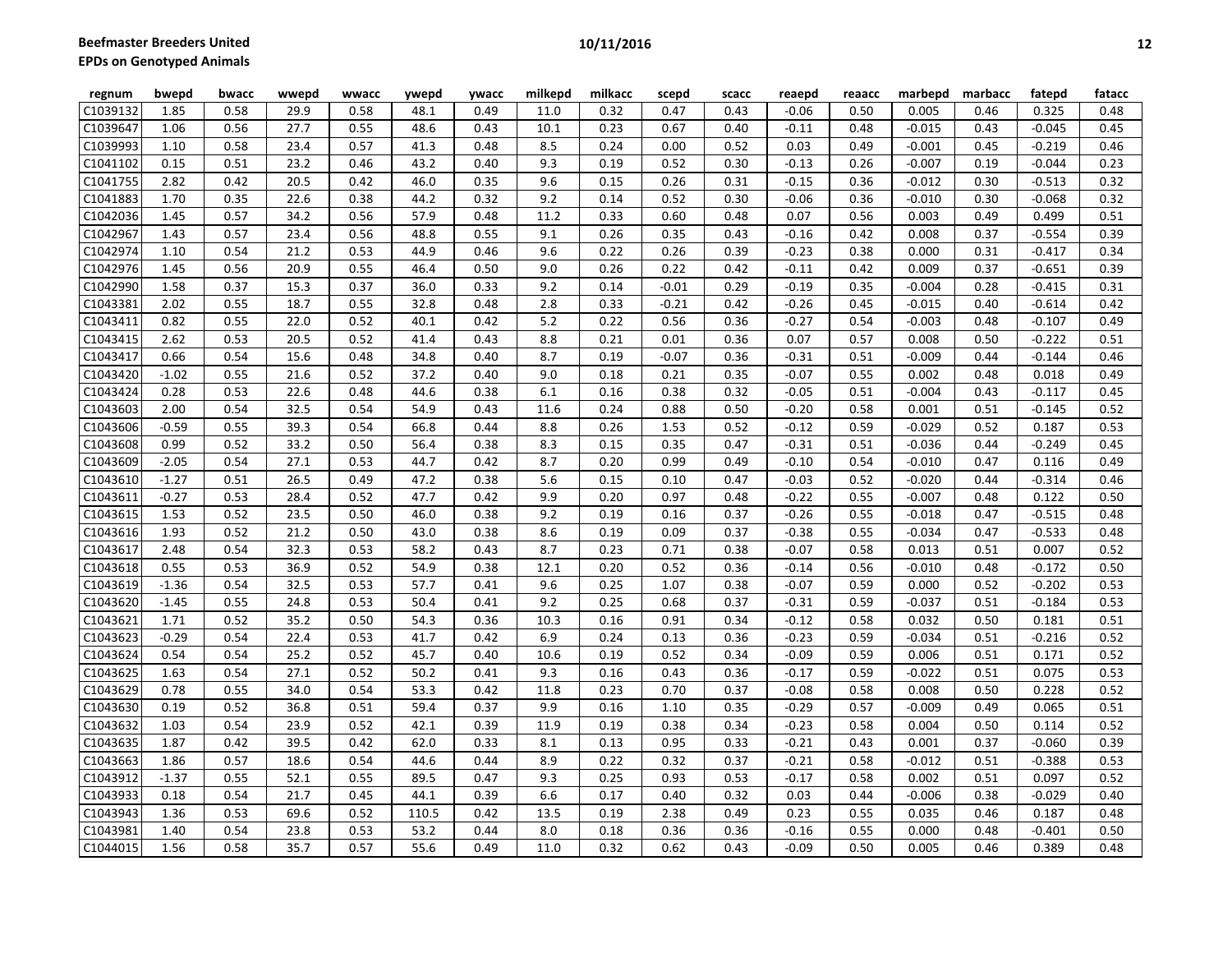**Beefmaster Breeders United**
**EPDs on Genotyped Animals**

**10/11/2016**

| regnum | bwepd | bwacc | wwepd | wwacc | ywepd | ywacc | milkepd | milkacc | scepd | scacc | reaepd | reaacc | marbepd | marbacc | fatepd | fatacc |
|---|---|---|---|---|---|---|---|---|---|---|---|---|---|---|---|---|
| C1039132 | 1.85 | 0.58 | 29.9 | 0.58 | 48.1 | 0.49 | 11.0 | 0.32 | 0.47 | 0.43 | -0.06 | 0.50 | 0.005 | 0.46 | 0.325 | 0.48 |
| C1039647 | 1.06 | 0.56 | 27.7 | 0.55 | 48.6 | 0.43 | 10.1 | 0.23 | 0.67 | 0.40 | -0.11 | 0.48 | -0.015 | 0.43 | -0.045 | 0.45 |
| C1039993 | 1.10 | 0.58 | 23.4 | 0.57 | 41.3 | 0.48 | 8.5 | 0.24 | 0.00 | 0.52 | 0.03 | 0.49 | -0.001 | 0.45 | -0.219 | 0.46 |
| C1041102 | 0.15 | 0.51 | 23.2 | 0.46 | 43.2 | 0.40 | 9.3 | 0.19 | 0.52 | 0.30 | -0.13 | 0.26 | -0.007 | 0.19 | -0.044 | 0.23 |
| C1041755 | 2.82 | 0.42 | 20.5 | 0.42 | 46.0 | 0.35 | 9.6 | 0.15 | 0.26 | 0.31 | -0.15 | 0.36 | -0.012 | 0.30 | -0.513 | 0.32 |
| C1041883 | 1.70 | 0.35 | 22.6 | 0.38 | 44.2 | 0.32 | 9.2 | 0.14 | 0.52 | 0.30 | -0.06 | 0.36 | -0.010 | 0.30 | -0.068 | 0.32 |
| C1042036 | 1.45 | 0.57 | 34.2 | 0.56 | 57.9 | 0.48 | 11.2 | 0.33 | 0.60 | 0.48 | 0.07 | 0.56 | 0.003 | 0.49 | 0.499 | 0.51 |
| C1042967 | 1.43 | 0.57 | 23.4 | 0.56 | 48.8 | 0.55 | 9.1 | 0.26 | 0.35 | 0.43 | -0.16 | 0.42 | 0.008 | 0.37 | -0.554 | 0.39 |
| C1042974 | 1.10 | 0.54 | 21.2 | 0.53 | 44.9 | 0.46 | 9.6 | 0.22 | 0.26 | 0.39 | -0.23 | 0.38 | 0.000 | 0.31 | -0.417 | 0.34 |
| C1042976 | 1.45 | 0.56 | 20.9 | 0.55 | 46.4 | 0.50 | 9.0 | 0.26 | 0.22 | 0.42 | -0.11 | 0.42 | 0.009 | 0.37 | -0.651 | 0.39 |
| C1042990 | 1.58 | 0.37 | 15.3 | 0.37 | 36.0 | 0.33 | 9.2 | 0.14 | -0.01 | 0.29 | -0.19 | 0.35 | -0.004 | 0.28 | -0.415 | 0.31 |
| C1043381 | 2.02 | 0.55 | 18.7 | 0.55 | 32.8 | 0.48 | 2.8 | 0.33 | -0.21 | 0.42 | -0.26 | 0.45 | -0.015 | 0.40 | -0.614 | 0.42 |
| C1043411 | 0.82 | 0.55 | 22.0 | 0.52 | 40.1 | 0.42 | 5.2 | 0.22 | 0.56 | 0.36 | -0.27 | 0.54 | -0.003 | 0.48 | -0.107 | 0.49 |
| C1043415 | 2.62 | 0.53 | 20.5 | 0.52 | 41.4 | 0.43 | 8.8 | 0.21 | 0.01 | 0.36 | 0.07 | 0.57 | 0.008 | 0.50 | -0.222 | 0.51 |
| C1043417 | 0.66 | 0.54 | 15.6 | 0.48 | 34.8 | 0.40 | 8.7 | 0.19 | -0.07 | 0.36 | -0.31 | 0.51 | -0.009 | 0.44 | -0.144 | 0.46 |
| C1043420 | -1.02 | 0.55 | 21.6 | 0.52 | 37.2 | 0.40 | 9.0 | 0.18 | 0.21 | 0.35 | -0.07 | 0.55 | 0.002 | 0.48 | 0.018 | 0.49 |
| C1043424 | 0.28 | 0.53 | 22.6 | 0.48 | 44.6 | 0.38 | 6.1 | 0.16 | 0.38 | 0.32 | -0.05 | 0.51 | -0.004 | 0.43 | -0.117 | 0.45 |
| C1043603 | 2.00 | 0.54 | 32.5 | 0.54 | 54.9 | 0.43 | 11.6 | 0.24 | 0.88 | 0.50 | -0.20 | 0.58 | 0.001 | 0.51 | -0.145 | 0.52 |
| C1043606 | -0.59 | 0.55 | 39.3 | 0.54 | 66.8 | 0.44 | 8.8 | 0.26 | 1.53 | 0.52 | -0.12 | 0.59 | -0.029 | 0.52 | 0.187 | 0.53 |
| C1043608 | 0.99 | 0.52 | 33.2 | 0.50 | 56.4 | 0.38 | 8.3 | 0.15 | 0.35 | 0.47 | -0.31 | 0.51 | -0.036 | 0.44 | -0.249 | 0.45 |
| C1043609 | -2.05 | 0.54 | 27.1 | 0.53 | 44.7 | 0.42 | 8.7 | 0.20 | 0.99 | 0.49 | -0.10 | 0.54 | -0.010 | 0.47 | 0.116 | 0.49 |
| C1043610 | -1.27 | 0.51 | 26.5 | 0.49 | 47.2 | 0.38 | 5.6 | 0.15 | 0.10 | 0.47 | -0.03 | 0.52 | -0.020 | 0.44 | -0.314 | 0.46 |
| C1043611 | -0.27 | 0.53 | 28.4 | 0.52 | 47.7 | 0.42 | 9.9 | 0.20 | 0.97 | 0.48 | -0.22 | 0.55 | -0.007 | 0.48 | 0.122 | 0.50 |
| C1043615 | 1.53 | 0.52 | 23.5 | 0.50 | 46.0 | 0.38 | 9.2 | 0.19 | 0.16 | 0.37 | -0.26 | 0.55 | -0.018 | 0.47 | -0.515 | 0.48 |
| C1043616 | 1.93 | 0.52 | 21.2 | 0.50 | 43.0 | 0.38 | 8.6 | 0.19 | 0.09 | 0.37 | -0.38 | 0.55 | -0.034 | 0.47 | -0.533 | 0.48 |
| C1043617 | 2.48 | 0.54 | 32.3 | 0.53 | 58.2 | 0.43 | 8.7 | 0.23 | 0.71 | 0.38 | -0.07 | 0.58 | 0.013 | 0.51 | 0.007 | 0.52 |
| C1043618 | 0.55 | 0.53 | 36.9 | 0.52 | 54.9 | 0.38 | 12.1 | 0.20 | 0.52 | 0.36 | -0.14 | 0.56 | -0.010 | 0.48 | -0.172 | 0.50 |
| C1043619 | -1.36 | 0.54 | 32.5 | 0.53 | 57.7 | 0.41 | 9.6 | 0.25 | 1.07 | 0.38 | -0.07 | 0.59 | 0.000 | 0.52 | -0.202 | 0.53 |
| C1043620 | -1.45 | 0.55 | 24.8 | 0.53 | 50.4 | 0.41 | 9.2 | 0.25 | 0.68 | 0.37 | -0.31 | 0.59 | -0.037 | 0.51 | -0.184 | 0.53 |
| C1043621 | 1.71 | 0.52 | 35.2 | 0.50 | 54.3 | 0.36 | 10.3 | 0.16 | 0.91 | 0.34 | -0.12 | 0.58 | 0.032 | 0.50 | 0.181 | 0.51 |
| C1043623 | -0.29 | 0.54 | 22.4 | 0.53 | 41.7 | 0.42 | 6.9 | 0.24 | 0.13 | 0.36 | -0.23 | 0.59 | -0.034 | 0.51 | -0.216 | 0.52 |
| C1043624 | 0.54 | 0.54 | 25.2 | 0.52 | 45.7 | 0.40 | 10.6 | 0.19 | 0.52 | 0.34 | -0.09 | 0.59 | 0.006 | 0.51 | 0.171 | 0.52 |
| C1043625 | 1.63 | 0.54 | 27.1 | 0.52 | 50.2 | 0.41 | 9.3 | 0.16 | 0.43 | 0.36 | -0.17 | 0.59 | -0.022 | 0.51 | 0.075 | 0.53 |
| C1043629 | 0.78 | 0.55 | 34.0 | 0.54 | 53.3 | 0.42 | 11.8 | 0.23 | 0.70 | 0.37 | -0.08 | 0.58 | 0.008 | 0.50 | 0.228 | 0.52 |
| C1043630 | 0.19 | 0.52 | 36.8 | 0.51 | 59.4 | 0.37 | 9.9 | 0.16 | 1.10 | 0.35 | -0.29 | 0.57 | -0.009 | 0.49 | 0.065 | 0.51 |
| C1043632 | 1.03 | 0.54 | 23.9 | 0.52 | 42.1 | 0.39 | 11.9 | 0.19 | 0.38 | 0.34 | -0.23 | 0.58 | 0.004 | 0.50 | 0.114 | 0.52 |
| C1043635 | 1.87 | 0.42 | 39.5 | 0.42 | 62.0 | 0.33 | 8.1 | 0.13 | 0.95 | 0.33 | -0.21 | 0.43 | 0.001 | 0.37 | -0.060 | 0.39 |
| C1043663 | 1.86 | 0.57 | 18.6 | 0.54 | 44.6 | 0.44 | 8.9 | 0.22 | 0.32 | 0.37 | -0.21 | 0.58 | -0.012 | 0.51 | -0.388 | 0.53 |
| C1043912 | -1.37 | 0.55 | 52.1 | 0.55 | 89.5 | 0.47 | 9.3 | 0.25 | 0.93 | 0.53 | -0.17 | 0.58 | 0.002 | 0.51 | 0.097 | 0.52 |
| C1043933 | 0.18 | 0.54 | 21.7 | 0.45 | 44.1 | 0.39 | 6.6 | 0.17 | 0.40 | 0.32 | 0.03 | 0.44 | -0.006 | 0.38 | -0.029 | 0.40 |
| C1043943 | 1.36 | 0.53 | 69.6 | 0.52 | 110.5 | 0.42 | 13.5 | 0.19 | 2.38 | 0.49 | 0.23 | 0.55 | 0.035 | 0.46 | 0.187 | 0.48 |
| C1043981 | 1.40 | 0.54 | 23.8 | 0.53 | 53.2 | 0.44 | 8.0 | 0.18 | 0.36 | 0.36 | -0.16 | 0.55 | 0.000 | 0.48 | -0.401 | 0.50 |
| C1044015 | 1.56 | 0.58 | 35.7 | 0.57 | 55.6 | 0.49 | 11.0 | 0.32 | 0.62 | 0.43 | -0.09 | 0.50 | 0.005 | 0.46 | 0.389 | 0.48 |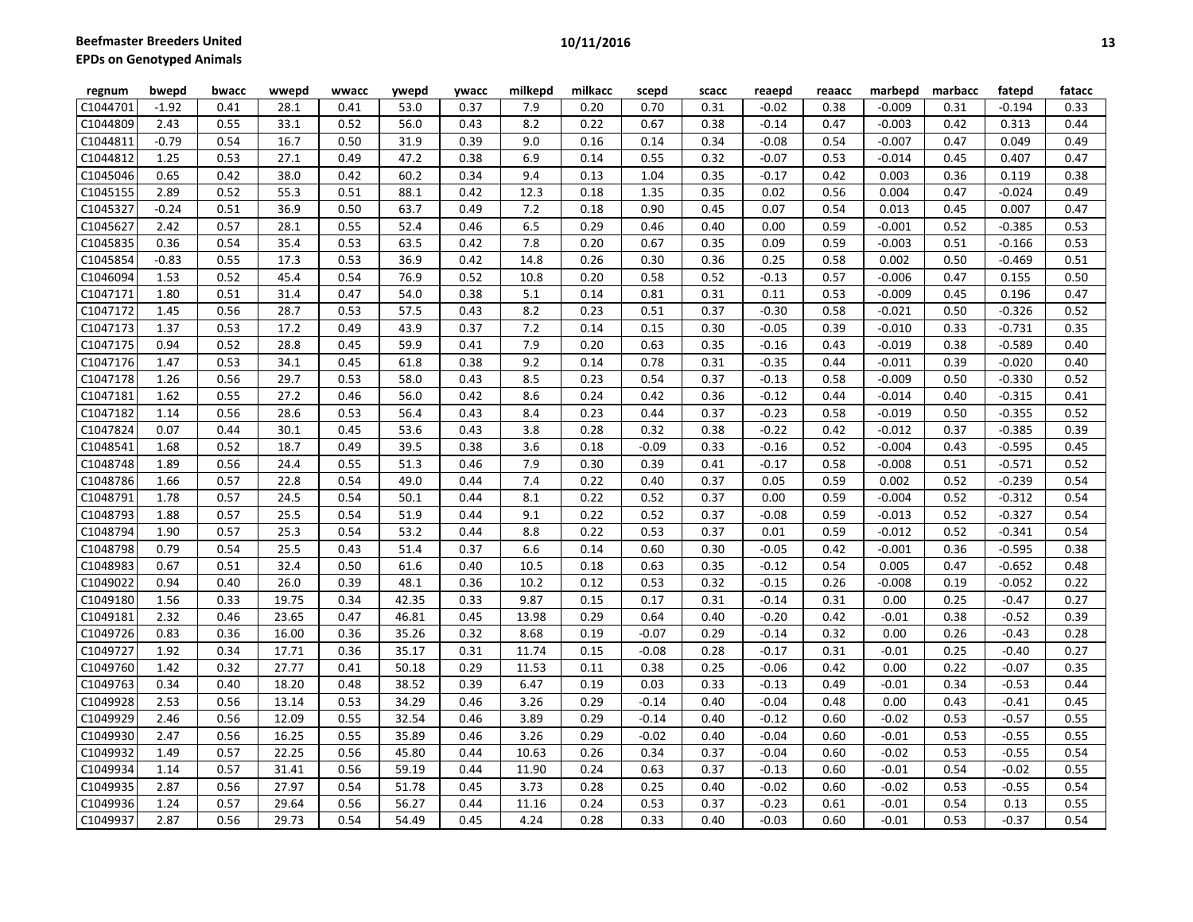**Beefmaster Breeders United**
**EPDs on Genotyped Animals**

| regnum | bwepd | bwacc | wwepd | wwacc | ywepd | ywacc | milkepd | milkacc | scepd | scacc | reaepd | reaacc | marbepd | marbacc | fatepd | fatacc |
|---|---|---|---|---|---|---|---|---|---|---|---|---|---|---|---|---|
| C1044701 | -1.92 | 0.41 | 28.1 | 0.41 | 53.0 | 0.37 | 7.9 | 0.20 | 0.70 | 0.31 | -0.02 | 0.38 | -0.009 | 0.31 | -0.194 | 0.33 |
| C1044809 | 2.43 | 0.55 | 33.1 | 0.52 | 56.0 | 0.43 | 8.2 | 0.22 | 0.67 | 0.38 | -0.14 | 0.47 | -0.003 | 0.42 | 0.313 | 0.44 |
| C1044811 | -0.79 | 0.54 | 16.7 | 0.50 | 31.9 | 0.39 | 9.0 | 0.16 | 0.14 | 0.34 | -0.08 | 0.54 | -0.007 | 0.47 | 0.049 | 0.49 |
| C1044812 | 1.25 | 0.53 | 27.1 | 0.49 | 47.2 | 0.38 | 6.9 | 0.14 | 0.55 | 0.32 | -0.07 | 0.53 | -0.014 | 0.45 | 0.407 | 0.47 |
| C1045046 | 0.65 | 0.42 | 38.0 | 0.42 | 60.2 | 0.34 | 9.4 | 0.13 | 1.04 | 0.35 | -0.17 | 0.42 | 0.003 | 0.36 | 0.119 | 0.38 |
| C1045155 | 2.89 | 0.52 | 55.3 | 0.51 | 88.1 | 0.42 | 12.3 | 0.18 | 1.35 | 0.35 | 0.02 | 0.56 | 0.004 | 0.47 | -0.024 | 0.49 |
| C1045327 | -0.24 | 0.51 | 36.9 | 0.50 | 63.7 | 0.49 | 7.2 | 0.18 | 0.90 | 0.45 | 0.07 | 0.54 | 0.013 | 0.45 | 0.007 | 0.47 |
| C1045627 | 2.42 | 0.57 | 28.1 | 0.55 | 52.4 | 0.46 | 6.5 | 0.29 | 0.46 | 0.40 | 0.00 | 0.59 | -0.001 | 0.52 | -0.385 | 0.53 |
| C1045835 | 0.36 | 0.54 | 35.4 | 0.53 | 63.5 | 0.42 | 7.8 | 0.20 | 0.67 | 0.35 | 0.09 | 0.59 | -0.003 | 0.51 | -0.166 | 0.53 |
| C1045854 | -0.83 | 0.55 | 17.3 | 0.53 | 36.9 | 0.42 | 14.8 | 0.26 | 0.30 | 0.36 | 0.25 | 0.58 | 0.002 | 0.50 | -0.469 | 0.51 |
| C1046094 | 1.53 | 0.52 | 45.4 | 0.54 | 76.9 | 0.52 | 10.8 | 0.20 | 0.58 | 0.52 | -0.13 | 0.57 | -0.006 | 0.47 | 0.155 | 0.50 |
| C1047171 | 1.80 | 0.51 | 31.4 | 0.47 | 54.0 | 0.38 | 5.1 | 0.14 | 0.81 | 0.31 | 0.11 | 0.53 | -0.009 | 0.45 | 0.196 | 0.47 |
| C1047172 | 1.45 | 0.56 | 28.7 | 0.53 | 57.5 | 0.43 | 8.2 | 0.23 | 0.51 | 0.37 | -0.30 | 0.58 | -0.021 | 0.50 | -0.326 | 0.52 |
| C1047173 | 1.37 | 0.53 | 17.2 | 0.49 | 43.9 | 0.37 | 7.2 | 0.14 | 0.15 | 0.30 | -0.05 | 0.39 | -0.010 | 0.33 | -0.731 | 0.35 |
| C1047175 | 0.94 | 0.52 | 28.8 | 0.45 | 59.9 | 0.41 | 7.9 | 0.20 | 0.63 | 0.35 | -0.16 | 0.43 | -0.019 | 0.38 | -0.589 | 0.40 |
| C1047176 | 1.47 | 0.53 | 34.1 | 0.45 | 61.8 | 0.38 | 9.2 | 0.14 | 0.78 | 0.31 | -0.35 | 0.44 | -0.011 | 0.39 | -0.020 | 0.40 |
| C1047178 | 1.26 | 0.56 | 29.7 | 0.53 | 58.0 | 0.43 | 8.5 | 0.23 | 0.54 | 0.37 | -0.13 | 0.58 | -0.009 | 0.50 | -0.330 | 0.52 |
| C1047181 | 1.62 | 0.55 | 27.2 | 0.46 | 56.0 | 0.42 | 8.6 | 0.24 | 0.42 | 0.36 | -0.12 | 0.44 | -0.014 | 0.40 | -0.315 | 0.41 |
| C1047182 | 1.14 | 0.56 | 28.6 | 0.53 | 56.4 | 0.43 | 8.4 | 0.23 | 0.44 | 0.37 | -0.23 | 0.58 | -0.019 | 0.50 | -0.355 | 0.52 |
| C1047824 | 0.07 | 0.44 | 30.1 | 0.45 | 53.6 | 0.43 | 3.8 | 0.28 | 0.32 | 0.38 | -0.22 | 0.42 | -0.012 | 0.37 | -0.385 | 0.39 |
| C1048541 | 1.68 | 0.52 | 18.7 | 0.49 | 39.5 | 0.38 | 3.6 | 0.18 | -0.09 | 0.33 | -0.16 | 0.52 | -0.004 | 0.43 | -0.595 | 0.45 |
| C1048748 | 1.89 | 0.56 | 24.4 | 0.55 | 51.3 | 0.46 | 7.9 | 0.30 | 0.39 | 0.41 | -0.17 | 0.58 | -0.008 | 0.51 | -0.571 | 0.52 |
| C1048786 | 1.66 | 0.57 | 22.8 | 0.54 | 49.0 | 0.44 | 7.4 | 0.22 | 0.40 | 0.37 | 0.05 | 0.59 | 0.002 | 0.52 | -0.239 | 0.54 |
| C1048791 | 1.78 | 0.57 | 24.5 | 0.54 | 50.1 | 0.44 | 8.1 | 0.22 | 0.52 | 0.37 | 0.00 | 0.59 | -0.004 | 0.52 | -0.312 | 0.54 |
| C1048793 | 1.88 | 0.57 | 25.5 | 0.54 | 51.9 | 0.44 | 9.1 | 0.22 | 0.52 | 0.37 | -0.08 | 0.59 | -0.013 | 0.52 | -0.327 | 0.54 |
| C1048794 | 1.90 | 0.57 | 25.3 | 0.54 | 53.2 | 0.44 | 8.8 | 0.22 | 0.53 | 0.37 | 0.01 | 0.59 | -0.012 | 0.52 | -0.341 | 0.54 |
| C1048798 | 0.79 | 0.54 | 25.5 | 0.43 | 51.4 | 0.37 | 6.6 | 0.14 | 0.60 | 0.30 | -0.05 | 0.42 | -0.001 | 0.36 | -0.595 | 0.38 |
| C1048983 | 0.67 | 0.51 | 32.4 | 0.50 | 61.6 | 0.40 | 10.5 | 0.18 | 0.63 | 0.35 | -0.12 | 0.54 | 0.005 | 0.47 | -0.652 | 0.48 |
| C1049022 | 0.94 | 0.40 | 26.0 | 0.39 | 48.1 | 0.36 | 10.2 | 0.12 | 0.53 | 0.32 | -0.15 | 0.26 | -0.008 | 0.19 | -0.052 | 0.22 |
| C1049180 | 1.56 | 0.33 | 19.75 | 0.34 | 42.35 | 0.33 | 9.87 | 0.15 | 0.17 | 0.31 | -0.14 | 0.31 | 0.00 | 0.25 | -0.47 | 0.27 |
| C1049181 | 2.32 | 0.46 | 23.65 | 0.47 | 46.81 | 0.45 | 13.98 | 0.29 | 0.64 | 0.40 | -0.20 | 0.42 | -0.01 | 0.38 | -0.52 | 0.39 |
| C1049726 | 0.83 | 0.36 | 16.00 | 0.36 | 35.26 | 0.32 | 8.68 | 0.19 | -0.07 | 0.29 | -0.14 | 0.32 | 0.00 | 0.26 | -0.43 | 0.28 |
| C1049727 | 1.92 | 0.34 | 17.71 | 0.36 | 35.17 | 0.31 | 11.74 | 0.15 | -0.08 | 0.28 | -0.17 | 0.31 | -0.01 | 0.25 | -0.40 | 0.27 |
| C1049760 | 1.42 | 0.32 | 27.77 | 0.41 | 50.18 | 0.29 | 11.53 | 0.11 | 0.38 | 0.25 | -0.06 | 0.42 | 0.00 | 0.22 | -0.07 | 0.35 |
| C1049763 | 0.34 | 0.40 | 18.20 | 0.48 | 38.52 | 0.39 | 6.47 | 0.19 | 0.03 | 0.33 | -0.13 | 0.49 | -0.01 | 0.34 | -0.53 | 0.44 |
| C1049928 | 2.53 | 0.56 | 13.14 | 0.53 | 34.29 | 0.46 | 3.26 | 0.29 | -0.14 | 0.40 | -0.04 | 0.48 | 0.00 | 0.43 | -0.41 | 0.45 |
| C1049929 | 2.46 | 0.56 | 12.09 | 0.55 | 32.54 | 0.46 | 3.89 | 0.29 | -0.14 | 0.40 | -0.12 | 0.60 | -0.02 | 0.53 | -0.57 | 0.55 |
| C1049930 | 2.47 | 0.56 | 16.25 | 0.55 | 35.89 | 0.46 | 3.26 | 0.29 | -0.02 | 0.40 | -0.04 | 0.60 | -0.01 | 0.53 | -0.55 | 0.55 |
| C1049932 | 1.49 | 0.57 | 22.25 | 0.56 | 45.80 | 0.44 | 10.63 | 0.26 | 0.34 | 0.37 | -0.04 | 0.60 | -0.02 | 0.53 | -0.55 | 0.54 |
| C1049934 | 1.14 | 0.57 | 31.41 | 0.56 | 59.19 | 0.44 | 11.90 | 0.24 | 0.63 | 0.37 | -0.13 | 0.60 | -0.01 | 0.54 | -0.02 | 0.55 |
| C1049935 | 2.87 | 0.56 | 27.97 | 0.54 | 51.78 | 0.45 | 3.73 | 0.28 | 0.25 | 0.40 | -0.02 | 0.60 | -0.02 | 0.53 | -0.55 | 0.54 |
| C1049936 | 1.24 | 0.57 | 29.64 | 0.56 | 56.27 | 0.44 | 11.16 | 0.24 | 0.53 | 0.37 | -0.23 | 0.61 | -0.01 | 0.54 | 0.13 | 0.55 |
| C1049937 | 2.87 | 0.56 | 29.73 | 0.54 | 54.49 | 0.45 | 4.24 | 0.28 | 0.33 | 0.40 | -0.03 | 0.60 | -0.01 | 0.53 | -0.37 | 0.54 |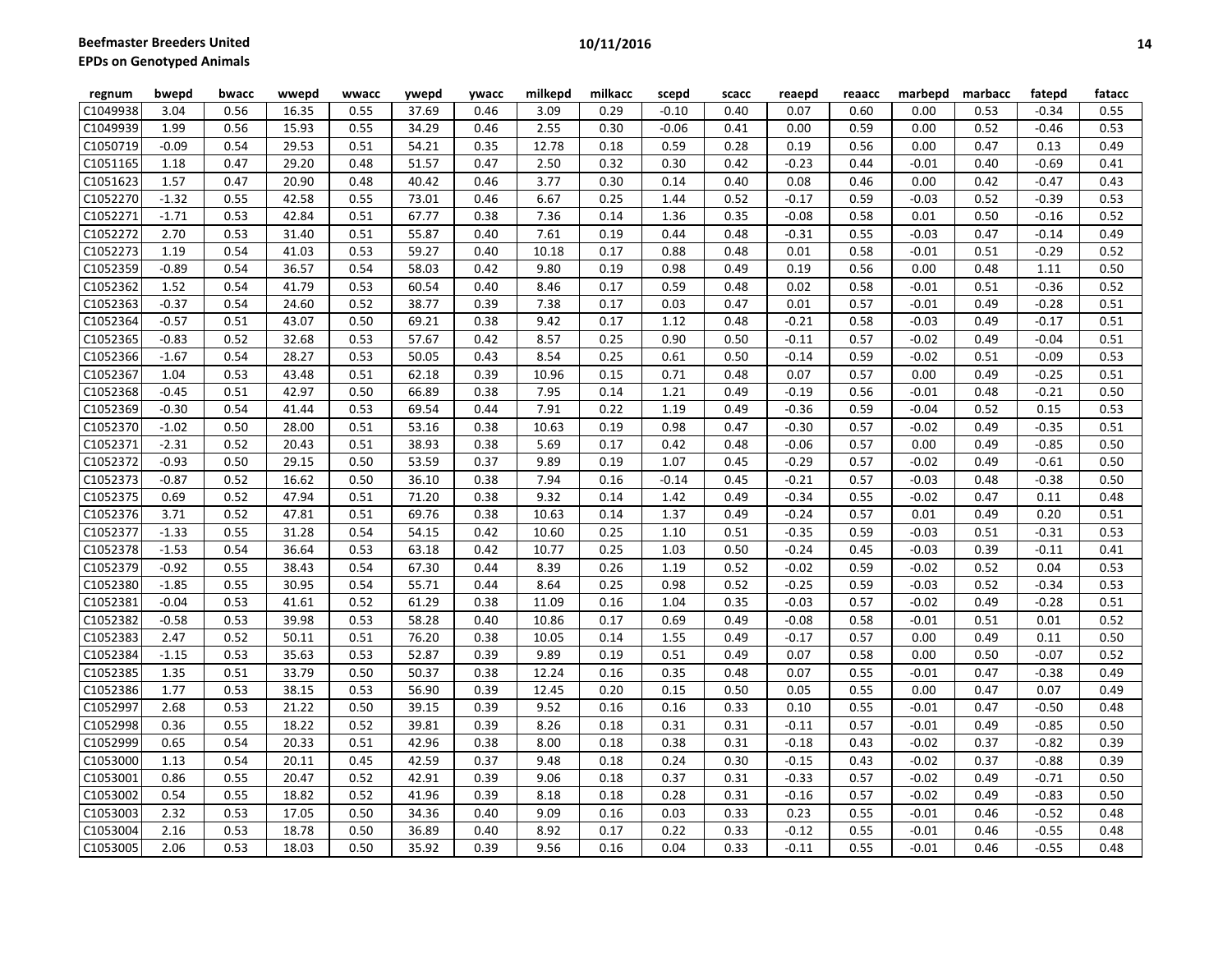| regnum | bwepd | bwacc | wwepd | wwacc | ywepd | ywacc | milkepd | milkacc | scepd | scacc | reaepd | reaacc | marbepd | marbacc | fatepd | fatacc |
|---|---|---|---|---|---|---|---|---|---|---|---|---|---|---|---|---|
| C1049938 | 3.04 | 0.56 | 16.35 | 0.55 | 37.69 | 0.46 | 3.09 | 0.29 | -0.10 | 0.40 | 0.07 | 0.60 | 0.00 | 0.53 | -0.34 | 0.55 |
| C1049939 | 1.99 | 0.56 | 15.93 | 0.55 | 34.29 | 0.46 | 2.55 | 0.30 | -0.06 | 0.41 | 0.00 | 0.59 | 0.00 | 0.52 | -0.46 | 0.53 |
| C1050719 | -0.09 | 0.54 | 29.53 | 0.51 | 54.21 | 0.35 | 12.78 | 0.18 | 0.59 | 0.28 | 0.19 | 0.56 | 0.00 | 0.47 | 0.13 | 0.49 |
| C1051165 | 1.18 | 0.47 | 29.20 | 0.48 | 51.57 | 0.47 | 2.50 | 0.32 | 0.30 | 0.42 | -0.23 | 0.44 | -0.01 | 0.40 | -0.69 | 0.41 |
| C1051623 | 1.57 | 0.47 | 20.90 | 0.48 | 40.42 | 0.46 | 3.77 | 0.30 | 0.14 | 0.40 | 0.08 | 0.46 | 0.00 | 0.42 | -0.47 | 0.43 |
| C1052270 | -1.32 | 0.55 | 42.58 | 0.55 | 73.01 | 0.46 | 6.67 | 0.25 | 1.44 | 0.52 | -0.17 | 0.59 | -0.03 | 0.52 | -0.39 | 0.53 |
| C1052271 | -1.71 | 0.53 | 42.84 | 0.51 | 67.77 | 0.38 | 7.36 | 0.14 | 1.36 | 0.35 | -0.08 | 0.58 | 0.01 | 0.50 | -0.16 | 0.52 |
| C1052272 | 2.70 | 0.53 | 31.40 | 0.51 | 55.87 | 0.40 | 7.61 | 0.19 | 0.44 | 0.48 | -0.31 | 0.55 | -0.03 | 0.47 | -0.14 | 0.49 |
| C1052273 | 1.19 | 0.54 | 41.03 | 0.53 | 59.27 | 0.40 | 10.18 | 0.17 | 0.88 | 0.48 | 0.01 | 0.58 | -0.01 | 0.51 | -0.29 | 0.52 |
| C1052359 | -0.89 | 0.54 | 36.57 | 0.54 | 58.03 | 0.42 | 9.80 | 0.19 | 0.98 | 0.49 | 0.19 | 0.56 | 0.00 | 0.48 | 1.11 | 0.50 |
| C1052362 | 1.52 | 0.54 | 41.79 | 0.53 | 60.54 | 0.40 | 8.46 | 0.17 | 0.59 | 0.48 | 0.02 | 0.58 | -0.01 | 0.51 | -0.36 | 0.52 |
| C1052363 | -0.37 | 0.54 | 24.60 | 0.52 | 38.77 | 0.39 | 7.38 | 0.17 | 0.03 | 0.47 | 0.01 | 0.57 | -0.01 | 0.49 | -0.28 | 0.51 |
| C1052364 | -0.57 | 0.51 | 43.07 | 0.50 | 69.21 | 0.38 | 9.42 | 0.17 | 1.12 | 0.48 | -0.21 | 0.58 | -0.03 | 0.49 | -0.17 | 0.51 |
| C1052365 | -0.83 | 0.52 | 32.68 | 0.53 | 57.67 | 0.42 | 8.57 | 0.25 | 0.90 | 0.50 | -0.11 | 0.57 | -0.02 | 0.49 | -0.04 | 0.51 |
| C1052366 | -1.67 | 0.54 | 28.27 | 0.53 | 50.05 | 0.43 | 8.54 | 0.25 | 0.61 | 0.50 | -0.14 | 0.59 | -0.02 | 0.51 | -0.09 | 0.53 |
| C1052367 | 1.04 | 0.53 | 43.48 | 0.51 | 62.18 | 0.39 | 10.96 | 0.15 | 0.71 | 0.48 | 0.07 | 0.57 | 0.00 | 0.49 | -0.25 | 0.51 |
| C1052368 | -0.45 | 0.51 | 42.97 | 0.50 | 66.89 | 0.38 | 7.95 | 0.14 | 1.21 | 0.49 | -0.19 | 0.56 | -0.01 | 0.48 | -0.21 | 0.50 |
| C1052369 | -0.30 | 0.54 | 41.44 | 0.53 | 69.54 | 0.44 | 7.91 | 0.22 | 1.19 | 0.49 | -0.36 | 0.59 | -0.04 | 0.52 | 0.15 | 0.53 |
| C1052370 | -1.02 | 0.50 | 28.00 | 0.51 | 53.16 | 0.38 | 10.63 | 0.19 | 0.98 | 0.47 | -0.30 | 0.57 | -0.02 | 0.49 | -0.35 | 0.51 |
| C1052371 | -2.31 | 0.52 | 20.43 | 0.51 | 38.93 | 0.38 | 5.69 | 0.17 | 0.42 | 0.48 | -0.06 | 0.57 | 0.00 | 0.49 | -0.85 | 0.50 |
| C1052372 | -0.93 | 0.50 | 29.15 | 0.50 | 53.59 | 0.37 | 9.89 | 0.19 | 1.07 | 0.45 | -0.29 | 0.57 | -0.02 | 0.49 | -0.61 | 0.50 |
| C1052373 | -0.87 | 0.52 | 16.62 | 0.50 | 36.10 | 0.38 | 7.94 | 0.16 | -0.14 | 0.45 | -0.21 | 0.57 | -0.03 | 0.48 | -0.38 | 0.50 |
| C1052375 | 0.69 | 0.52 | 47.94 | 0.51 | 71.20 | 0.38 | 9.32 | 0.14 | 1.42 | 0.49 | -0.34 | 0.55 | -0.02 | 0.47 | 0.11 | 0.48 |
| C1052376 | 3.71 | 0.52 | 47.81 | 0.51 | 69.76 | 0.38 | 10.63 | 0.14 | 1.37 | 0.49 | -0.24 | 0.57 | 0.01 | 0.49 | 0.20 | 0.51 |
| C1052377 | -1.33 | 0.55 | 31.28 | 0.54 | 54.15 | 0.42 | 10.60 | 0.25 | 1.10 | 0.51 | -0.35 | 0.59 | -0.03 | 0.51 | -0.31 | 0.53 |
| C1052378 | -1.53 | 0.54 | 36.64 | 0.53 | 63.18 | 0.42 | 10.77 | 0.25 | 1.03 | 0.50 | -0.24 | 0.45 | -0.03 | 0.39 | -0.11 | 0.41 |
| C1052379 | -0.92 | 0.55 | 38.43 | 0.54 | 67.30 | 0.44 | 8.39 | 0.26 | 1.19 | 0.52 | -0.02 | 0.59 | -0.02 | 0.52 | 0.04 | 0.53 |
| C1052380 | -1.85 | 0.55 | 30.95 | 0.54 | 55.71 | 0.44 | 8.64 | 0.25 | 0.98 | 0.52 | -0.25 | 0.59 | -0.03 | 0.52 | -0.34 | 0.53 |
| C1052381 | -0.04 | 0.53 | 41.61 | 0.52 | 61.29 | 0.38 | 11.09 | 0.16 | 1.04 | 0.35 | -0.03 | 0.57 | -0.02 | 0.49 | -0.28 | 0.51 |
| C1052382 | -0.58 | 0.53 | 39.98 | 0.53 | 58.28 | 0.40 | 10.86 | 0.17 | 0.69 | 0.49 | -0.08 | 0.58 | -0.01 | 0.51 | 0.01 | 0.52 |
| C1052383 | 2.47 | 0.52 | 50.11 | 0.51 | 76.20 | 0.38 | 10.05 | 0.14 | 1.55 | 0.49 | -0.17 | 0.57 | 0.00 | 0.49 | 0.11 | 0.50 |
| C1052384 | -1.15 | 0.53 | 35.63 | 0.53 | 52.87 | 0.39 | 9.89 | 0.19 | 0.51 | 0.49 | 0.07 | 0.58 | 0.00 | 0.50 | -0.07 | 0.52 |
| C1052385 | 1.35 | 0.51 | 33.79 | 0.50 | 50.37 | 0.38 | 12.24 | 0.16 | 0.35 | 0.48 | 0.07 | 0.55 | -0.01 | 0.47 | -0.38 | 0.49 |
| C1052386 | 1.77 | 0.53 | 38.15 | 0.53 | 56.90 | 0.39 | 12.45 | 0.20 | 0.15 | 0.50 | 0.05 | 0.55 | 0.00 | 0.47 | 0.07 | 0.49 |
| C1052997 | 2.68 | 0.53 | 21.22 | 0.50 | 39.15 | 0.39 | 9.52 | 0.16 | 0.16 | 0.33 | 0.10 | 0.55 | -0.01 | 0.47 | -0.50 | 0.48 |
| C1052998 | 0.36 | 0.55 | 18.22 | 0.52 | 39.81 | 0.39 | 8.26 | 0.18 | 0.31 | 0.31 | -0.11 | 0.57 | -0.01 | 0.49 | -0.85 | 0.50 |
| C1052999 | 0.65 | 0.54 | 20.33 | 0.51 | 42.96 | 0.38 | 8.00 | 0.18 | 0.38 | 0.31 | -0.18 | 0.43 | -0.02 | 0.37 | -0.82 | 0.39 |
| C1053000 | 1.13 | 0.54 | 20.11 | 0.45 | 42.59 | 0.37 | 9.48 | 0.18 | 0.24 | 0.30 | -0.15 | 0.43 | -0.02 | 0.37 | -0.88 | 0.39 |
| C1053001 | 0.86 | 0.55 | 20.47 | 0.52 | 42.91 | 0.39 | 9.06 | 0.18 | 0.37 | 0.31 | -0.33 | 0.57 | -0.02 | 0.49 | -0.71 | 0.50 |
| C1053002 | 0.54 | 0.55 | 18.82 | 0.52 | 41.96 | 0.39 | 8.18 | 0.18 | 0.28 | 0.31 | -0.16 | 0.57 | -0.02 | 0.49 | -0.83 | 0.50 |
| C1053003 | 2.32 | 0.53 | 17.05 | 0.50 | 34.36 | 0.40 | 9.09 | 0.16 | 0.03 | 0.33 | 0.23 | 0.55 | -0.01 | 0.46 | -0.52 | 0.48 |
| C1053004 | 2.16 | 0.53 | 18.78 | 0.50 | 36.89 | 0.40 | 8.92 | 0.17 | 0.22 | 0.33 | -0.12 | 0.55 | -0.01 | 0.46 | -0.55 | 0.48 |
| C1053005 | 2.06 | 0.53 | 18.03 | 0.50 | 35.92 | 0.39 | 9.56 | 0.16 | 0.04 | 0.33 | -0.11 | 0.55 | -0.01 | 0.46 | -0.55 | 0.48 |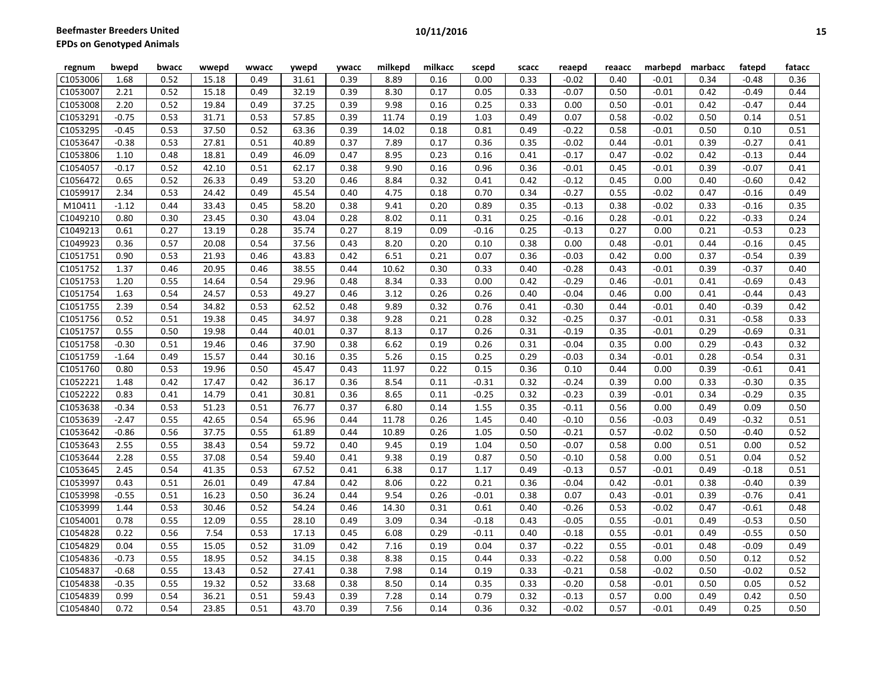| regnum | bwepd | bwacc | wwepd | wwacc | ywepd | ywacc | milkepd | milkacc | scepd | scacc | reaepd | reaacc | marbepd | marbacc | fatepd | fatacc |
|---|---|---|---|---|---|---|---|---|---|---|---|---|---|---|---|---|
| C1053006 | 1.68 | 0.52 | 15.18 | 0.49 | 31.61 | 0.39 | 8.89 | 0.16 | 0.00 | 0.33 | -0.02 | 0.40 | -0.01 | 0.34 | -0.48 | 0.36 |
| C1053007 | 2.21 | 0.52 | 15.18 | 0.49 | 32.19 | 0.39 | 8.30 | 0.17 | 0.05 | 0.33 | -0.07 | 0.50 | -0.01 | 0.42 | -0.49 | 0.44 |
| C1053008 | 2.20 | 0.52 | 19.84 | 0.49 | 37.25 | 0.39 | 9.98 | 0.16 | 0.25 | 0.33 | 0.00 | 0.50 | -0.01 | 0.42 | -0.47 | 0.44 |
| C1053291 | -0.75 | 0.53 | 31.71 | 0.53 | 57.85 | 0.39 | 11.74 | 0.19 | 1.03 | 0.49 | 0.07 | 0.58 | -0.02 | 0.50 | 0.14 | 0.51 |
| C1053295 | -0.45 | 0.53 | 37.50 | 0.52 | 63.36 | 0.39 | 14.02 | 0.18 | 0.81 | 0.49 | -0.22 | 0.58 | -0.01 | 0.50 | 0.10 | 0.51 |
| C1053647 | -0.38 | 0.53 | 27.81 | 0.51 | 40.89 | 0.37 | 7.89 | 0.17 | 0.36 | 0.35 | -0.02 | 0.44 | -0.01 | 0.39 | -0.27 | 0.41 |
| C1053806 | 1.10 | 0.48 | 18.81 | 0.49 | 46.09 | 0.47 | 8.95 | 0.23 | 0.16 | 0.41 | -0.17 | 0.47 | -0.02 | 0.42 | -0.13 | 0.44 |
| C1054057 | -0.17 | 0.52 | 42.10 | 0.51 | 62.17 | 0.38 | 9.90 | 0.16 | 0.96 | 0.36 | -0.01 | 0.45 | -0.01 | 0.39 | -0.07 | 0.41 |
| C1056472 | 0.65 | 0.52 | 26.33 | 0.49 | 53.20 | 0.46 | 8.84 | 0.32 | 0.41 | 0.42 | -0.12 | 0.45 | 0.00 | 0.40 | -0.60 | 0.42 |
| C1059917 | 2.34 | 0.53 | 24.42 | 0.49 | 45.54 | 0.40 | 4.75 | 0.18 | 0.70 | 0.34 | -0.27 | 0.55 | -0.02 | 0.47 | -0.16 | 0.49 |
| M10411 | -1.12 | 0.44 | 33.43 | 0.45 | 58.20 | 0.38 | 9.41 | 0.20 | 0.89 | 0.35 | -0.13 | 0.38 | -0.02 | 0.33 | -0.16 | 0.35 |
| C1049210 | 0.80 | 0.30 | 23.45 | 0.30 | 43.04 | 0.28 | 8.02 | 0.11 | 0.31 | 0.25 | -0.16 | 0.28 | -0.01 | 0.22 | -0.33 | 0.24 |
| C1049213 | 0.61 | 0.27 | 13.19 | 0.28 | 35.74 | 0.27 | 8.19 | 0.09 | -0.16 | 0.25 | -0.13 | 0.27 | 0.00 | 0.21 | -0.53 | 0.23 |
| C1049923 | 0.36 | 0.57 | 20.08 | 0.54 | 37.56 | 0.43 | 8.20 | 0.20 | 0.10 | 0.38 | 0.00 | 0.48 | -0.01 | 0.44 | -0.16 | 0.45 |
| C1051751 | 0.90 | 0.53 | 21.93 | 0.46 | 43.83 | 0.42 | 6.51 | 0.21 | 0.07 | 0.36 | -0.03 | 0.42 | 0.00 | 0.37 | -0.54 | 0.39 |
| C1051752 | 1.37 | 0.46 | 20.95 | 0.46 | 38.55 | 0.44 | 10.62 | 0.30 | 0.33 | 0.40 | -0.28 | 0.43 | -0.01 | 0.39 | -0.37 | 0.40 |
| C1051753 | 1.20 | 0.55 | 14.64 | 0.54 | 29.96 | 0.48 | 8.34 | 0.33 | 0.00 | 0.42 | -0.29 | 0.46 | -0.01 | 0.41 | -0.69 | 0.43 |
| C1051754 | 1.63 | 0.54 | 24.57 | 0.53 | 49.27 | 0.46 | 3.12 | 0.26 | 0.26 | 0.40 | -0.04 | 0.46 | 0.00 | 0.41 | -0.44 | 0.43 |
| C1051755 | 2.39 | 0.54 | 34.82 | 0.53 | 62.52 | 0.48 | 9.89 | 0.32 | 0.76 | 0.41 | -0.30 | 0.44 | -0.01 | 0.40 | -0.39 | 0.42 |
| C1051756 | 0.52 | 0.51 | 19.38 | 0.45 | 34.97 | 0.38 | 9.28 | 0.21 | 0.28 | 0.32 | -0.25 | 0.37 | -0.01 | 0.31 | -0.58 | 0.33 |
| C1051757 | 0.55 | 0.50 | 19.98 | 0.44 | 40.01 | 0.37 | 8.13 | 0.17 | 0.26 | 0.31 | -0.19 | 0.35 | -0.01 | 0.29 | -0.69 | 0.31 |
| C1051758 | -0.30 | 0.51 | 19.46 | 0.46 | 37.90 | 0.38 | 6.62 | 0.19 | 0.26 | 0.31 | -0.04 | 0.35 | 0.00 | 0.29 | -0.43 | 0.32 |
| C1051759 | -1.64 | 0.49 | 15.57 | 0.44 | 30.16 | 0.35 | 5.26 | 0.15 | 0.25 | 0.29 | -0.03 | 0.34 | -0.01 | 0.28 | -0.54 | 0.31 |
| C1051760 | 0.80 | 0.53 | 19.96 | 0.50 | 45.47 | 0.43 | 11.97 | 0.22 | 0.15 | 0.36 | 0.10 | 0.44 | 0.00 | 0.39 | -0.61 | 0.41 |
| C1052221 | 1.48 | 0.42 | 17.47 | 0.42 | 36.17 | 0.36 | 8.54 | 0.11 | -0.31 | 0.32 | -0.24 | 0.39 | 0.00 | 0.33 | -0.30 | 0.35 |
| C1052222 | 0.83 | 0.41 | 14.79 | 0.41 | 30.81 | 0.36 | 8.65 | 0.11 | -0.25 | 0.32 | -0.23 | 0.39 | -0.01 | 0.34 | -0.29 | 0.35 |
| C1053638 | -0.34 | 0.53 | 51.23 | 0.51 | 76.77 | 0.37 | 6.80 | 0.14 | 1.55 | 0.35 | -0.11 | 0.56 | 0.00 | 0.49 | 0.09 | 0.50 |
| C1053639 | -2.47 | 0.55 | 42.65 | 0.54 | 65.96 | 0.44 | 11.78 | 0.26 | 1.45 | 0.40 | -0.10 | 0.56 | -0.03 | 0.49 | -0.32 | 0.51 |
| C1053642 | -0.86 | 0.56 | 37.75 | 0.55 | 61.89 | 0.44 | 10.89 | 0.26 | 1.05 | 0.50 | -0.21 | 0.57 | -0.02 | 0.50 | -0.40 | 0.52 |
| C1053643 | 2.55 | 0.55 | 38.43 | 0.54 | 59.72 | 0.40 | 9.45 | 0.19 | 1.04 | 0.50 | -0.07 | 0.58 | 0.00 | 0.51 | 0.00 | 0.52 |
| C1053644 | 2.28 | 0.55 | 37.08 | 0.54 | 59.40 | 0.41 | 9.38 | 0.19 | 0.87 | 0.50 | -0.10 | 0.58 | 0.00 | 0.51 | 0.04 | 0.52 |
| C1053645 | 2.45 | 0.54 | 41.35 | 0.53 | 67.52 | 0.41 | 6.38 | 0.17 | 1.17 | 0.49 | -0.13 | 0.57 | -0.01 | 0.49 | -0.18 | 0.51 |
| C1053997 | 0.43 | 0.51 | 26.01 | 0.49 | 47.84 | 0.42 | 8.06 | 0.22 | 0.21 | 0.36 | -0.04 | 0.42 | -0.01 | 0.38 | -0.40 | 0.39 |
| C1053998 | -0.55 | 0.51 | 16.23 | 0.50 | 36.24 | 0.44 | 9.54 | 0.26 | -0.01 | 0.38 | 0.07 | 0.43 | -0.01 | 0.39 | -0.76 | 0.41 |
| C1053999 | 1.44 | 0.53 | 30.46 | 0.52 | 54.24 | 0.46 | 14.30 | 0.31 | 0.61 | 0.40 | -0.26 | 0.53 | -0.02 | 0.47 | -0.61 | 0.48 |
| C1054001 | 0.78 | 0.55 | 12.09 | 0.55 | 28.10 | 0.49 | 3.09 | 0.34 | -0.18 | 0.43 | -0.05 | 0.55 | -0.01 | 0.49 | -0.53 | 0.50 |
| C1054828 | 0.22 | 0.56 | 7.54 | 0.53 | 17.13 | 0.45 | 6.08 | 0.29 | -0.11 | 0.40 | -0.18 | 0.55 | -0.01 | 0.49 | -0.55 | 0.50 |
| C1054829 | 0.04 | 0.55 | 15.05 | 0.52 | 31.09 | 0.42 | 7.16 | 0.19 | 0.04 | 0.37 | -0.22 | 0.55 | -0.01 | 0.48 | -0.09 | 0.49 |
| C1054836 | -0.73 | 0.55 | 18.95 | 0.52 | 34.15 | 0.38 | 8.38 | 0.15 | 0.44 | 0.33 | -0.22 | 0.58 | 0.00 | 0.50 | 0.12 | 0.52 |
| C1054837 | -0.68 | 0.55 | 13.43 | 0.52 | 27.41 | 0.38 | 7.98 | 0.14 | 0.19 | 0.33 | -0.21 | 0.58 | -0.02 | 0.50 | -0.02 | 0.52 |
| C1054838 | -0.35 | 0.55 | 19.32 | 0.52 | 33.68 | 0.38 | 8.50 | 0.14 | 0.35 | 0.33 | -0.20 | 0.58 | -0.01 | 0.50 | 0.05 | 0.52 |
| C1054839 | 0.99 | 0.54 | 36.21 | 0.51 | 59.43 | 0.39 | 7.28 | 0.14 | 0.79 | 0.32 | -0.13 | 0.57 | 0.00 | 0.49 | 0.42 | 0.50 |
| C1054840 | 0.72 | 0.54 | 23.85 | 0.51 | 43.70 | 0.39 | 7.56 | 0.14 | 0.36 | 0.32 | -0.02 | 0.57 | -0.01 | 0.49 | 0.25 | 0.50 |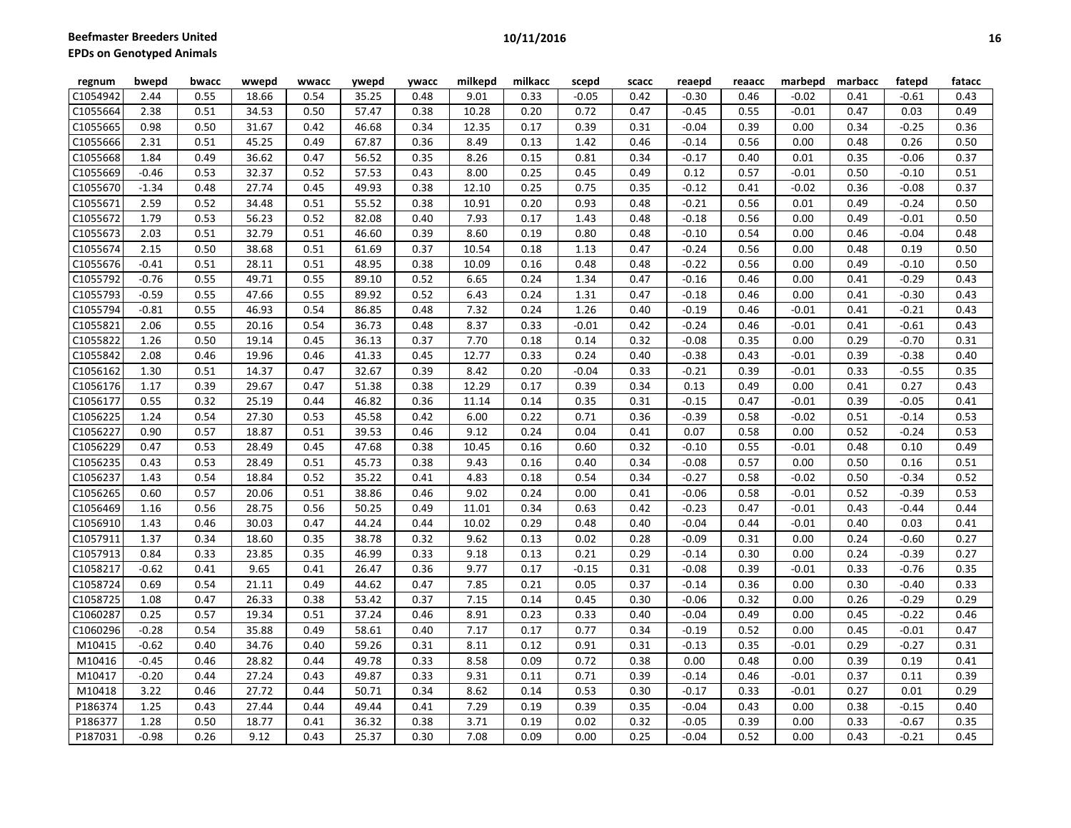| regnum | bwepd | bwacc | wwepd | wwacc | ywepd | ywacc | milkepd | milkacc | scepd | scacc | reaepd | reaacc | marbepd | marbacc | fatepd | fatacc |
|---|---|---|---|---|---|---|---|---|---|---|---|---|---|---|---|---|
| C1054942 | 2.44 | 0.55 | 18.66 | 0.54 | 35.25 | 0.48 | 9.01 | 0.33 | -0.05 | 0.42 | -0.30 | 0.46 | -0.02 | 0.41 | -0.61 | 0.43 |
| C1055664 | 2.38 | 0.51 | 34.53 | 0.50 | 57.47 | 0.38 | 10.28 | 0.20 | 0.72 | 0.47 | -0.45 | 0.55 | -0.01 | 0.47 | 0.03 | 0.49 |
| C1055665 | 0.98 | 0.50 | 31.67 | 0.42 | 46.68 | 0.34 | 12.35 | 0.17 | 0.39 | 0.31 | -0.04 | 0.39 | 0.00 | 0.34 | -0.25 | 0.36 |
| C1055666 | 2.31 | 0.51 | 45.25 | 0.49 | 67.87 | 0.36 | 8.49 | 0.13 | 1.42 | 0.46 | -0.14 | 0.56 | 0.00 | 0.48 | 0.26 | 0.50 |
| C1055668 | 1.84 | 0.49 | 36.62 | 0.47 | 56.52 | 0.35 | 8.26 | 0.15 | 0.81 | 0.34 | -0.17 | 0.40 | 0.01 | 0.35 | -0.06 | 0.37 |
| C1055669 | -0.46 | 0.53 | 32.37 | 0.52 | 57.53 | 0.43 | 8.00 | 0.25 | 0.45 | 0.49 | 0.12 | 0.57 | -0.01 | 0.50 | -0.10 | 0.51 |
| C1055670 | -1.34 | 0.48 | 27.74 | 0.45 | 49.93 | 0.38 | 12.10 | 0.25 | 0.75 | 0.35 | -0.12 | 0.41 | -0.02 | 0.36 | -0.08 | 0.37 |
| C1055671 | 2.59 | 0.52 | 34.48 | 0.51 | 55.52 | 0.38 | 10.91 | 0.20 | 0.93 | 0.48 | -0.21 | 0.56 | 0.01 | 0.49 | -0.24 | 0.50 |
| C1055672 | 1.79 | 0.53 | 56.23 | 0.52 | 82.08 | 0.40 | 7.93 | 0.17 | 1.43 | 0.48 | -0.18 | 0.56 | 0.00 | 0.49 | -0.01 | 0.50 |
| C1055673 | 2.03 | 0.51 | 32.79 | 0.51 | 46.60 | 0.39 | 8.60 | 0.19 | 0.80 | 0.48 | -0.10 | 0.54 | 0.00 | 0.46 | -0.04 | 0.48 |
| C1055674 | 2.15 | 0.50 | 38.68 | 0.51 | 61.69 | 0.37 | 10.54 | 0.18 | 1.13 | 0.47 | -0.24 | 0.56 | 0.00 | 0.48 | 0.19 | 0.50 |
| C1055676 | -0.41 | 0.51 | 28.11 | 0.51 | 48.95 | 0.38 | 10.09 | 0.16 | 0.48 | 0.48 | -0.22 | 0.56 | 0.00 | 0.49 | -0.10 | 0.50 |
| C1055792 | -0.76 | 0.55 | 49.71 | 0.55 | 89.10 | 0.52 | 6.65 | 0.24 | 1.34 | 0.47 | -0.16 | 0.46 | 0.00 | 0.41 | -0.29 | 0.43 |
| C1055793 | -0.59 | 0.55 | 47.66 | 0.55 | 89.92 | 0.52 | 6.43 | 0.24 | 1.31 | 0.47 | -0.18 | 0.46 | 0.00 | 0.41 | -0.30 | 0.43 |
| C1055794 | -0.81 | 0.55 | 46.93 | 0.54 | 86.85 | 0.48 | 7.32 | 0.24 | 1.26 | 0.40 | -0.19 | 0.46 | -0.01 | 0.41 | -0.21 | 0.43 |
| C1055821 | 2.06 | 0.55 | 20.16 | 0.54 | 36.73 | 0.48 | 8.37 | 0.33 | -0.01 | 0.42 | -0.24 | 0.46 | -0.01 | 0.41 | -0.61 | 0.43 |
| C1055822 | 1.26 | 0.50 | 19.14 | 0.45 | 36.13 | 0.37 | 7.70 | 0.18 | 0.14 | 0.32 | -0.08 | 0.35 | 0.00 | 0.29 | -0.70 | 0.31 |
| C1055842 | 2.08 | 0.46 | 19.96 | 0.46 | 41.33 | 0.45 | 12.77 | 0.33 | 0.24 | 0.40 | -0.38 | 0.43 | -0.01 | 0.39 | -0.38 | 0.40 |
| C1056162 | 1.30 | 0.51 | 14.37 | 0.47 | 32.67 | 0.39 | 8.42 | 0.20 | -0.04 | 0.33 | -0.21 | 0.39 | -0.01 | 0.33 | -0.55 | 0.35 |
| C1056176 | 1.17 | 0.39 | 29.67 | 0.47 | 51.38 | 0.38 | 12.29 | 0.17 | 0.39 | 0.34 | 0.13 | 0.49 | 0.00 | 0.41 | 0.27 | 0.43 |
| C1056177 | 0.55 | 0.32 | 25.19 | 0.44 | 46.82 | 0.36 | 11.14 | 0.14 | 0.35 | 0.31 | -0.15 | 0.47 | -0.01 | 0.39 | -0.05 | 0.41 |
| C1056225 | 1.24 | 0.54 | 27.30 | 0.53 | 45.58 | 0.42 | 6.00 | 0.22 | 0.71 | 0.36 | -0.39 | 0.58 | -0.02 | 0.51 | -0.14 | 0.53 |
| C1056227 | 0.90 | 0.57 | 18.87 | 0.51 | 39.53 | 0.46 | 9.12 | 0.24 | 0.04 | 0.41 | 0.07 | 0.58 | 0.00 | 0.52 | -0.24 | 0.53 |
| C1056229 | 0.47 | 0.53 | 28.49 | 0.45 | 47.68 | 0.38 | 10.45 | 0.16 | 0.60 | 0.32 | -0.10 | 0.55 | -0.01 | 0.48 | 0.10 | 0.49 |
| C1056235 | 0.43 | 0.53 | 28.49 | 0.51 | 45.73 | 0.38 | 9.43 | 0.16 | 0.40 | 0.34 | -0.08 | 0.57 | 0.00 | 0.50 | 0.16 | 0.51 |
| C1056237 | 1.43 | 0.54 | 18.84 | 0.52 | 35.22 | 0.41 | 4.83 | 0.18 | 0.54 | 0.34 | -0.27 | 0.58 | -0.02 | 0.50 | -0.34 | 0.52 |
| C1056265 | 0.60 | 0.57 | 20.06 | 0.51 | 38.86 | 0.46 | 9.02 | 0.24 | 0.00 | 0.41 | -0.06 | 0.58 | -0.01 | 0.52 | -0.39 | 0.53 |
| C1056469 | 1.16 | 0.56 | 28.75 | 0.56 | 50.25 | 0.49 | 11.01 | 0.34 | 0.63 | 0.42 | -0.23 | 0.47 | -0.01 | 0.43 | -0.44 | 0.44 |
| C1056910 | 1.43 | 0.46 | 30.03 | 0.47 | 44.24 | 0.44 | 10.02 | 0.29 | 0.48 | 0.40 | -0.04 | 0.44 | -0.01 | 0.40 | 0.03 | 0.41 |
| C1057911 | 1.37 | 0.34 | 18.60 | 0.35 | 38.78 | 0.32 | 9.62 | 0.13 | 0.02 | 0.28 | -0.09 | 0.31 | 0.00 | 0.24 | -0.60 | 0.27 |
| C1057913 | 0.84 | 0.33 | 23.85 | 0.35 | 46.99 | 0.33 | 9.18 | 0.13 | 0.21 | 0.29 | -0.14 | 0.30 | 0.00 | 0.24 | -0.39 | 0.27 |
| C1058217 | -0.62 | 0.41 | 9.65 | 0.41 | 26.47 | 0.36 | 9.77 | 0.17 | -0.15 | 0.31 | -0.08 | 0.39 | -0.01 | 0.33 | -0.76 | 0.35 |
| C1058724 | 0.69 | 0.54 | 21.11 | 0.49 | 44.62 | 0.47 | 7.85 | 0.21 | 0.05 | 0.37 | -0.14 | 0.36 | 0.00 | 0.30 | -0.40 | 0.33 |
| C1058725 | 1.08 | 0.47 | 26.33 | 0.38 | 53.42 | 0.37 | 7.15 | 0.14 | 0.45 | 0.30 | -0.06 | 0.32 | 0.00 | 0.26 | -0.29 | 0.29 |
| C1060287 | 0.25 | 0.57 | 19.34 | 0.51 | 37.24 | 0.46 | 8.91 | 0.23 | 0.33 | 0.40 | -0.04 | 0.49 | 0.00 | 0.45 | -0.22 | 0.46 |
| C1060296 | -0.28 | 0.54 | 35.88 | 0.49 | 58.61 | 0.40 | 7.17 | 0.17 | 0.77 | 0.34 | -0.19 | 0.52 | 0.00 | 0.45 | -0.01 | 0.47 |
| M10415 | -0.62 | 0.40 | 34.76 | 0.40 | 59.26 | 0.31 | 8.11 | 0.12 | 0.91 | 0.31 | -0.13 | 0.35 | -0.01 | 0.29 | -0.27 | 0.31 |
| M10416 | -0.45 | 0.46 | 28.82 | 0.44 | 49.78 | 0.33 | 8.58 | 0.09 | 0.72 | 0.38 | 0.00 | 0.48 | 0.00 | 0.39 | 0.19 | 0.41 |
| M10417 | -0.20 | 0.44 | 27.24 | 0.43 | 49.87 | 0.33 | 9.31 | 0.11 | 0.71 | 0.39 | -0.14 | 0.46 | -0.01 | 0.37 | 0.11 | 0.39 |
| M10418 | 3.22 | 0.46 | 27.72 | 0.44 | 50.71 | 0.34 | 8.62 | 0.14 | 0.53 | 0.30 | -0.17 | 0.33 | -0.01 | 0.27 | 0.01 | 0.29 |
| P186374 | 1.25 | 0.43 | 27.44 | 0.44 | 49.44 | 0.41 | 7.29 | 0.19 | 0.39 | 0.35 | -0.04 | 0.43 | 0.00 | 0.38 | -0.15 | 0.40 |
| P186377 | 1.28 | 0.50 | 18.77 | 0.41 | 36.32 | 0.38 | 3.71 | 0.19 | 0.02 | 0.32 | -0.05 | 0.39 | 0.00 | 0.33 | -0.67 | 0.35 |
| P187031 | -0.98 | 0.26 | 9.12 | 0.43 | 25.37 | 0.30 | 7.08 | 0.09 | 0.00 | 0.25 | -0.04 | 0.52 | 0.00 | 0.43 | -0.21 | 0.45 |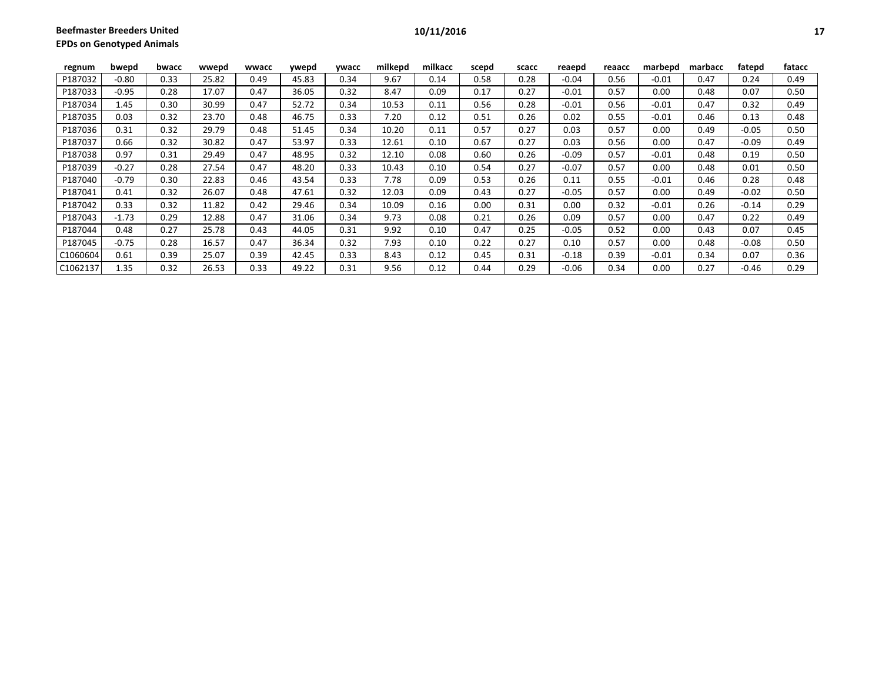| regnum | bwepd | bwacc | wwepd | wwacc | ywepd | ywacc | milkepd | milkacc | scepd | scacc | reaepd | reaacc | marbepd | marbacc | fatepd | fatacc |
|---|---|---|---|---|---|---|---|---|---|---|---|---|---|---|---|---|
| P187032 | -0.80 | 0.33 | 25.82 | 0.49 | 45.83 | 0.34 | 9.67 | 0.14 | 0.58 | 0.28 | -0.04 | 0.56 | -0.01 | 0.47 | 0.24 | 0.49 |
| P187033 | -0.95 | 0.28 | 17.07 | 0.47 | 36.05 | 0.32 | 8.47 | 0.09 | 0.17 | 0.27 | -0.01 | 0.57 | 0.00 | 0.48 | 0.07 | 0.50 |
| P187034 | 1.45 | 0.30 | 30.99 | 0.47 | 52.72 | 0.34 | 10.53 | 0.11 | 0.56 | 0.28 | -0.01 | 0.56 | -0.01 | 0.47 | 0.32 | 0.49 |
| P187035 | 0.03 | 0.32 | 23.70 | 0.48 | 46.75 | 0.33 | 7.20 | 0.12 | 0.51 | 0.26 | 0.02 | 0.55 | -0.01 | 0.46 | 0.13 | 0.48 |
| P187036 | 0.31 | 0.32 | 29.79 | 0.48 | 51.45 | 0.34 | 10.20 | 0.11 | 0.57 | 0.27 | 0.03 | 0.57 | 0.00 | 0.49 | -0.05 | 0.50 |
| P187037 | 0.66 | 0.32 | 30.82 | 0.47 | 53.97 | 0.33 | 12.61 | 0.10 | 0.67 | 0.27 | 0.03 | 0.56 | 0.00 | 0.47 | -0.09 | 0.49 |
| P187038 | 0.97 | 0.31 | 29.49 | 0.47 | 48.95 | 0.32 | 12.10 | 0.08 | 0.60 | 0.26 | -0.09 | 0.57 | -0.01 | 0.48 | 0.19 | 0.50 |
| P187039 | -0.27 | 0.28 | 27.54 | 0.47 | 48.20 | 0.33 | 10.43 | 0.10 | 0.54 | 0.27 | -0.07 | 0.57 | 0.00 | 0.48 | 0.01 | 0.50 |
| P187040 | -0.79 | 0.30 | 22.83 | 0.46 | 43.54 | 0.33 | 7.78 | 0.09 | 0.53 | 0.26 | 0.11 | 0.55 | -0.01 | 0.46 | 0.28 | 0.48 |
| P187041 | 0.41 | 0.32 | 26.07 | 0.48 | 47.61 | 0.32 | 12.03 | 0.09 | 0.43 | 0.27 | -0.05 | 0.57 | 0.00 | 0.49 | -0.02 | 0.50 |
| P187042 | 0.33 | 0.32 | 11.82 | 0.42 | 29.46 | 0.34 | 10.09 | 0.16 | 0.00 | 0.31 | 0.00 | 0.32 | -0.01 | 0.26 | -0.14 | 0.29 |
| P187043 | -1.73 | 0.29 | 12.88 | 0.47 | 31.06 | 0.34 | 9.73 | 0.08 | 0.21 | 0.26 | 0.09 | 0.57 | 0.00 | 0.47 | 0.22 | 0.49 |
| P187044 | 0.48 | 0.27 | 25.78 | 0.43 | 44.05 | 0.31 | 9.92 | 0.10 | 0.47 | 0.25 | -0.05 | 0.52 | 0.00 | 0.43 | 0.07 | 0.45 |
| P187045 | -0.75 | 0.28 | 16.57 | 0.47 | 36.34 | 0.32 | 7.93 | 0.10 | 0.22 | 0.27 | 0.10 | 0.57 | 0.00 | 0.48 | -0.08 | 0.50 |
| C1060604 | 0.61 | 0.39 | 25.07 | 0.39 | 42.45 | 0.33 | 8.43 | 0.12 | 0.45 | 0.31 | -0.18 | 0.39 | -0.01 | 0.34 | 0.07 | 0.36 |
| C1062137 | 1.35 | 0.32 | 26.53 | 0.33 | 49.22 | 0.31 | 9.56 | 0.12 | 0.44 | 0.29 | -0.06 | 0.34 | 0.00 | 0.27 | -0.46 | 0.29 |